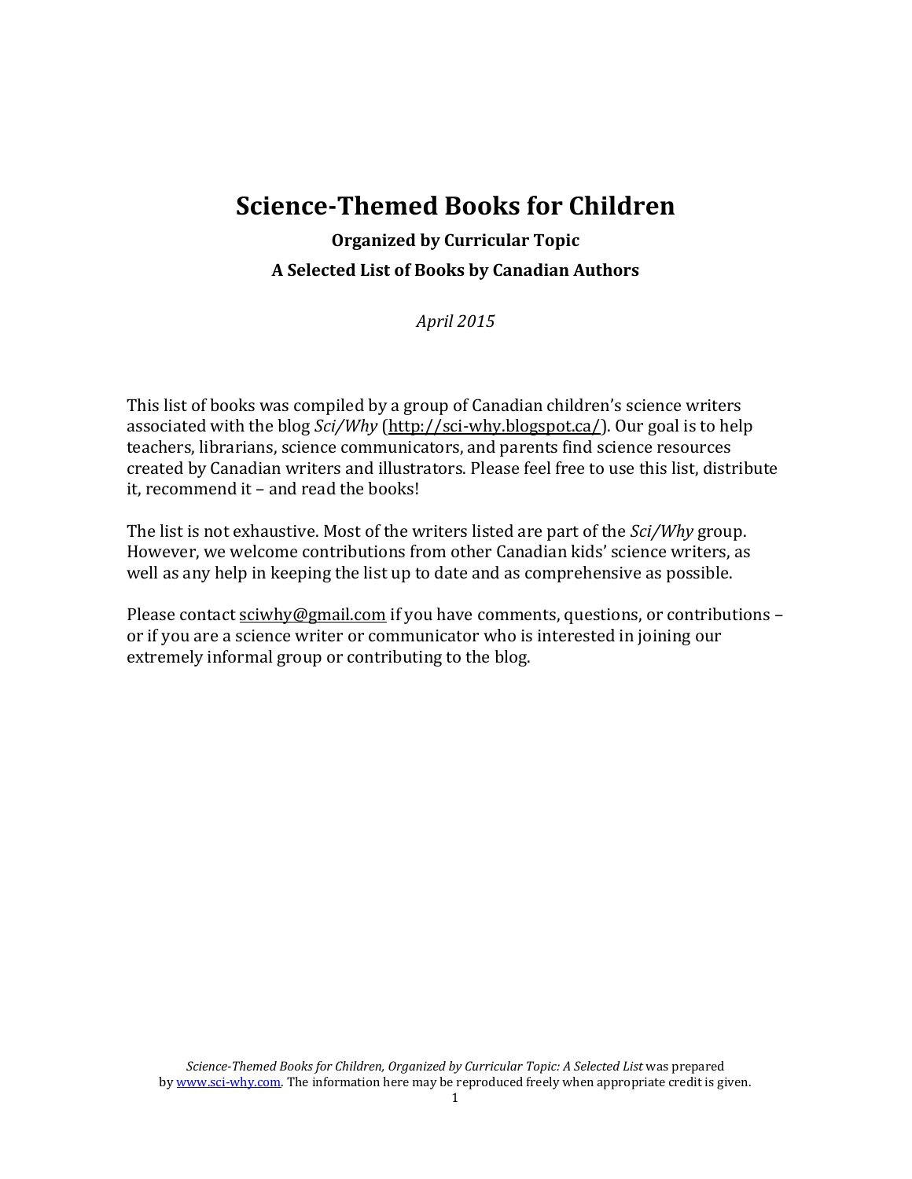# Science-Themed Books for Children

### Organized by Curricular Topic

### A Selected List of Books by Canadian Authors

*April 2015*

This list of books was compiled by a group of Canadian children's science writers associated with the blog *Sci/Why* (http://sci-why.blogspot.ca/). Our goal is to help teachers, librarians, science communicators, and parents find science resources created by Canadian writers and illustrators. Please feel free to use this list, distribute it, recommend it – and read the books!

The list is not exhaustive. Most of the writers listed are part of the *Sci/Why* group. However, we welcome contributions from other Canadian kids' science writers, as well as any help in keeping the list up to date and as comprehensive as possible.

Please contact sciwhy@gmail.com if you have comments, questions, or contributions – or if you are a science writer or communicator who is interested in joining our extremely informal group or contributing to the blog.

*Science-Themed Books for Children, Organized by Curricular Topic: A Selected List* was prepared by www.sci-why.com. The information here may be reproduced freely when appropriate credit is given.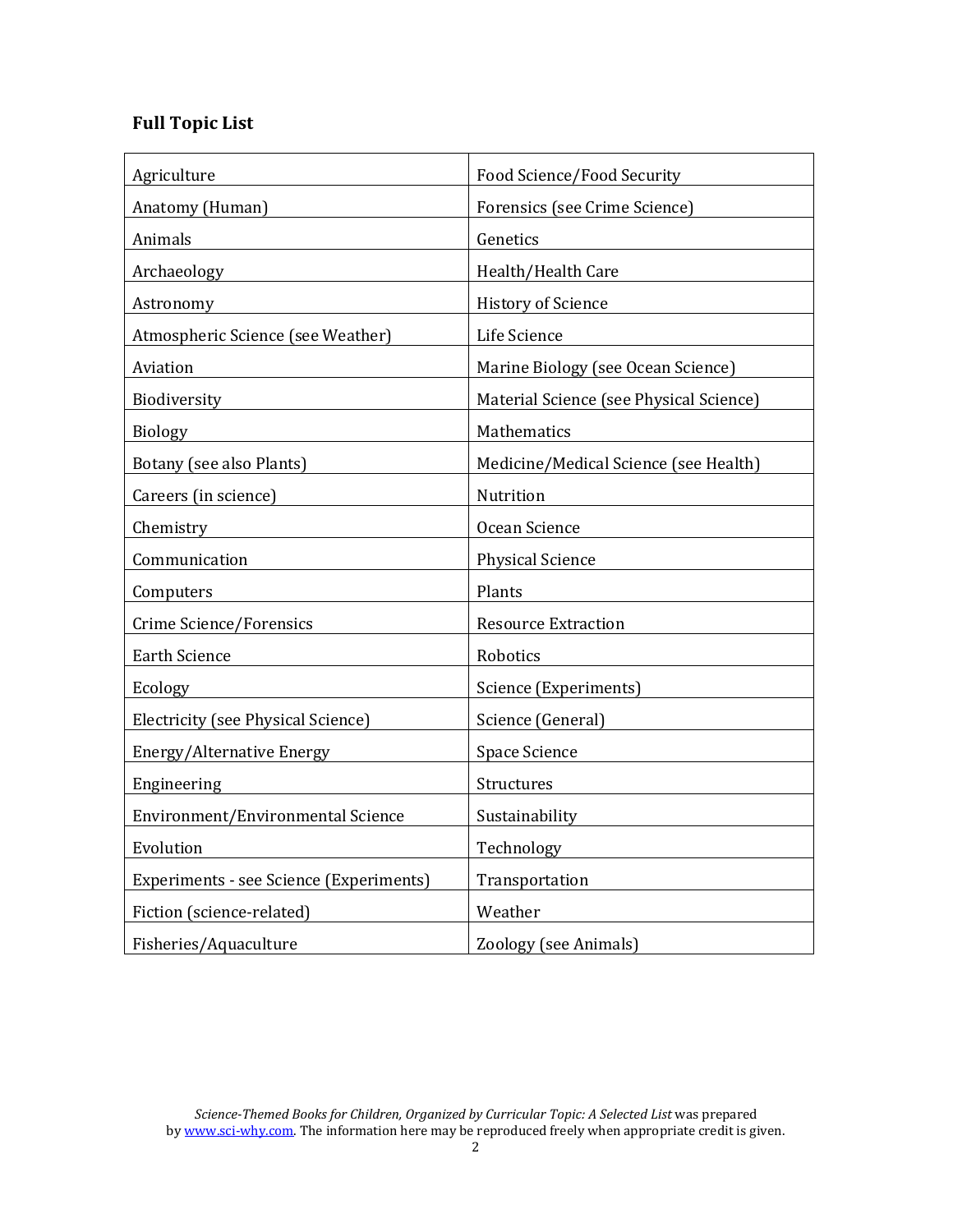**Full Topic List**

| | |
|---|---|
| Agriculture | Food Science/Food Security |
| Anatomy (Human) | Forensics (see Crime Science) |
| Animals | Genetics |
| Archaeology | Health/Health Care |
| Astronomy | History of Science |
| Atmospheric Science (see Weather) | Life Science |
| Aviation | Marine Biology (see Ocean Science) |
| Biodiversity | Material Science (see Physical Science) |
| Biology | Mathematics |
| Botany (see also Plants) | Medicine/Medical Science (see Health) |
| Careers (in science) | Nutrition |
| Chemistry | Ocean Science |
| Communication | Physical Science |
| Computers | Plants |
| Crime Science/Forensics | Resource Extraction |
| Earth Science | Robotics |
| Ecology | Science (Experiments) |
| Electricity (see Physical Science) | Science (General) |
| Energy/Alternative Energy | Space Science |
| Engineering | Structures |
| Environment/Environmental Science | Sustainability |
| Evolution | Technology |
| Experiments - see Science (Experiments) | Transportation |
| Fiction (science-related) | Weather |
| Fisheries/Aquaculture | Zoology (see Animals) |

*Science-Themed Books for Children, Organized by Curricular Topic: A Selected List* was prepared by www.sci-why.com. The information here may be reproduced freely when appropriate credit is given.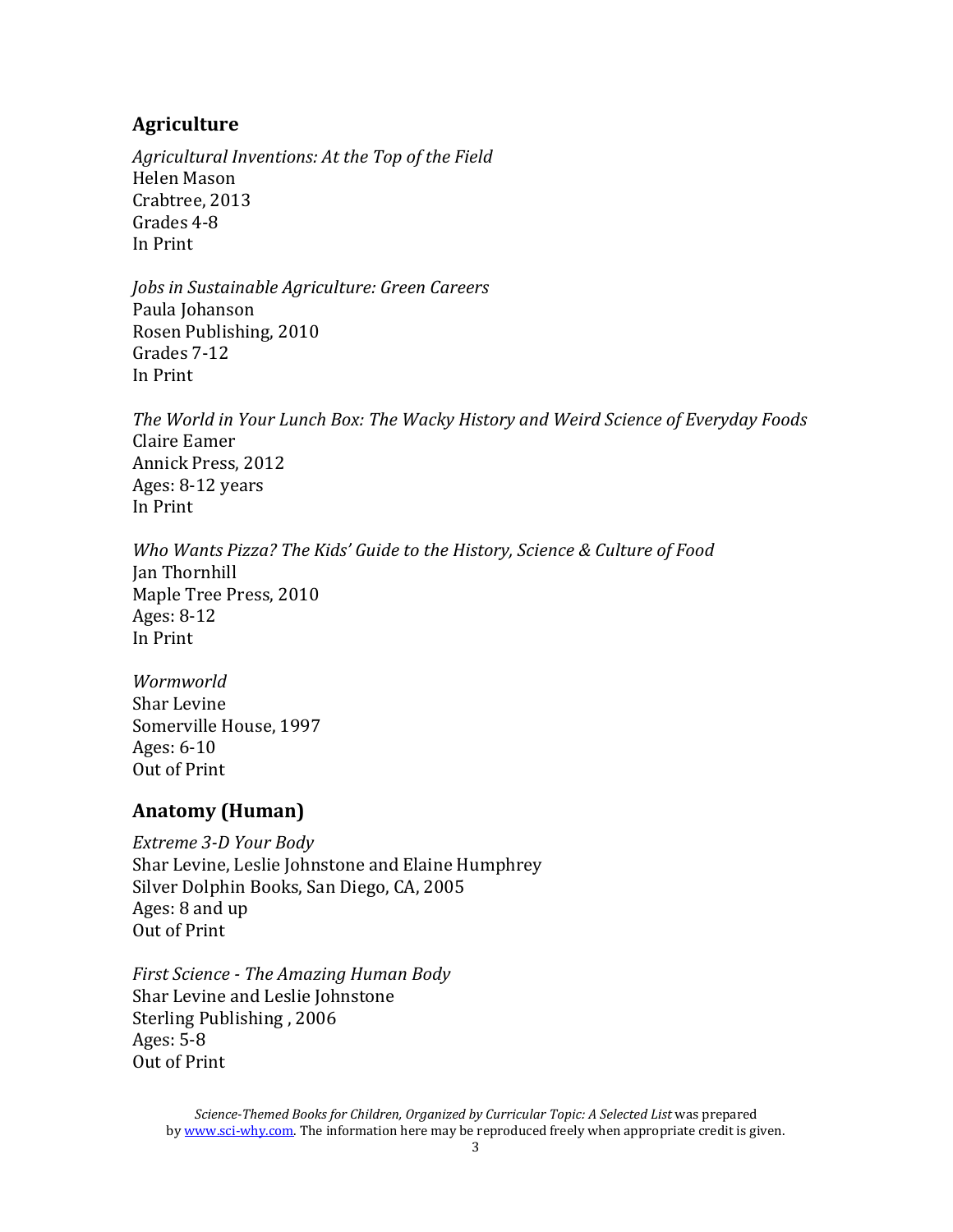## Agriculture

*Agricultural Inventions: At the Top of the Field*
Helen Mason
Crabtree, 2013
Grades 4-8
In Print

*Jobs in Sustainable Agriculture: Green Careers*
Paula Johanson
Rosen Publishing, 2010
Grades 7-12
In Print

*The World in Your Lunch Box: The Wacky History and Weird Science of Everyday Foods*
Claire Eamer
Annick Press, 2012
Ages: 8-12 years
In Print

*Who Wants Pizza? The Kids' Guide to the History, Science & Culture of Food*
Jan Thornhill
Maple Tree Press, 2010
Ages: 8-12
In Print

*Wormworld*
Shar Levine
Somerville House, 1997
Ages: 6-10
Out of Print

## Anatomy (Human)

*Extreme 3-D Your Body*
Shar Levine, Leslie Johnstone and Elaine Humphrey
Silver Dolphin Books, San Diego, CA, 2005
Ages: 8 and up
Out of Print

*First Science - The Amazing Human Body*
Shar Levine and Leslie Johnstone
Sterling Publishing , 2006
Ages: 5-8
Out of Print

*Science-Themed Books for Children, Organized by Curricular Topic: A Selected List* was prepared by www.sci-why.com. The information here may be reproduced freely when appropriate credit is given.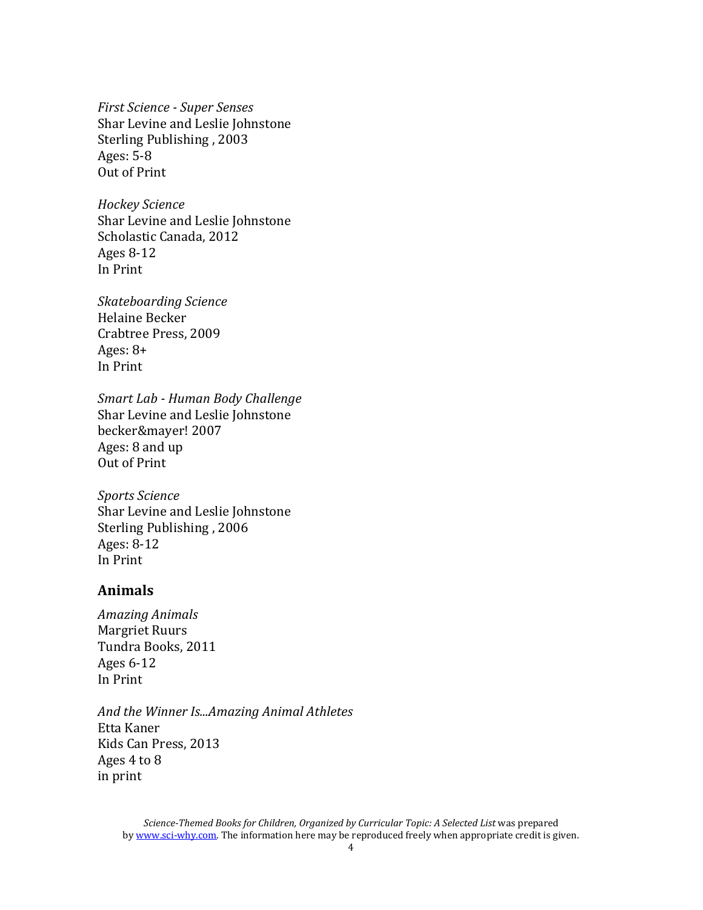*First Science - Super Senses*
Shar Levine and Leslie Johnstone
Sterling Publishing , 2003
Ages: 5-8
Out of Print

*Hockey Science*
Shar Levine and Leslie Johnstone
Scholastic Canada, 2012
Ages 8-12
In Print

*Skateboarding Science*
Helaine Becker
Crabtree Press, 2009
Ages: 8+
In Print

*Smart Lab - Human Body Challenge*
Shar Levine and Leslie Johnstone
becker&mayer! 2007
Ages: 8 and up
Out of Print

*Sports Science*
Shar Levine and Leslie Johnstone
Sterling Publishing , 2006
Ages: 8-12
In Print

## Animals

*Amazing Animals*
Margriet Ruurs
Tundra Books, 2011
Ages 6-12
In Print

*And the Winner Is...Amazing Animal Athletes*
Etta Kaner
Kids Can Press, 2013
Ages 4 to 8
in print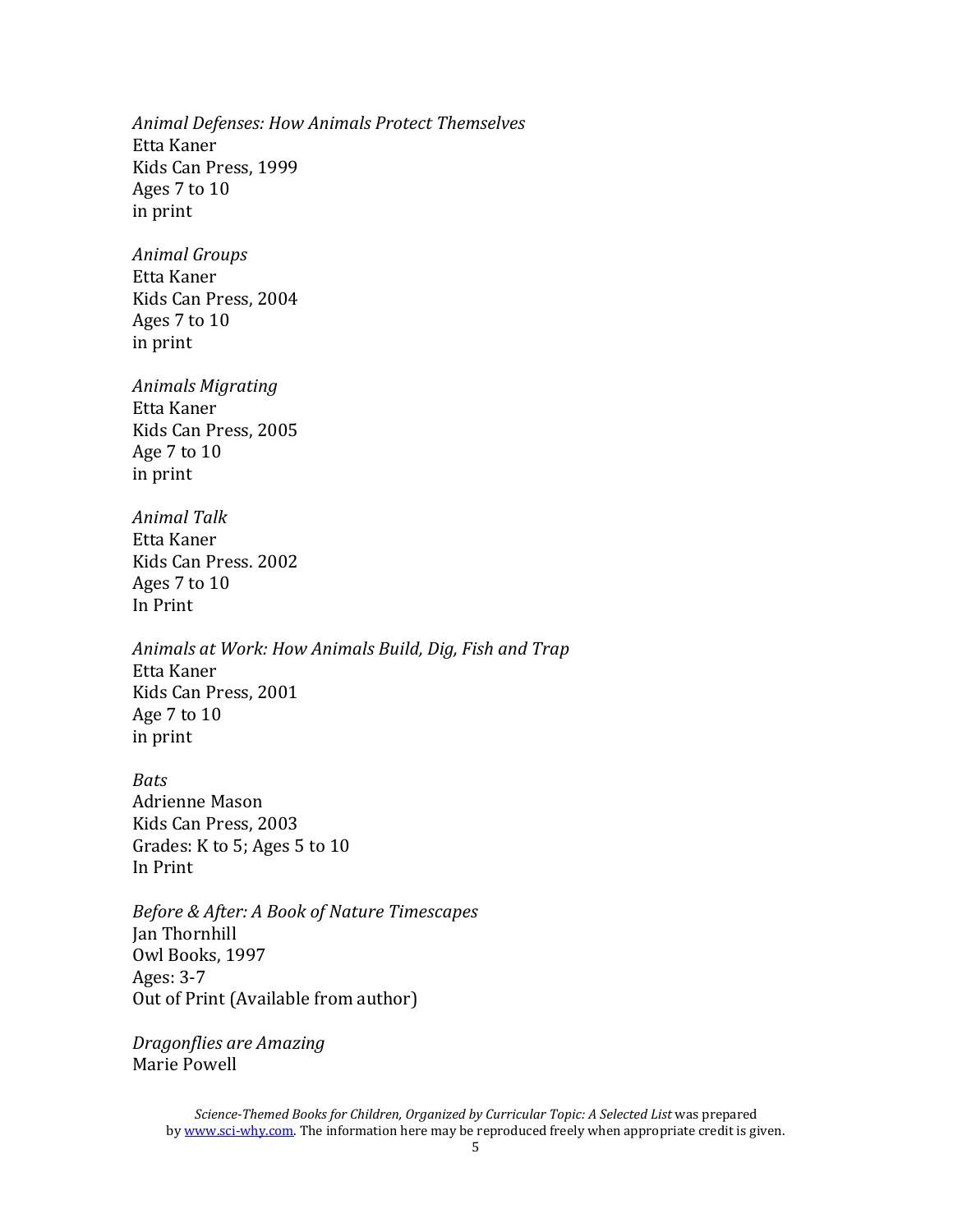*Animal Defenses: How Animals Protect Themselves*
Etta Kaner
Kids Can Press, 1999
Ages 7 to 10
in print

*Animal Groups*
Etta Kaner
Kids Can Press, 2004
Ages 7 to 10
in print

*Animals Migrating*
Etta Kaner
Kids Can Press, 2005
Age 7 to 10
in print

*Animal Talk*
Etta Kaner
Kids Can Press. 2002
Ages 7 to 10
In Print

*Animals at Work: How Animals Build, Dig, Fish and Trap*
Etta Kaner
Kids Can Press, 2001
Age 7 to 10
in print

*Bats*
Adrienne Mason
Kids Can Press, 2003
Grades: K to 5; Ages 5 to 10
In Print

*Before & After: A Book of Nature Timescapes*
Jan Thornhill
Owl Books, 1997
Ages: 3-7
Out of Print (Available from author)

*Dragonflies are Amazing*
Marie Powell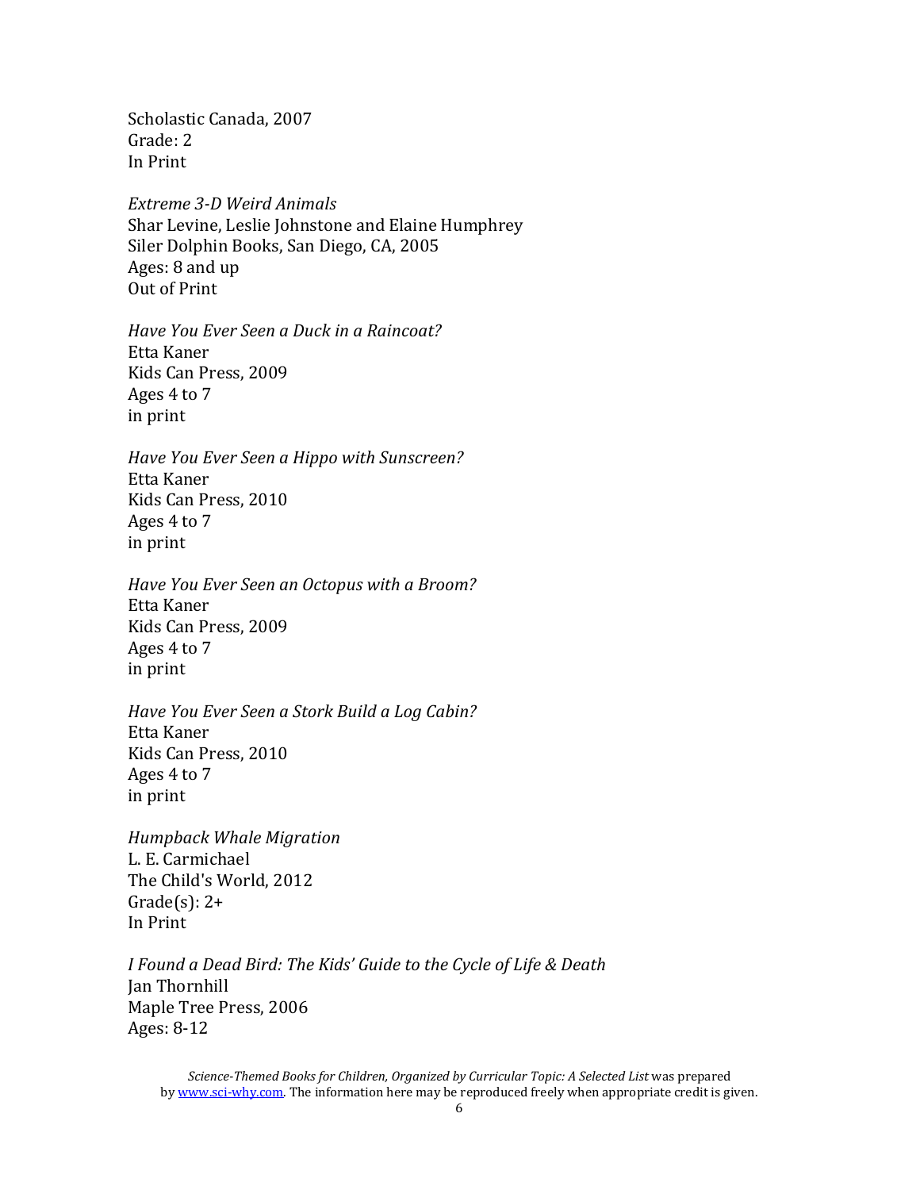Scholastic Canada, 2007
Grade: 2
In Print

*Extreme 3-D Weird Animals*
Shar Levine, Leslie Johnstone and Elaine Humphrey
Siler Dolphin Books, San Diego, CA, 2005
Ages: 8 and up
Out of Print

*Have You Ever Seen a Duck in a Raincoat?*
Etta Kaner
Kids Can Press, 2009
Ages 4 to 7
in print

*Have You Ever Seen a Hippo with Sunscreen?*
Etta Kaner
Kids Can Press, 2010
Ages 4 to 7
in print

*Have You Ever Seen an Octopus with a Broom?*
Etta Kaner
Kids Can Press, 2009
Ages 4 to 7
in print

*Have You Ever Seen a Stork Build a Log Cabin?*
Etta Kaner
Kids Can Press, 2010
Ages 4 to 7
in print

*Humpback Whale Migration*
L. E. Carmichael
The Child's World, 2012
Grade(s): 2+
In Print

*I Found a Dead Bird: The Kids' Guide to the Cycle of Life & Death*
Jan Thornhill
Maple Tree Press, 2006
Ages: 8-12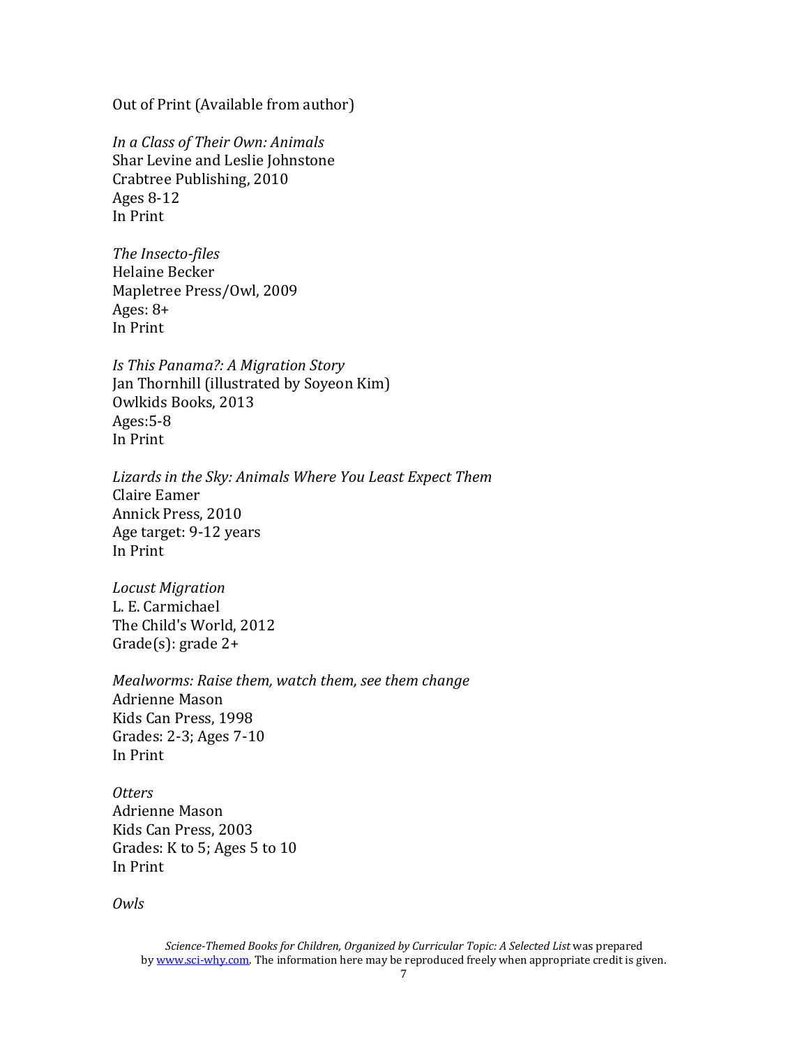Out of Print (Available from author)

*In a Class of Their Own: Animals*
Shar Levine and Leslie Johnstone
Crabtree Publishing, 2010
Ages 8-12
In Print

*The Insecto-files*
Helaine Becker
Mapletree Press/Owl, 2009
Ages: 8+
In Print

*Is This Panama?: A Migration Story*
Jan Thornhill (illustrated by Soyeon Kim)
Owlkids Books, 2013
Ages:5-8
In Print

*Lizards in the Sky: Animals Where You Least Expect Them*
Claire Eamer
Annick Press, 2010
Age target: 9-12 years
In Print

*Locust Migration*
L. E. Carmichael
The Child's World, 2012
Grade(s): grade 2+

*Mealworms: Raise them, watch them, see them change*
Adrienne Mason
Kids Can Press, 1998
Grades: 2-3; Ages 7-10
In Print

*Otters*
Adrienne Mason
Kids Can Press, 2003
Grades: K to 5; Ages 5 to 10
In Print

*Owls*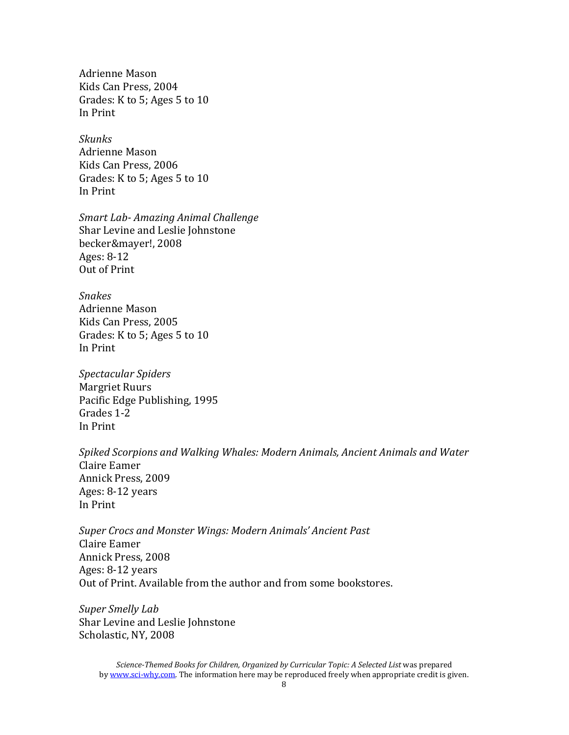Adrienne Mason
Kids Can Press, 2004
Grades: K to 5; Ages 5 to 10
In Print

*Skunks*
Adrienne Mason
Kids Can Press, 2006
Grades: K to 5; Ages 5 to 10
In Print

*Smart Lab- Amazing Animal Challenge*
Shar Levine and Leslie Johnstone
becker&mayer!, 2008
Ages: 8-12
Out of Print

*Snakes*
Adrienne Mason
Kids Can Press, 2005
Grades: K to 5; Ages 5 to 10
In Print

*Spectacular Spiders*
Margriet Ruurs
Pacific Edge Publishing, 1995
Grades 1-2
In Print

*Spiked Scorpions and Walking Whales: Modern Animals, Ancient Animals and Water*
Claire Eamer
Annick Press, 2009
Ages: 8-12 years
In Print

*Super Crocs and Monster Wings: Modern Animals' Ancient Past*
Claire Eamer
Annick Press, 2008
Ages: 8-12 years
Out of Print. Available from the author and from some bookstores.

*Super Smelly Lab*
Shar Levine and Leslie Johnstone
Scholastic, NY, 2008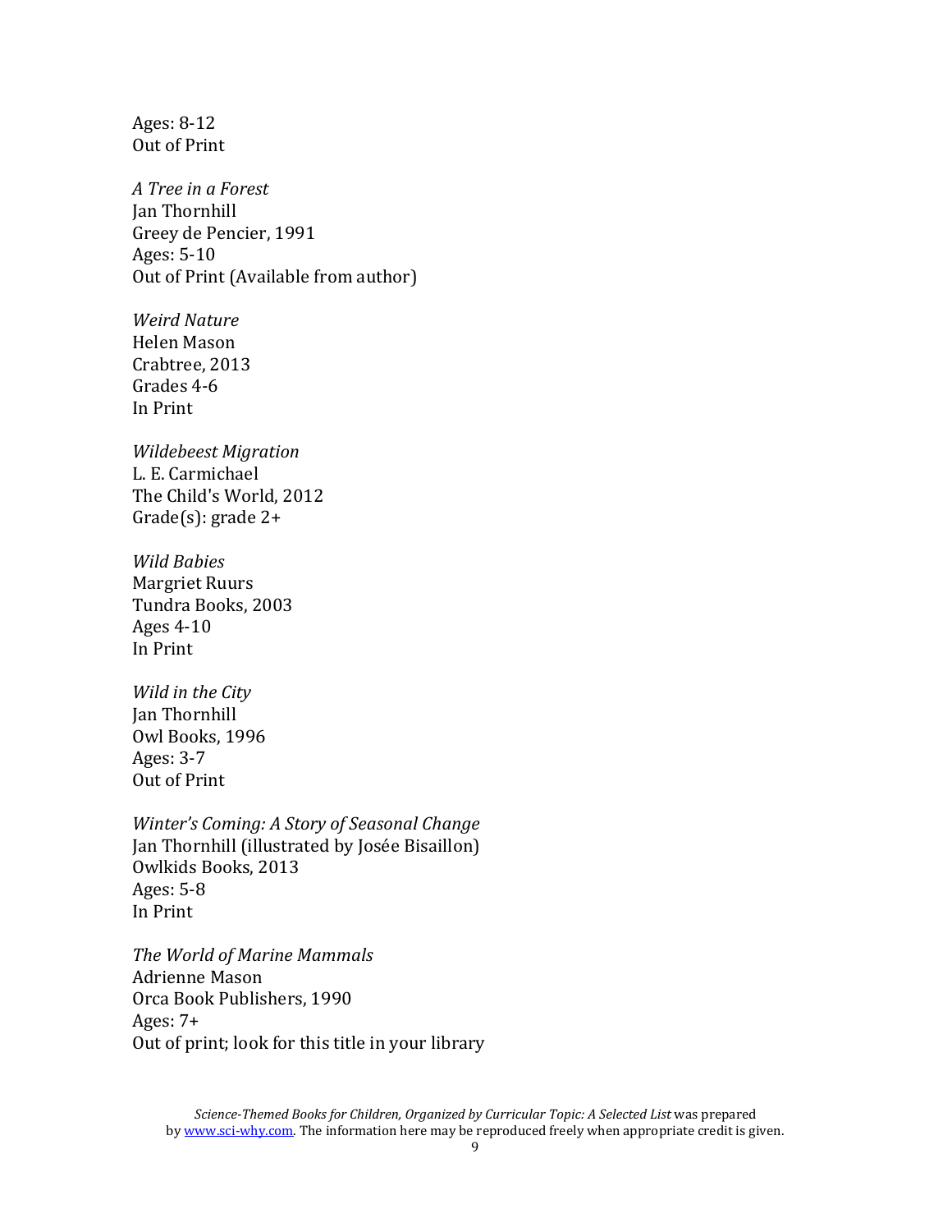Ages: 8-12
Out of Print

*A Tree in a Forest*
Jan Thornhill
Greey de Pencier, 1991
Ages: 5-10
Out of Print (Available from author)

*Weird Nature*
Helen Mason
Crabtree, 2013
Grades 4-6
In Print

*Wildebeest Migration*
L. E. Carmichael
The Child's World, 2012
Grade(s): grade 2+

*Wild Babies*
Margriet Ruurs
Tundra Books, 2003
Ages 4-10
In Print

*Wild in the City*
Jan Thornhill
Owl Books, 1996
Ages: 3-7
Out of Print

*Winter's Coming: A Story of Seasonal Change*
Jan Thornhill (illustrated by Josée Bisaillon)
Owlkids Books, 2013
Ages: 5-8
In Print

*The World of Marine Mammals*
Adrienne Mason
Orca Book Publishers, 1990
Ages: 7+
Out of print; look for this title in your library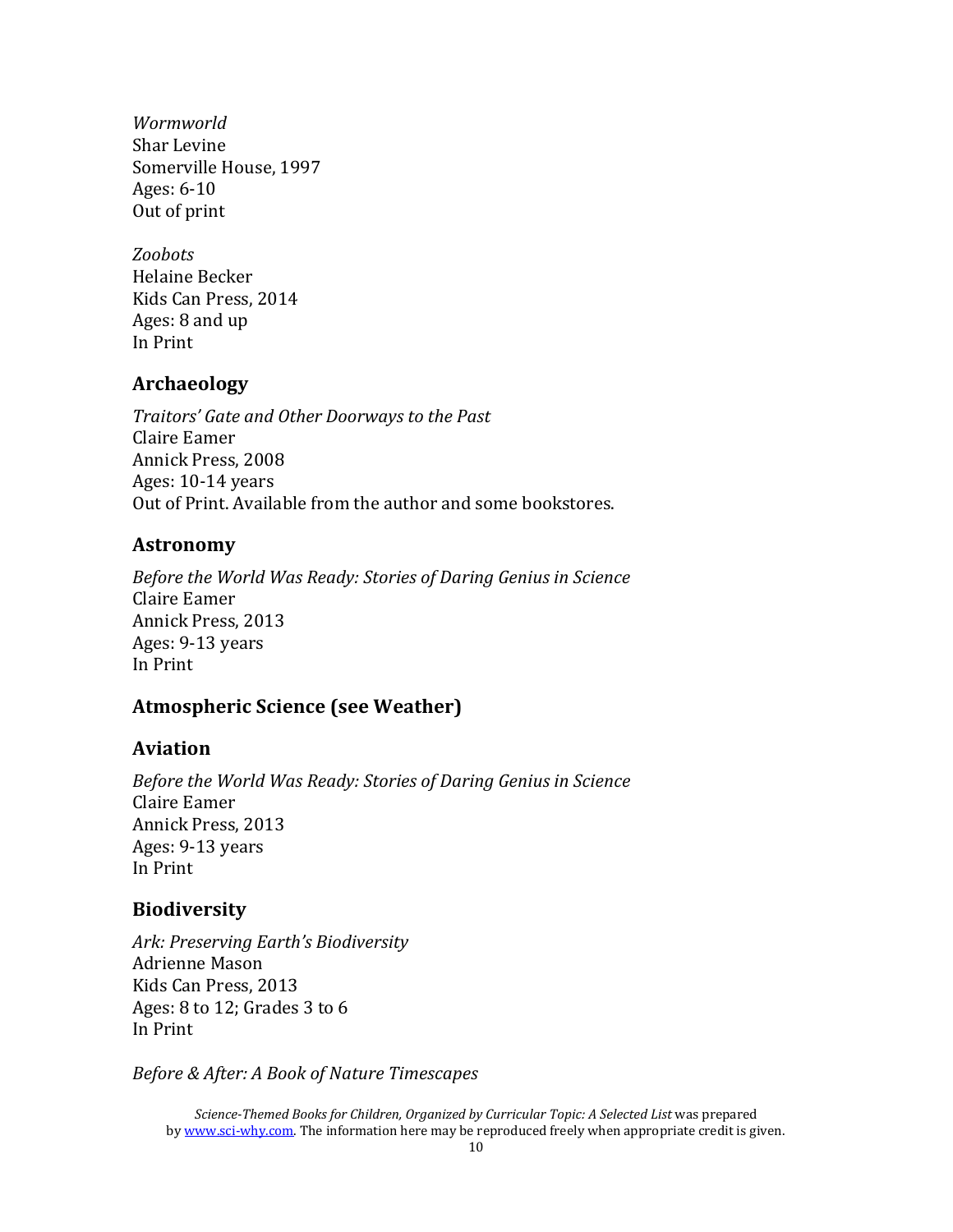*Wormworld*
Shar Levine
Somerville House, 1997
Ages: 6-10
Out of print

*Zoobots*
Helaine Becker
Kids Can Press, 2014
Ages: 8 and up
In Print

## Archaeology

*Traitors' Gate and Other Doorways to the Past*
Claire Eamer
Annick Press, 2008
Ages: 10-14 years
Out of Print. Available from the author and some bookstores.

## Astronomy

*Before the World Was Ready: Stories of Daring Genius in Science*
Claire Eamer
Annick Press, 2013
Ages: 9-13 years
In Print

## Atmospheric Science (see Weather)

## Aviation

*Before the World Was Ready: Stories of Daring Genius in Science*
Claire Eamer
Annick Press, 2013
Ages: 9-13 years
In Print

## Biodiversity

*Ark: Preserving Earth's Biodiversity*
Adrienne Mason
Kids Can Press, 2013
Ages: 8 to 12; Grades 3 to 6
In Print

*Before & After: A Book of Nature Timescapes*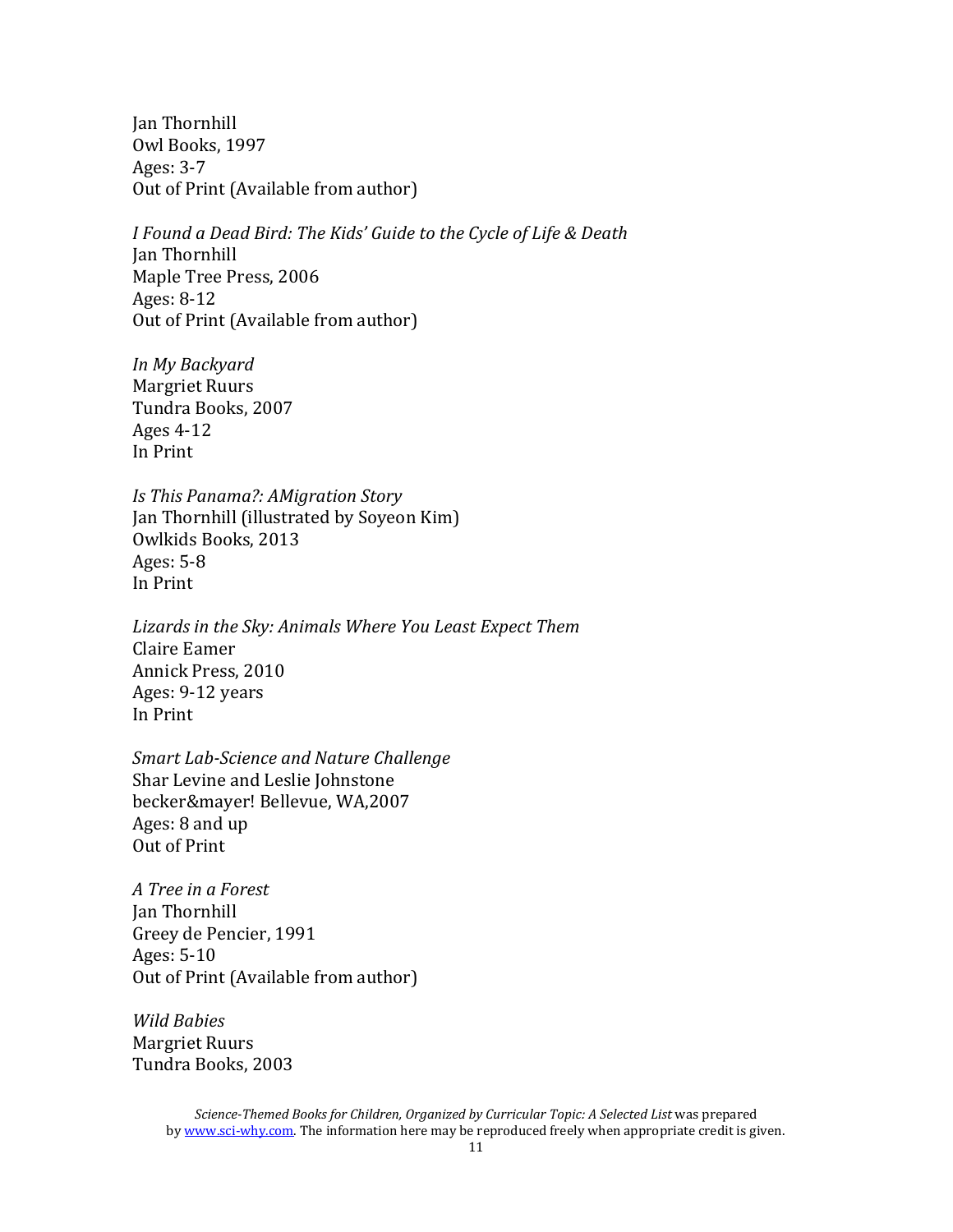Jan Thornhill
Owl Books, 1997
Ages: 3-7
Out of Print (Available from author)

*I Found a Dead Bird: The Kids' Guide to the Cycle of Life & Death*
Jan Thornhill
Maple Tree Press, 2006
Ages: 8-12
Out of Print (Available from author)

*In My Backyard*
Margriet Ruurs
Tundra Books, 2007
Ages 4-12
In Print

*Is This Panama?: AMigration Story*
Jan Thornhill (illustrated by Soyeon Kim)
Owlkids Books, 2013
Ages: 5-8
In Print

*Lizards in the Sky: Animals Where You Least Expect Them*
Claire Eamer
Annick Press, 2010
Ages: 9-12 years
In Print

*Smart Lab-Science and Nature Challenge*
Shar Levine and Leslie Johnstone
becker&mayer! Bellevue, WA,2007
Ages: 8 and up
Out of Print

*A Tree in a Forest*
Jan Thornhill
Greey de Pencier, 1991
Ages: 5-10
Out of Print (Available from author)

*Wild Babies*
Margriet Ruurs
Tundra Books, 2003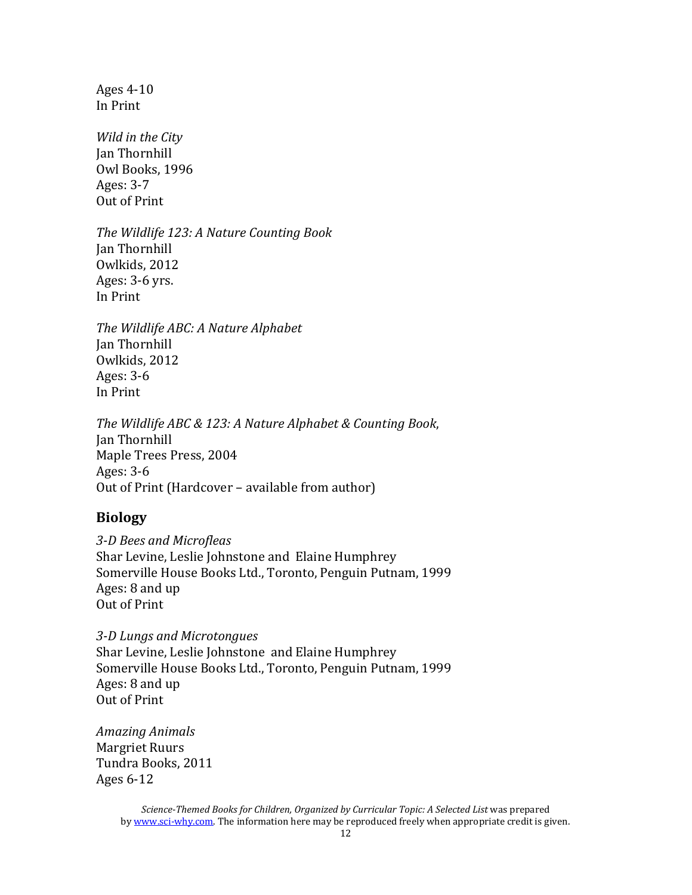Ages 4-10
In Print

*Wild in the City*
Jan Thornhill
Owl Books, 1996
Ages: 3-7
Out of Print

*The Wildlife 123: A Nature Counting Book*
Jan Thornhill
Owlkids, 2012
Ages: 3-6 yrs.
In Print

*The Wildlife ABC: A Nature Alphabet*
Jan Thornhill
Owlkids, 2012
Ages: 3-6
In Print

*The Wildlife ABC & 123: A Nature Alphabet & Counting Book*,
Jan Thornhill
Maple Trees Press, 2004
Ages: 3-6
Out of Print (Hardcover – available from author)

## Biology

*3-D Bees and Microfleas*
Shar Levine, Leslie Johnstone and Elaine Humphrey
Somerville House Books Ltd., Toronto, Penguin Putnam, 1999
Ages: 8 and up
Out of Print

*3-D Lungs and Microtongues*
Shar Levine, Leslie Johnstone and Elaine Humphrey
Somerville House Books Ltd., Toronto, Penguin Putnam, 1999
Ages: 8 and up
Out of Print

*Amazing Animals*
Margriet Ruurs
Tundra Books, 2011
Ages 6-12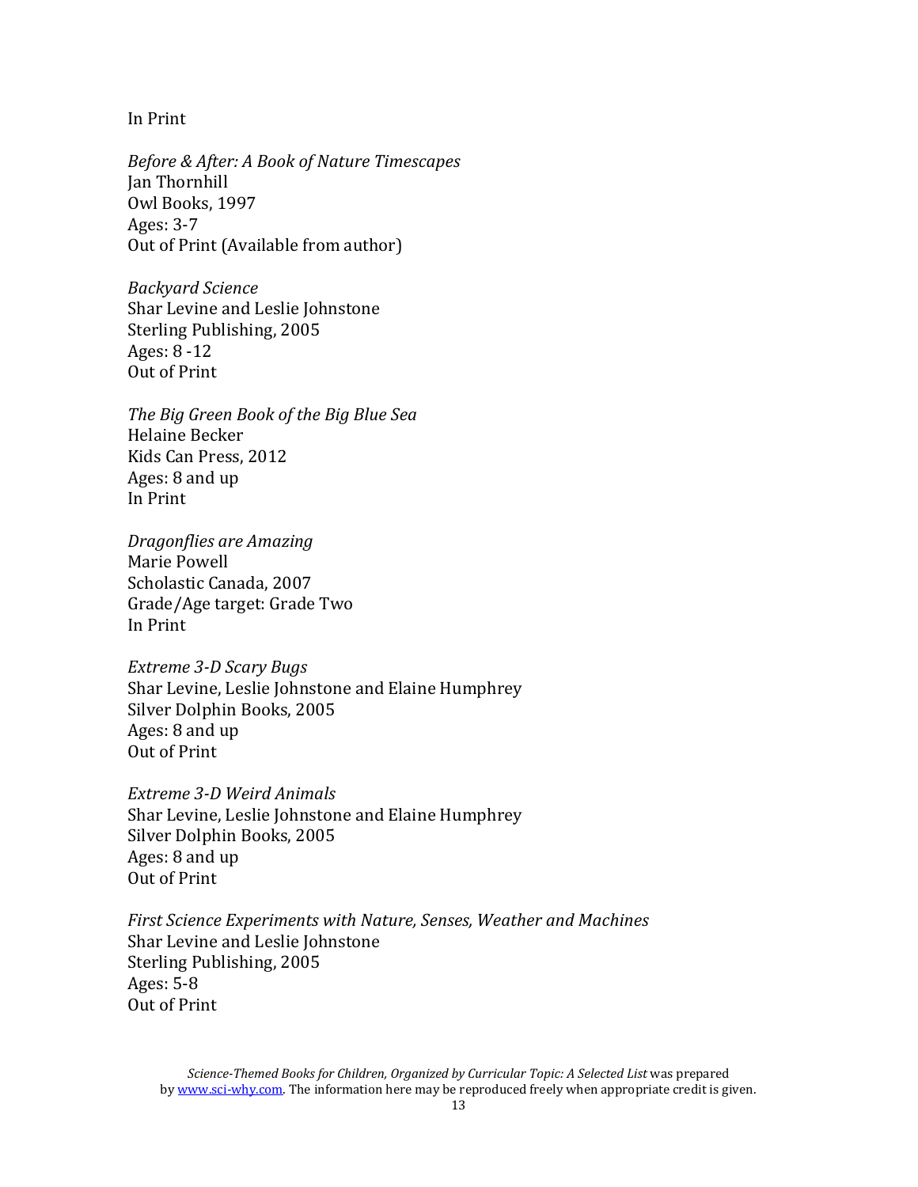In Print

*Before & After: A Book of Nature Timescapes*
Jan Thornhill
Owl Books, 1997
Ages: 3-7
Out of Print (Available from author)

*Backyard Science*
Shar Levine and Leslie Johnstone
Sterling Publishing, 2005
Ages: 8 -12
Out of Print

*The Big Green Book of the Big Blue Sea*
Helaine Becker
Kids Can Press, 2012
Ages: 8 and up
In Print

*Dragonflies are Amazing*
Marie Powell
Scholastic Canada, 2007
Grade/Age target: Grade Two
In Print

*Extreme 3-D Scary Bugs*
Shar Levine, Leslie Johnstone and Elaine Humphrey
Silver Dolphin Books, 2005
Ages: 8 and up
Out of Print

*Extreme 3-D Weird Animals*
Shar Levine, Leslie Johnstone and Elaine Humphrey
Silver Dolphin Books, 2005
Ages: 8 and up
Out of Print

*First Science Experiments with Nature, Senses, Weather and Machines*
Shar Levine and Leslie Johnstone
Sterling Publishing, 2005
Ages: 5-8
Out of Print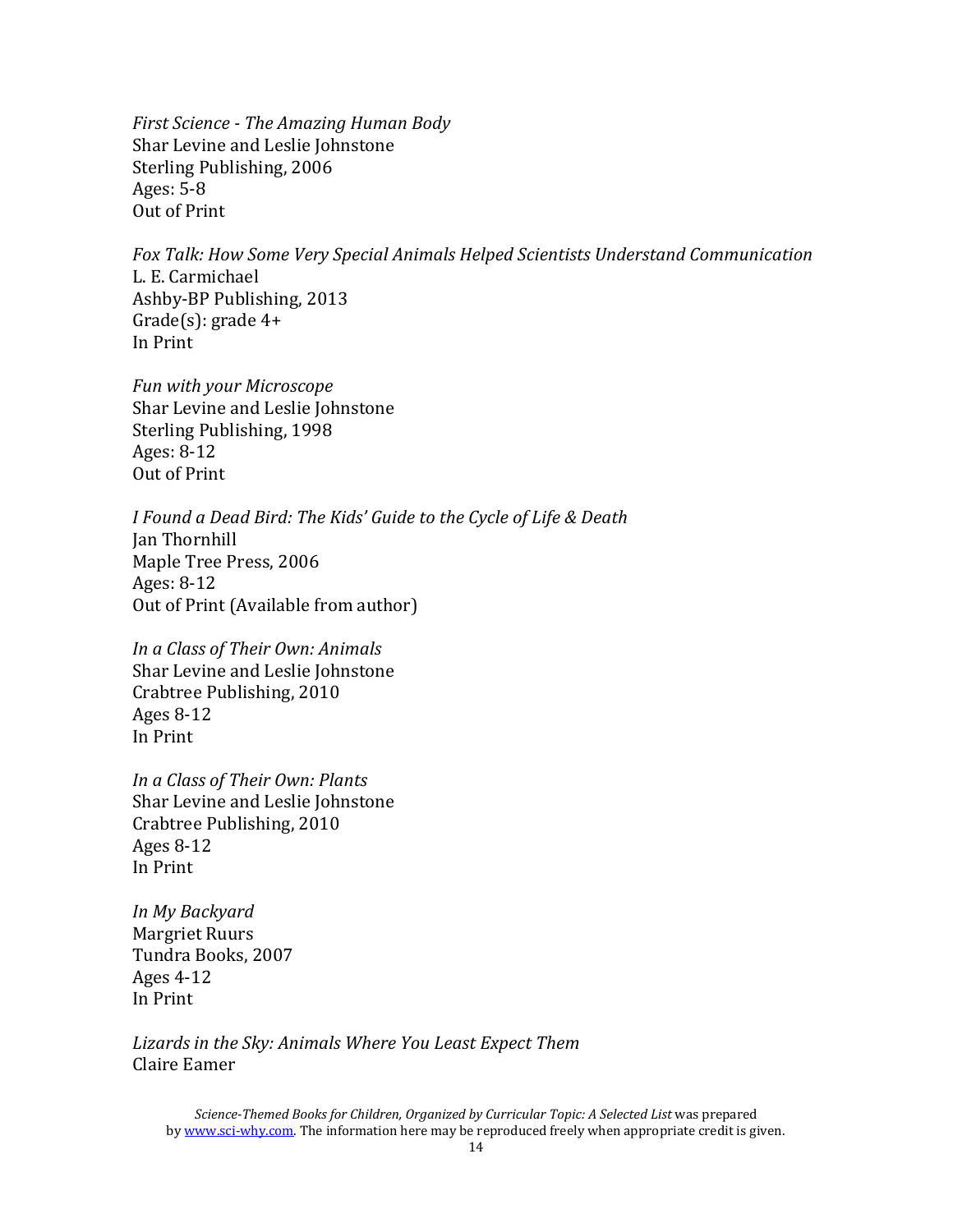*First Science - The Amazing Human Body*
Shar Levine and Leslie Johnstone
Sterling Publishing, 2006
Ages: 5-8
Out of Print

*Fox Talk: How Some Very Special Animals Helped Scientists Understand Communication*
L. E. Carmichael
Ashby-BP Publishing, 2013
Grade(s): grade 4+
In Print

*Fun with your Microscope*
Shar Levine and Leslie Johnstone
Sterling Publishing, 1998
Ages: 8-12
Out of Print

*I Found a Dead Bird: The Kids' Guide to the Cycle of Life & Death*
Jan Thornhill
Maple Tree Press, 2006
Ages: 8-12
Out of Print (Available from author)

*In a Class of Their Own: Animals*
Shar Levine and Leslie Johnstone
Crabtree Publishing, 2010
Ages 8-12
In Print

*In a Class of Their Own: Plants*
Shar Levine and Leslie Johnstone
Crabtree Publishing, 2010
Ages 8-12
In Print

*In My Backyard*
Margriet Ruurs
Tundra Books, 2007
Ages 4-12
In Print

*Lizards in the Sky: Animals Where You Least Expect Them*
Claire Eamer

*Science-Themed Books for Children, Organized by Curricular Topic: A Selected List* was prepared by www.sci-why.com. The information here may be reproduced freely when appropriate credit is given.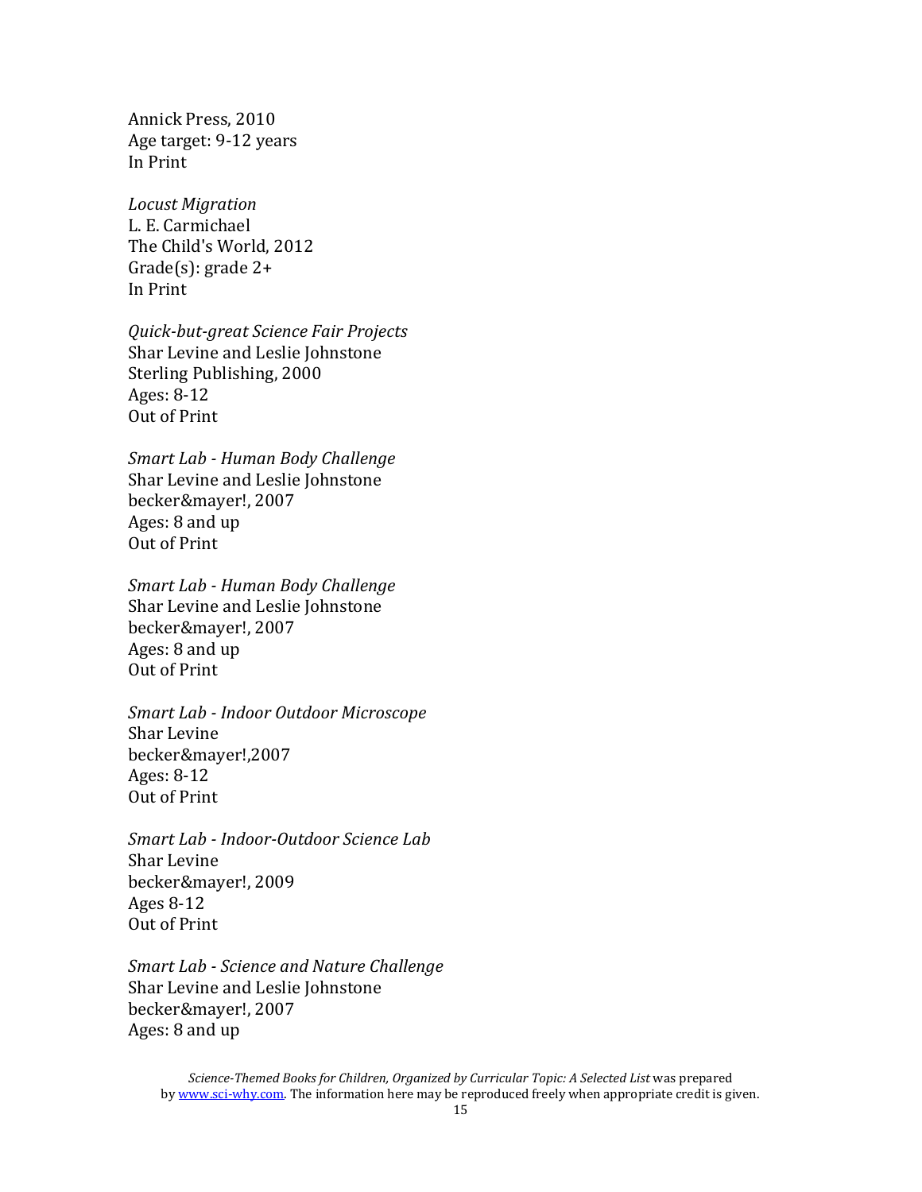Annick Press, 2010
Age target: 9-12 years
In Print

*Locust Migration*
L. E. Carmichael
The Child's World, 2012
Grade(s): grade 2+
In Print

*Quick-but-great Science Fair Projects*
Shar Levine and Leslie Johnstone
Sterling Publishing, 2000
Ages: 8-12
Out of Print

*Smart Lab - Human Body Challenge*
Shar Levine and Leslie Johnstone
becker&mayer!, 2007
Ages: 8 and up
Out of Print

*Smart Lab - Human Body Challenge*
Shar Levine and Leslie Johnstone
becker&mayer!, 2007
Ages: 8 and up
Out of Print

*Smart Lab - Indoor Outdoor Microscope*
Shar Levine
becker&mayer!,2007
Ages: 8-12
Out of Print

*Smart Lab - Indoor-Outdoor Science Lab*
Shar Levine
becker&mayer!, 2009
Ages 8-12
Out of Print

*Smart Lab - Science and Nature Challenge*
Shar Levine and Leslie Johnstone
becker&mayer!, 2007
Ages: 8 and up

*Science-Themed Books for Children, Organized by Curricular Topic: A Selected List* was prepared by [www.sci-why.com](http://www.sci-why.com). The information here may be reproduced freely when appropriate credit is given.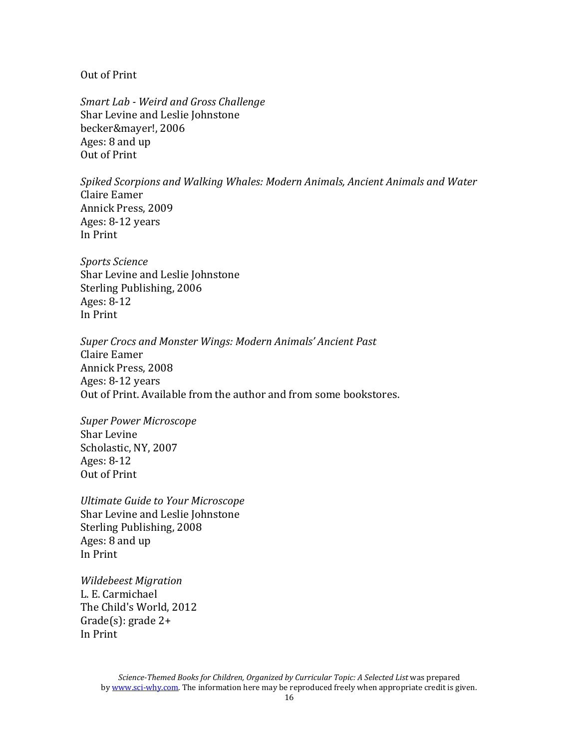Out of Print

*Smart Lab - Weird and Gross Challenge*
Shar Levine and Leslie Johnstone
becker&mayer!, 2006
Ages: 8 and up
Out of Print

*Spiked Scorpions and Walking Whales: Modern Animals, Ancient Animals and Water*
Claire Eamer
Annick Press, 2009
Ages: 8-12 years
In Print

*Sports Science*
Shar Levine and Leslie Johnstone
Sterling Publishing, 2006
Ages: 8-12
In Print

*Super Crocs and Monster Wings: Modern Animals' Ancient Past*
Claire Eamer
Annick Press, 2008
Ages: 8-12 years
Out of Print. Available from the author and from some bookstores.

*Super Power Microscope*
Shar Levine
Scholastic, NY, 2007
Ages: 8-12
Out of Print

*Ultimate Guide to Your Microscope*
Shar Levine and Leslie Johnstone
Sterling Publishing, 2008
Ages: 8 and up
In Print

*Wildebeest Migration*
L. E. Carmichael
The Child's World, 2012
Grade(s): grade 2+
In Print

*Science-Themed Books for Children, Organized by Curricular Topic: A Selected List* was prepared by www.sci-why.com. The information here may be reproduced freely when appropriate credit is given.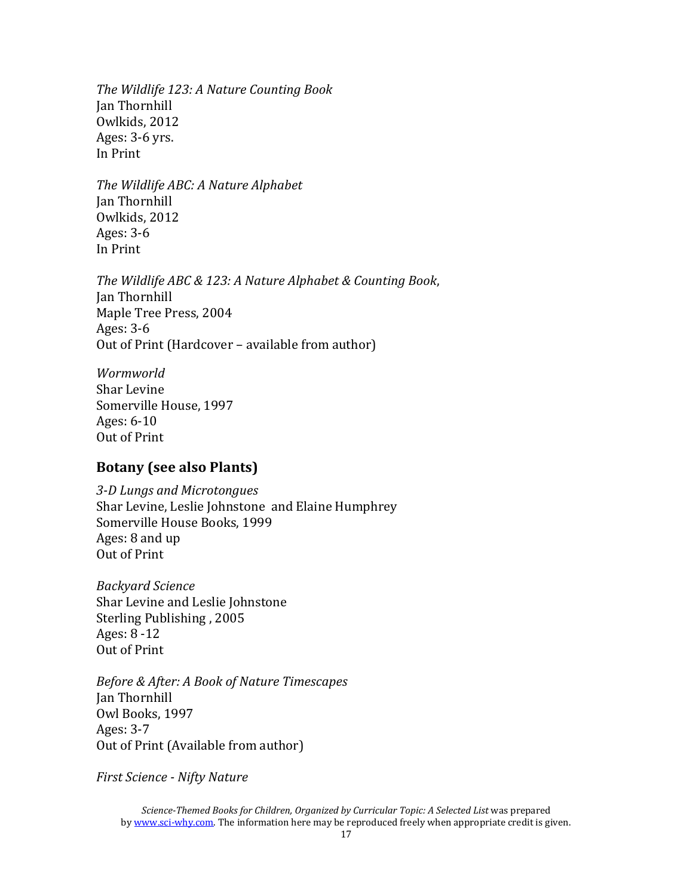*The Wildlife 123: A Nature Counting Book*
Jan Thornhill
Owlkids, 2012
Ages: 3-6 yrs.
In Print

*The Wildlife ABC: A Nature Alphabet*
Jan Thornhill
Owlkids, 2012
Ages: 3-6
In Print

*The Wildlife ABC & 123: A Nature Alphabet & Counting Book*,
Jan Thornhill
Maple Tree Press, 2004
Ages: 3-6
Out of Print (Hardcover – available from author)

*Wormworld*
Shar Levine
Somerville House, 1997
Ages: 6-10
Out of Print

## Botany (see also Plants)

*3-D Lungs and Microtongues*
Shar Levine, Leslie Johnstone and Elaine Humphrey
Somerville House Books, 1999
Ages: 8 and up
Out of Print

*Backyard Science*
Shar Levine and Leslie Johnstone
Sterling Publishing , 2005
Ages: 8 -12
Out of Print

*Before & After: A Book of Nature Timescapes*
Jan Thornhill
Owl Books, 1997
Ages: 3-7
Out of Print (Available from author)

*First Science - Nifty Nature*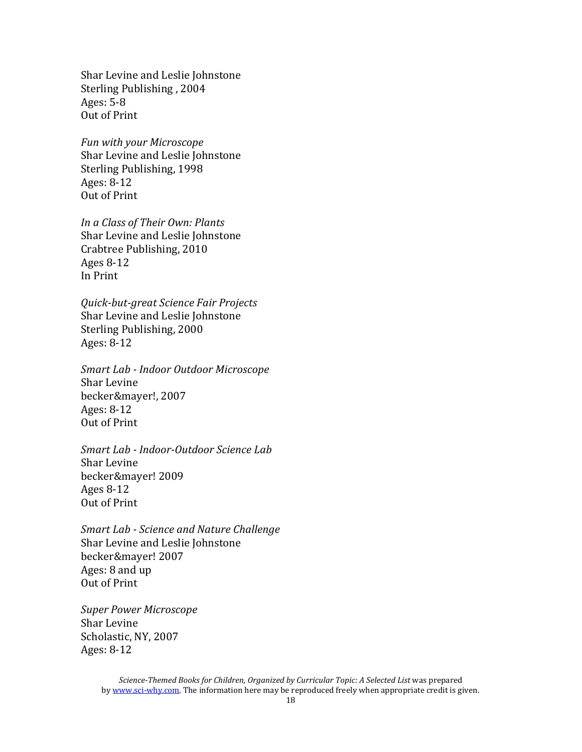Shar Levine and Leslie Johnstone  
Sterling Publishing , 2004  
Ages: 5-8  
Out of Print

*Fun with your Microscope*  
Shar Levine and Leslie Johnstone  
Sterling Publishing, 1998  
Ages: 8-12  
Out of Print

*In a Class of Their Own: Plants*  
Shar Levine and Leslie Johnstone  
Crabtree Publishing, 2010  
Ages 8-12  
In Print

*Quick-but-great Science Fair Projects*  
Shar Levine and Leslie Johnstone  
Sterling Publishing, 2000  
Ages: 8-12

*Smart Lab - Indoor Outdoor Microscope*  
Shar Levine  
becker&mayer!, 2007  
Ages: 8-12  
Out of Print

*Smart Lab - Indoor-Outdoor Science Lab*  
Shar Levine  
becker&mayer! 2009  
Ages 8-12  
Out of Print

*Smart Lab - Science and Nature Challenge*  
Shar Levine and Leslie Johnstone  
becker&mayer! 2007  
Ages: 8 and up  
Out of Print

*Super Power Microscope*  
Shar Levine  
Scholastic, NY, 2007  
Ages: 8-12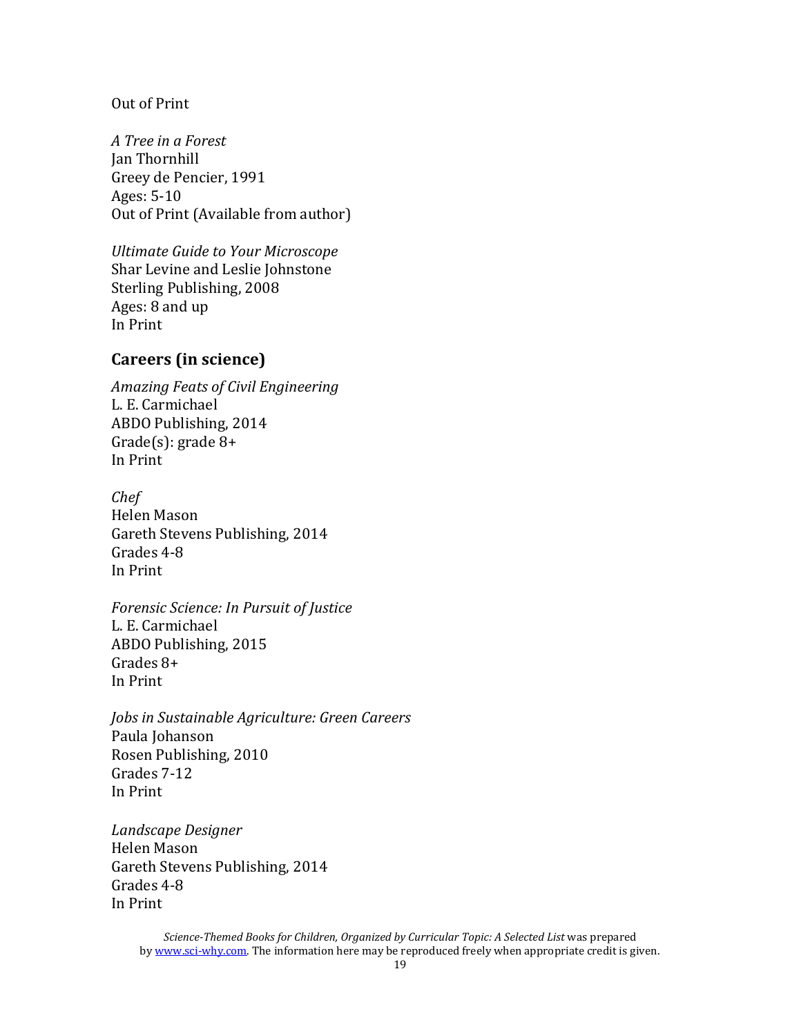Out of Print

*A Tree in a Forest*
Jan Thornhill
Greey de Pencier, 1991
Ages: 5-10
Out of Print (Available from author)

*Ultimate Guide to Your Microscope*
Shar Levine and Leslie Johnstone
Sterling Publishing, 2008
Ages: 8 and up
In Print

## Careers (in science)

*Amazing Feats of Civil Engineering*
L. E. Carmichael
ABDO Publishing, 2014
Grade(s): grade 8+
In Print

*Chef*
Helen Mason
Gareth Stevens Publishing, 2014
Grades 4-8
In Print

*Forensic Science: In Pursuit of Justice*
L. E. Carmichael
ABDO Publishing, 2015
Grades 8+
In Print

*Jobs in Sustainable Agriculture: Green Careers*
Paula Johanson
Rosen Publishing, 2010
Grades 7-12
In Print

*Landscape Designer*
Helen Mason
Gareth Stevens Publishing, 2014
Grades 4-8
In Print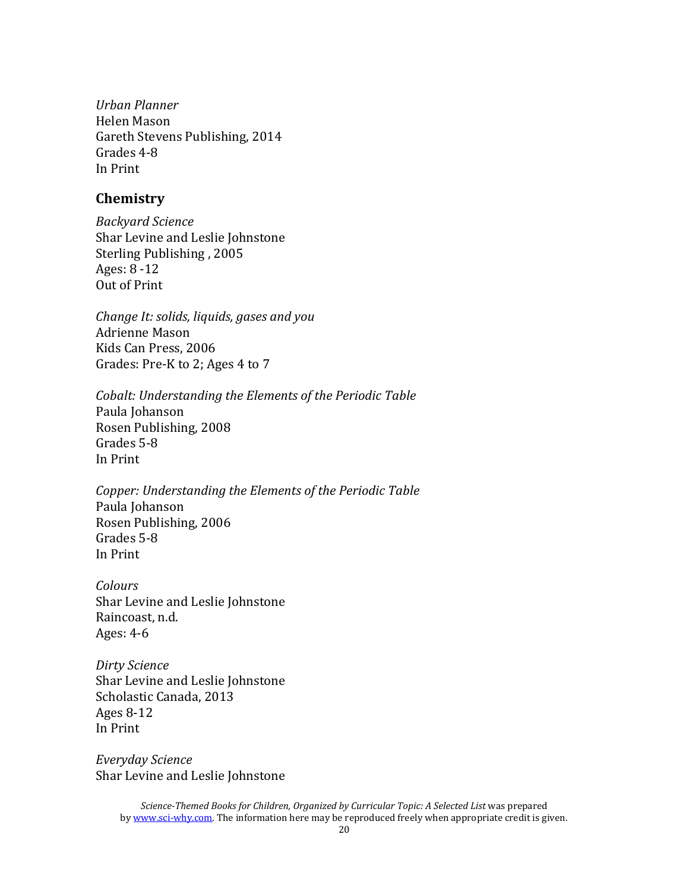*Urban Planner*
Helen Mason
Gareth Stevens Publishing, 2014
Grades 4-8
In Print

## Chemistry

*Backyard Science*
Shar Levine and Leslie Johnstone
Sterling Publishing , 2005
Ages: 8 -12
Out of Print

*Change It: solids, liquids, gases and you*
Adrienne Mason
Kids Can Press, 2006
Grades: Pre-K to 2; Ages 4 to 7

*Cobalt: Understanding the Elements of the Periodic Table*
Paula Johanson
Rosen Publishing, 2008
Grades 5-8
In Print

*Copper: Understanding the Elements of the Periodic Table*
Paula Johanson
Rosen Publishing, 2006
Grades 5-8
In Print

*Colours*
Shar Levine and Leslie Johnstone
Raincoast, n.d.
Ages: 4-6

*Dirty Science*
Shar Levine and Leslie Johnstone
Scholastic Canada, 2013
Ages 8-12
In Print

*Everyday Science*
Shar Levine and Leslie Johnstone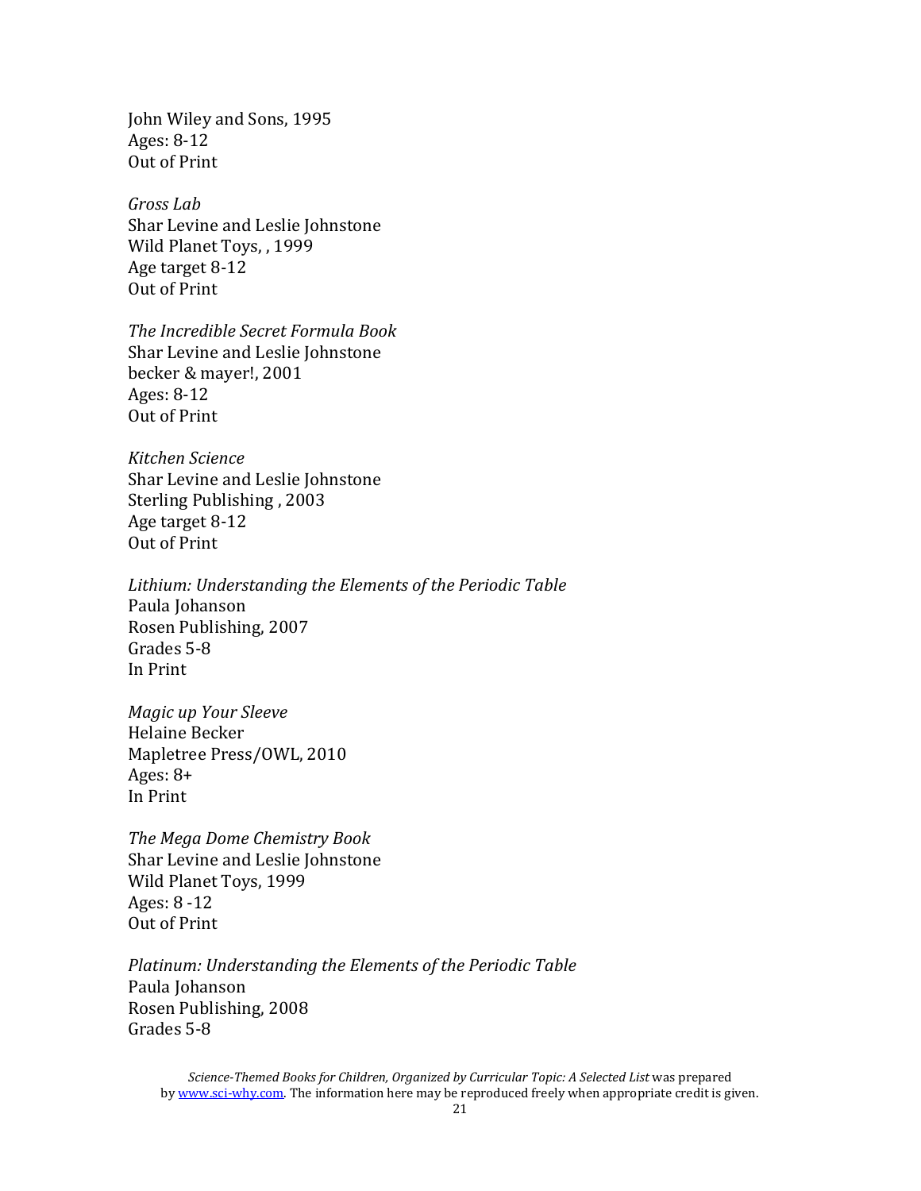John Wiley and Sons, 1995
Ages: 8-12
Out of Print

*Gross Lab*
Shar Levine and Leslie Johnstone
Wild Planet Toys, , 1999
Age target 8-12
Out of Print

*The Incredible Secret Formula Book*
Shar Levine and Leslie Johnstone
becker & mayer!, 2001
Ages: 8-12
Out of Print

*Kitchen Science*
Shar Levine and Leslie Johnstone
Sterling Publishing , 2003
Age target 8-12
Out of Print

*Lithium: Understanding the Elements of the Periodic Table*
Paula Johanson
Rosen Publishing, 2007
Grades 5-8
In Print

*Magic up Your Sleeve*
Helaine Becker
Mapletree Press/OWL, 2010
Ages: 8+
In Print

*The Mega Dome Chemistry Book*
Shar Levine and Leslie Johnstone
Wild Planet Toys, 1999
Ages: 8 -12
Out of Print

*Platinum: Understanding the Elements of the Periodic Table*
Paula Johanson
Rosen Publishing, 2008
Grades 5-8

*Science-Themed Books for Children, Organized by Curricular Topic: A Selected List* was prepared by www.sci-why.com. The information here may be reproduced freely when appropriate credit is given.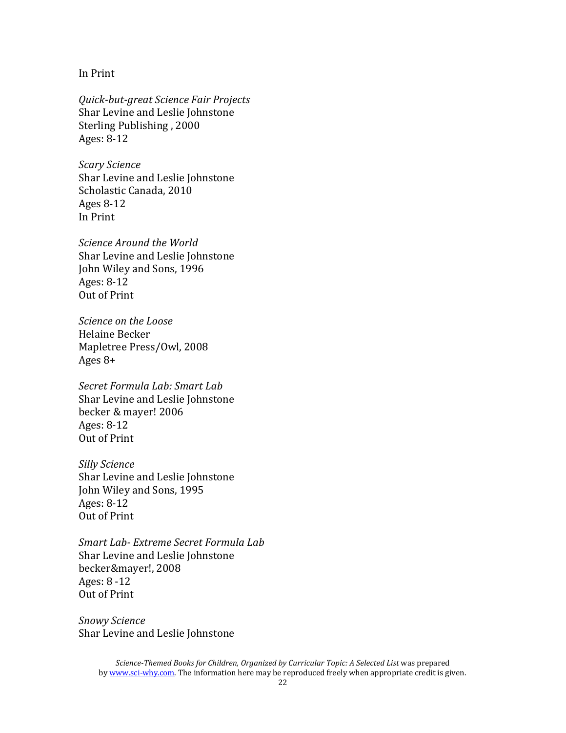In Print

*Quick-but-great Science Fair Projects*
Shar Levine and Leslie Johnstone
Sterling Publishing , 2000
Ages: 8-12

*Scary Science*
Shar Levine and Leslie Johnstone
Scholastic Canada, 2010
Ages 8-12
In Print

*Science Around the World*
Shar Levine and Leslie Johnstone
John Wiley and Sons, 1996
Ages: 8-12
Out of Print

*Science on the Loose*
Helaine Becker
Mapletree Press/Owl, 2008
Ages 8+

*Secret Formula Lab: Smart Lab*
Shar Levine and Leslie Johnstone
becker & mayer! 2006
Ages: 8-12
Out of Print

*Silly Science*
Shar Levine and Leslie Johnstone
John Wiley and Sons, 1995
Ages: 8-12
Out of Print

*Smart Lab- Extreme Secret Formula Lab*
Shar Levine and Leslie Johnstone
becker&mayer!, 2008
Ages: 8 -12
Out of Print

*Snowy Science*
Shar Levine and Leslie Johnstone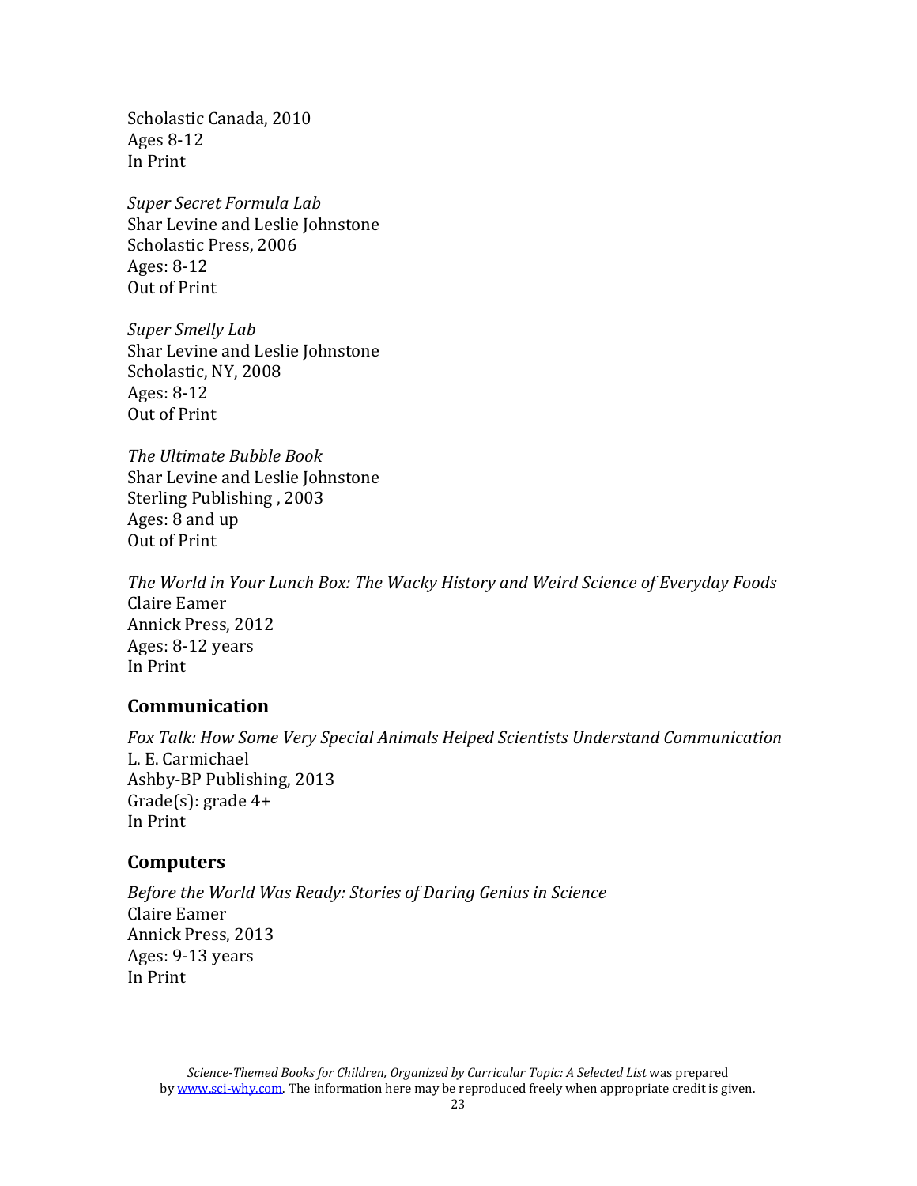Scholastic Canada, 2010
Ages 8-12
In Print

*Super Secret Formula Lab*
Shar Levine and Leslie Johnstone
Scholastic Press, 2006
Ages: 8-12
Out of Print

*Super Smelly Lab*
Shar Levine and Leslie Johnstone
Scholastic, NY, 2008
Ages: 8-12
Out of Print

*The Ultimate Bubble Book*
Shar Levine and Leslie Johnstone
Sterling Publishing , 2003
Ages: 8 and up
Out of Print

*The World in Your Lunch Box: The Wacky History and Weird Science of Everyday Foods*
Claire Eamer
Annick Press, 2012
Ages: 8-12 years
In Print

## Communication

*Fox Talk: How Some Very Special Animals Helped Scientists Understand Communication*
L. E. Carmichael
Ashby-BP Publishing, 2013
Grade(s): grade 4+
In Print

## Computers

*Before the World Was Ready: Stories of Daring Genius in Science*
Claire Eamer
Annick Press, 2013
Ages: 9-13 years
In Print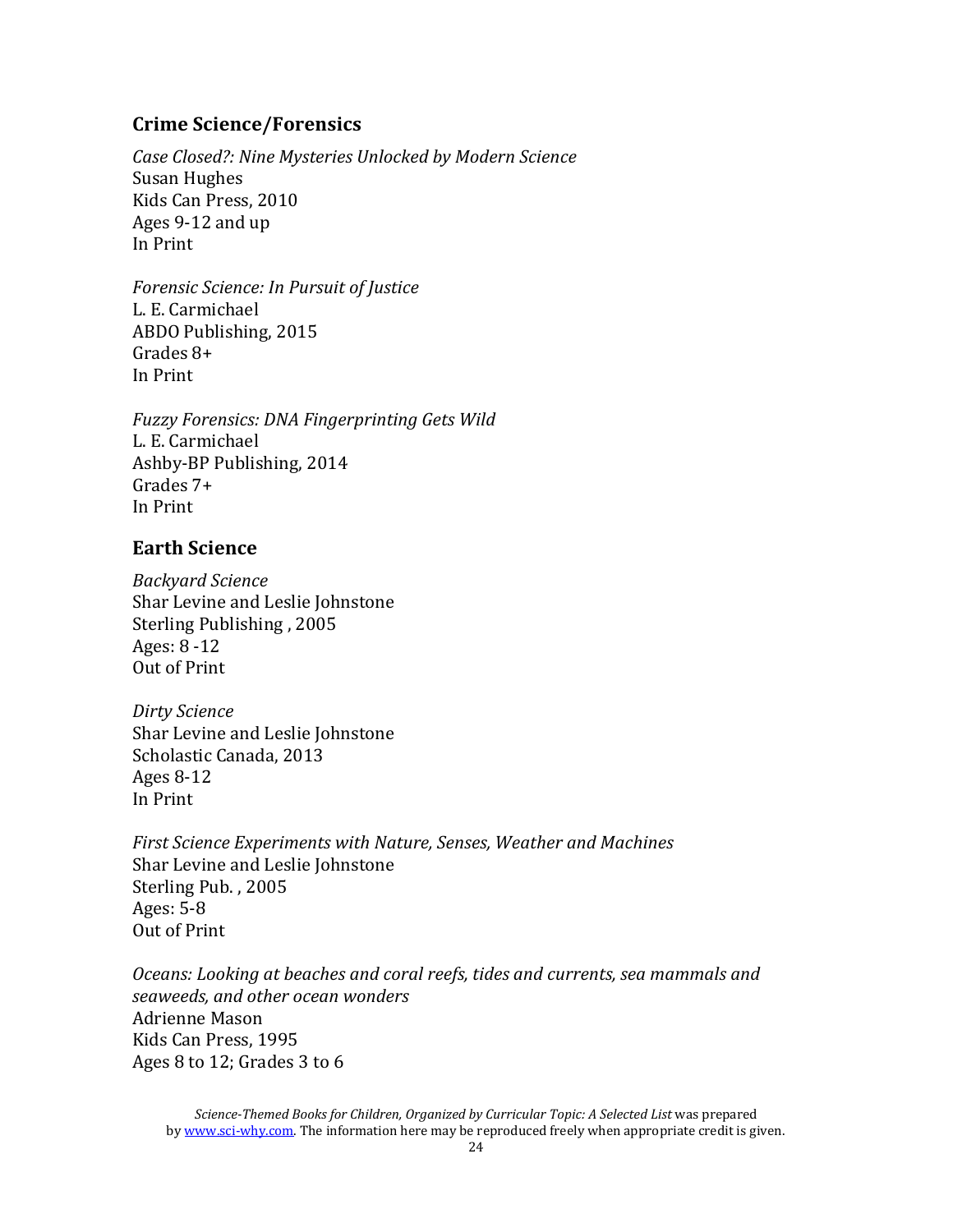## Crime Science/Forensics

*Case Closed?: Nine Mysteries Unlocked by Modern Science*
Susan Hughes
Kids Can Press, 2010
Ages 9-12 and up
In Print

*Forensic Science: In Pursuit of Justice*
L. E. Carmichael
ABDO Publishing, 2015
Grades 8+
In Print

*Fuzzy Forensics: DNA Fingerprinting Gets Wild*
L. E. Carmichael
Ashby-BP Publishing, 2014
Grades 7+
In Print

## Earth Science

*Backyard Science*
Shar Levine and Leslie Johnstone
Sterling Publishing , 2005
Ages: 8 -12
Out of Print

*Dirty Science*
Shar Levine and Leslie Johnstone
Scholastic Canada, 2013
Ages 8-12
In Print

*First Science Experiments with Nature, Senses, Weather and Machines*
Shar Levine and Leslie Johnstone
Sterling Pub. , 2005
Ages: 5-8
Out of Print

*Oceans: Looking at beaches and coral reefs, tides and currents, sea mammals and seaweeds, and other ocean wonders*
Adrienne Mason
Kids Can Press, 1995
Ages 8 to 12; Grades 3 to 6

*Science-Themed Books for Children, Organized by Curricular Topic: A Selected List* was prepared by www.sci-why.com. The information here may be reproduced freely when appropriate credit is given.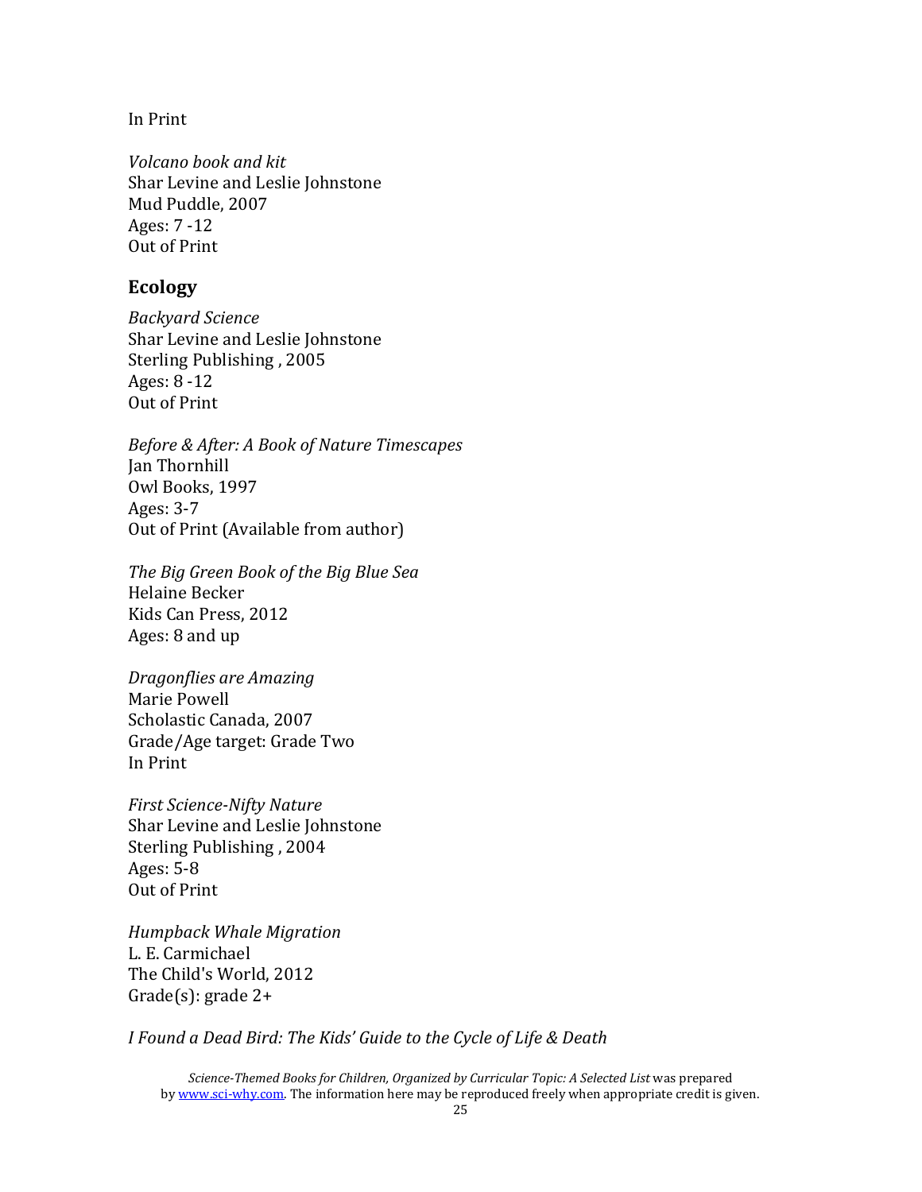In Print

*Volcano book and kit*
Shar Levine and Leslie Johnstone
Mud Puddle, 2007
Ages: 7 -12
Out of Print

## Ecology

*Backyard Science*
Shar Levine and Leslie Johnstone
Sterling Publishing , 2005
Ages: 8 -12
Out of Print

*Before & After: A Book of Nature Timescapes*
Jan Thornhill
Owl Books, 1997
Ages: 3-7
Out of Print (Available from author)

*The Big Green Book of the Big Blue Sea*
Helaine Becker
Kids Can Press, 2012
Ages: 8 and up

*Dragonflies are Amazing*
Marie Powell
Scholastic Canada, 2007
Grade/Age target: Grade Two
In Print

*First Science-Nifty Nature*
Shar Levine and Leslie Johnstone
Sterling Publishing , 2004
Ages: 5-8
Out of Print

*Humpback Whale Migration*
L. E. Carmichael
The Child's World, 2012
Grade(s): grade 2+

*I Found a Dead Bird: The Kids' Guide to the Cycle of Life & Death*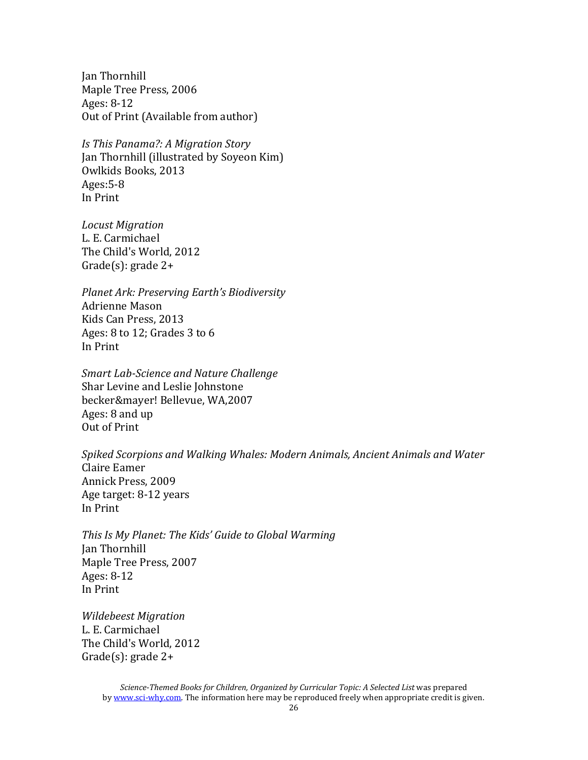Jan Thornhill
Maple Tree Press, 2006
Ages: 8-12
Out of Print (Available from author)

*Is This Panama?: A Migration Story*
Jan Thornhill (illustrated by Soyeon Kim)
Owlkids Books, 2013
Ages:5-8
In Print

*Locust Migration*
L. E. Carmichael
The Child's World, 2012
Grade(s): grade 2+

*Planet Ark: Preserving Earth's Biodiversity*
Adrienne Mason
Kids Can Press, 2013
Ages: 8 to 12; Grades 3 to 6
In Print

*Smart Lab-Science and Nature Challenge*
Shar Levine and Leslie Johnstone
becker&mayer! Bellevue, WA,2007
Ages: 8 and up
Out of Print

*Spiked Scorpions and Walking Whales: Modern Animals, Ancient Animals and Water*
Claire Eamer
Annick Press, 2009
Age target: 8-12 years
In Print

*This Is My Planet: The Kids' Guide to Global Warming*
Jan Thornhill
Maple Tree Press, 2007
Ages: 8-12
In Print

*Wildebeest Migration*
L. E. Carmichael
The Child's World, 2012
Grade(s): grade 2+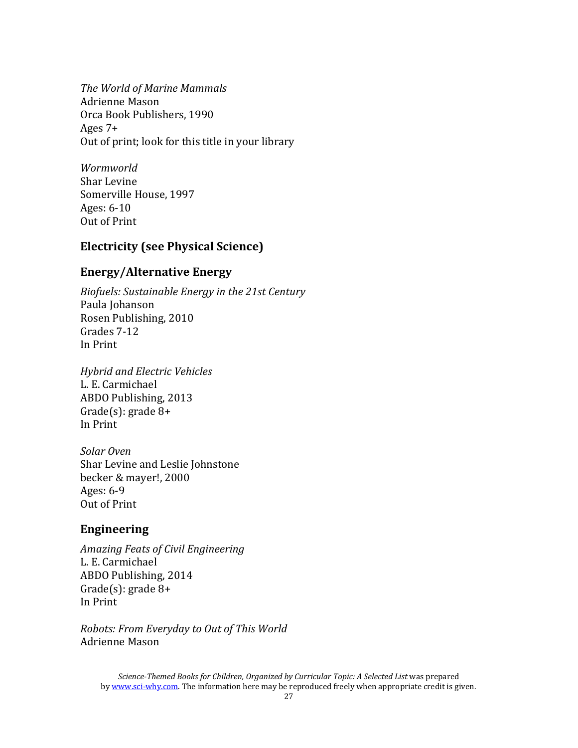*The World of Marine Mammals*
Adrienne Mason
Orca Book Publishers, 1990
Ages 7+
Out of print; look for this title in your library

*Wormworld*
Shar Levine
Somerville House, 1997
Ages: 6-10
Out of Print

## Electricity (see Physical Science)

## Energy/Alternative Energy

*Biofuels: Sustainable Energy in the 21st Century*
Paula Johanson
Rosen Publishing, 2010
Grades 7-12
In Print

*Hybrid and Electric Vehicles*
L. E. Carmichael
ABDO Publishing, 2013
Grade(s): grade 8+
In Print

*Solar Oven*
Shar Levine and Leslie Johnstone
becker & mayer!, 2000
Ages: 6-9
Out of Print

## Engineering

*Amazing Feats of Civil Engineering*
L. E. Carmichael
ABDO Publishing, 2014
Grade(s): grade 8+
In Print

*Robots: From Everyday to Out of This World*
Adrienne Mason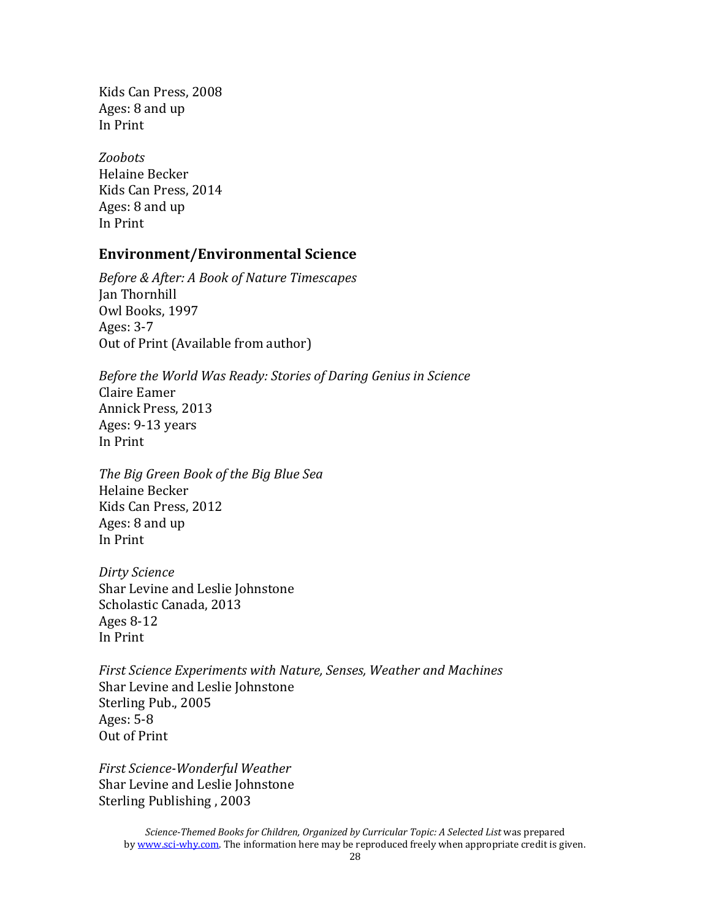Kids Can Press, 2008
Ages: 8 and up
In Print

*Zoobots*
Helaine Becker
Kids Can Press, 2014
Ages: 8 and up
In Print

## Environment/Environmental Science

*Before & After: A Book of Nature Timescapes*
Jan Thornhill
Owl Books, 1997
Ages: 3-7
Out of Print (Available from author)

*Before the World Was Ready: Stories of Daring Genius in Science*
Claire Eamer
Annick Press, 2013
Ages: 9-13 years
In Print

*The Big Green Book of the Big Blue Sea*
Helaine Becker
Kids Can Press, 2012
Ages: 8 and up
In Print

*Dirty Science*
Shar Levine and Leslie Johnstone
Scholastic Canada, 2013
Ages 8-12
In Print

*First Science Experiments with Nature, Senses, Weather and Machines*
Shar Levine and Leslie Johnstone
Sterling Pub., 2005
Ages: 5-8
Out of Print

*First Science-Wonderful Weather*
Shar Levine and Leslie Johnstone
Sterling Publishing , 2003

*Science-Themed Books for Children, Organized by Curricular Topic: A Selected List* was prepared by [www.sci-why.com](http://www.sci-why.com). The information here may be reproduced freely when appropriate credit is given.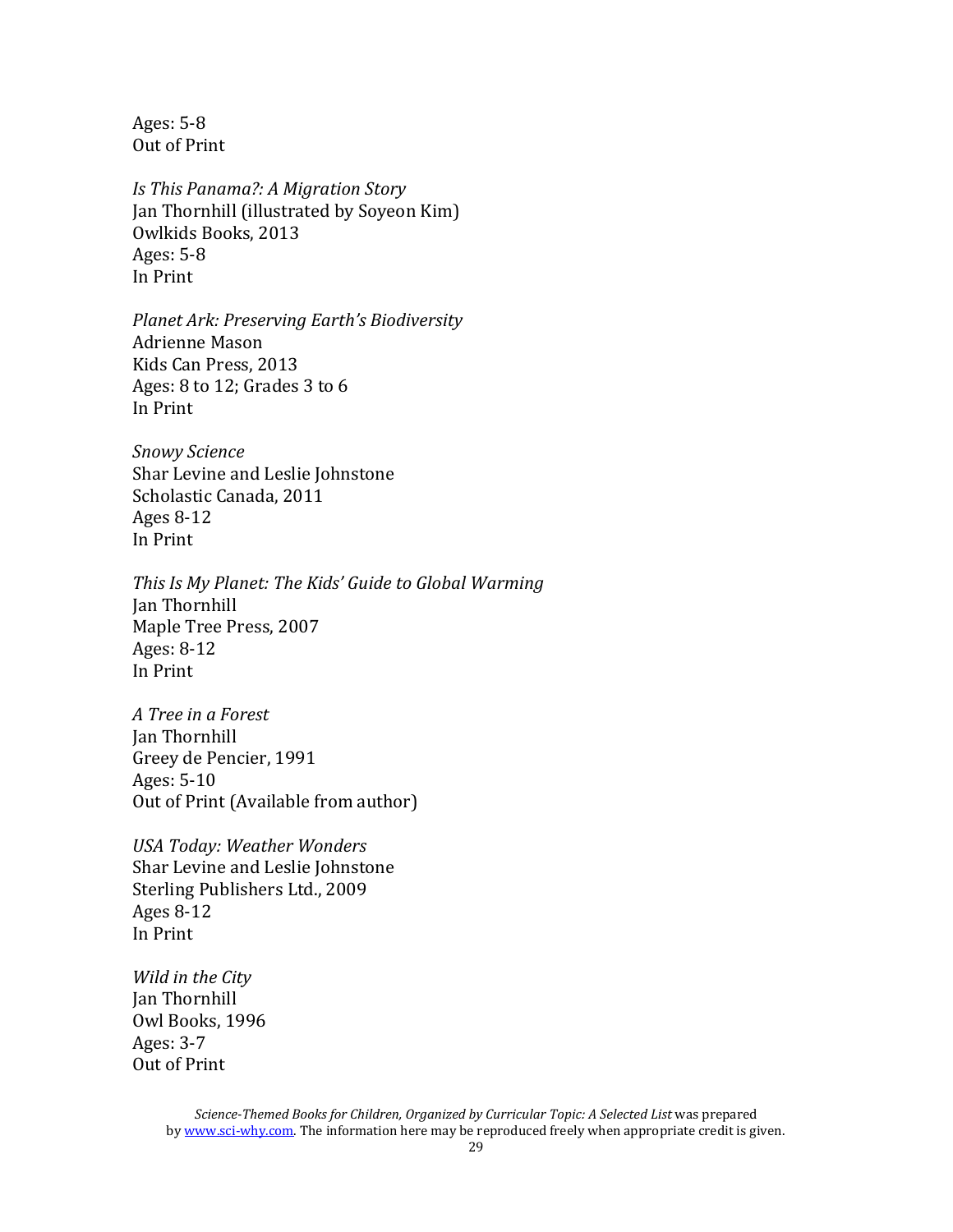Ages: 5-8
Out of Print

*Is This Panama?: A Migration Story*
Jan Thornhill (illustrated by Soyeon Kim)
Owlkids Books, 2013
Ages: 5-8
In Print

*Planet Ark: Preserving Earth's Biodiversity*
Adrienne Mason
Kids Can Press, 2013
Ages: 8 to 12; Grades 3 to 6
In Print

*Snowy Science*
Shar Levine and Leslie Johnstone
Scholastic Canada, 2011
Ages 8-12
In Print

*This Is My Planet: The Kids' Guide to Global Warming*
Jan Thornhill
Maple Tree Press, 2007
Ages: 8-12
In Print

*A Tree in a Forest*
Jan Thornhill
Greey de Pencier, 1991
Ages: 5-10
Out of Print (Available from author)

*USA Today: Weather Wonders*
Shar Levine and Leslie Johnstone
Sterling Publishers Ltd., 2009
Ages 8-12
In Print

*Wild in the City*
Jan Thornhill
Owl Books, 1996
Ages: 3-7
Out of Print

*Science-Themed Books for Children, Organized by Curricular Topic: A Selected List* was prepared by [www.sci-why.com](http://www.sci-why.com). The information here may be reproduced freely when appropriate credit is given.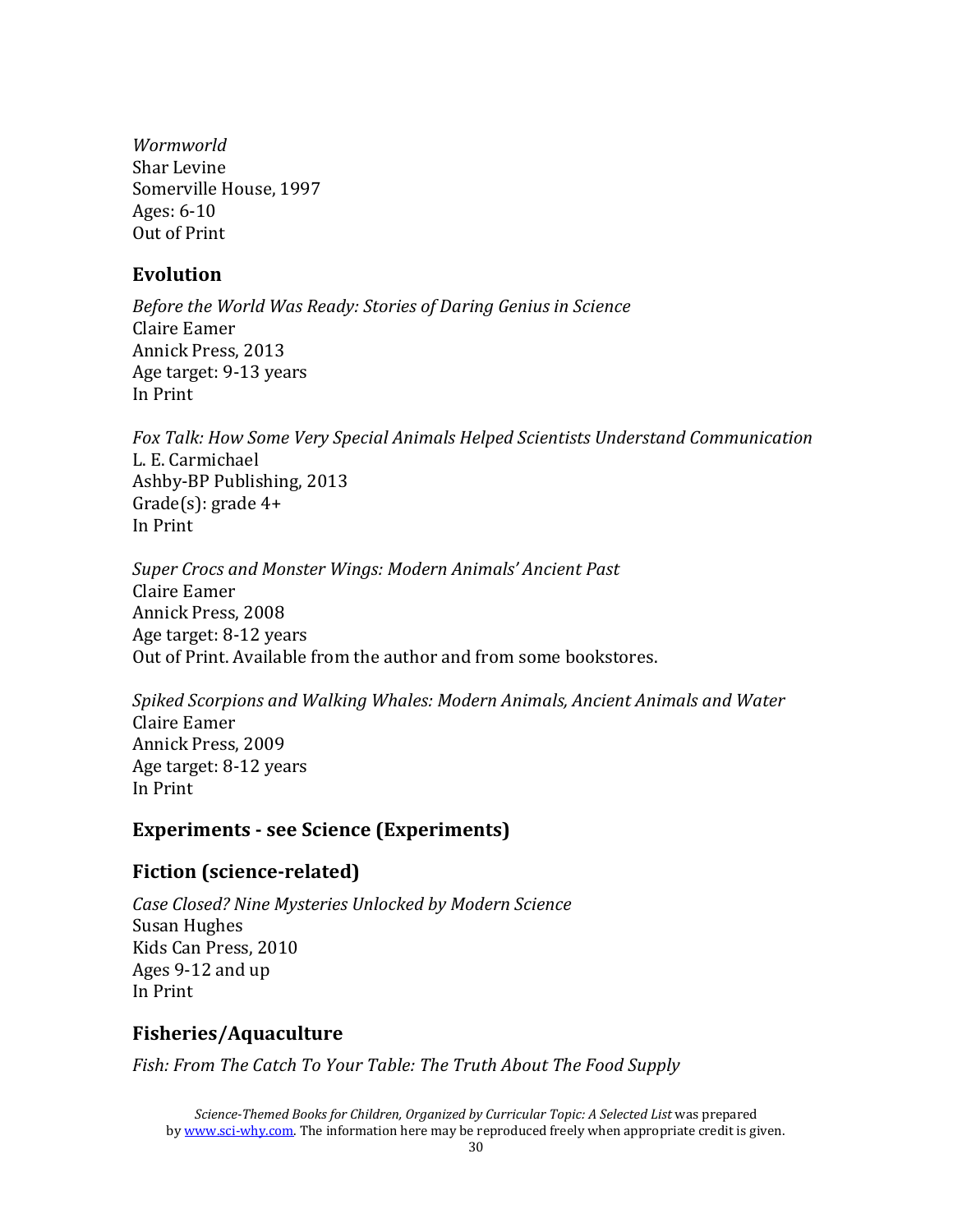*Wormworld*
Shar Levine
Somerville House, 1997
Ages: 6-10
Out of Print

## Evolution

*Before the World Was Ready: Stories of Daring Genius in Science*
Claire Eamer
Annick Press, 2013
Age target: 9-13 years
In Print

*Fox Talk: How Some Very Special Animals Helped Scientists Understand Communication*
L. E. Carmichael
Ashby-BP Publishing, 2013
Grade(s): grade 4+
In Print

*Super Crocs and Monster Wings: Modern Animals' Ancient Past*
Claire Eamer
Annick Press, 2008
Age target: 8-12 years
Out of Print. Available from the author and from some bookstores.

*Spiked Scorpions and Walking Whales: Modern Animals, Ancient Animals and Water*
Claire Eamer
Annick Press, 2009
Age target: 8-12 years
In Print

## Experiments - see Science (Experiments)

## Fiction (science-related)

*Case Closed? Nine Mysteries Unlocked by Modern Science*
Susan Hughes
Kids Can Press, 2010
Ages 9-12 and up
In Print

## Fisheries/Aquaculture

*Fish: From The Catch To Your Table: The Truth About The Food Supply*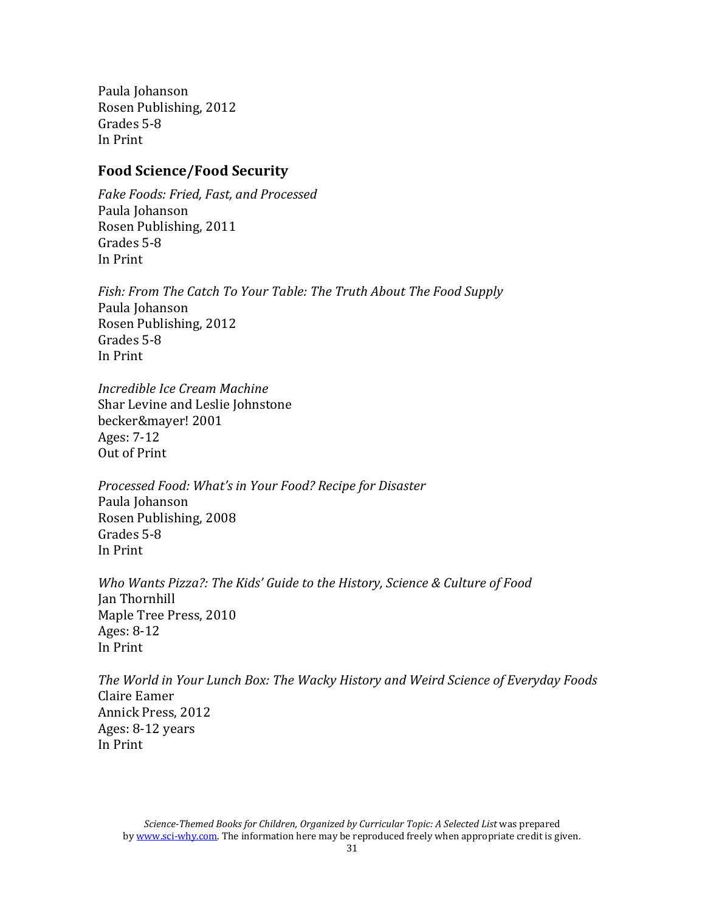Paula Johanson
Rosen Publishing, 2012
Grades 5-8
In Print

## Food Science/Food Security

*Fake Foods: Fried, Fast, and Processed*
Paula Johanson
Rosen Publishing, 2011
Grades 5-8
In Print

*Fish: From The Catch To Your Table: The Truth About The Food Supply*
Paula Johanson
Rosen Publishing, 2012
Grades 5-8
In Print

*Incredible Ice Cream Machine*
Shar Levine and Leslie Johnstone
becker&mayer! 2001
Ages: 7-12
Out of Print

*Processed Food: What's in Your Food? Recipe for Disaster*
Paula Johanson
Rosen Publishing, 2008
Grades 5-8
In Print

*Who Wants Pizza?: The Kids' Guide to the History, Science & Culture of Food*
Jan Thornhill
Maple Tree Press, 2010
Ages: 8-12
In Print

*The World in Your Lunch Box: The Wacky History and Weird Science of Everyday Foods*
Claire Eamer
Annick Press, 2012
Ages: 8-12 years
In Print

*Science-Themed Books for Children, Organized by Curricular Topic: A Selected List* was prepared by www.sci-why.com. The information here may be reproduced freely when appropriate credit is given.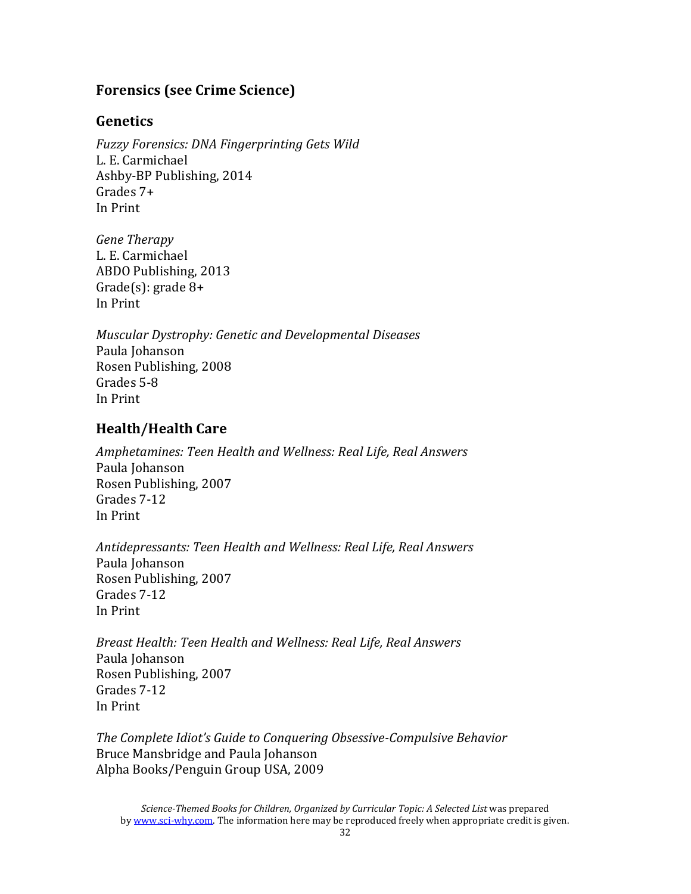## Forensics (see Crime Science)

## Genetics

*Fuzzy Forensics: DNA Fingerprinting Gets Wild*
L. E. Carmichael
Ashby-BP Publishing, 2014
Grades 7+
In Print

*Gene Therapy*
L. E. Carmichael
ABDO Publishing, 2013
Grade(s): grade 8+
In Print

*Muscular Dystrophy: Genetic and Developmental Diseases*
Paula Johanson
Rosen Publishing, 2008
Grades 5-8
In Print

## Health/Health Care

*Amphetamines: Teen Health and Wellness: Real Life, Real Answers*
Paula Johanson
Rosen Publishing, 2007
Grades 7-12
In Print

*Antidepressants: Teen Health and Wellness: Real Life, Real Answers*
Paula Johanson
Rosen Publishing, 2007
Grades 7-12
In Print

*Breast Health: Teen Health and Wellness: Real Life, Real Answers*
Paula Johanson
Rosen Publishing, 2007
Grades 7-12
In Print

*The Complete Idiot's Guide to Conquering Obsessive-Compulsive Behavior*
Bruce Mansbridge and Paula Johanson
Alpha Books/Penguin Group USA, 2009

*Science-Themed Books for Children, Organized by Curricular Topic: A Selected List* was prepared by [www.sci-why.com](http://www.sci-why.com). The information here may be reproduced freely when appropriate credit is given.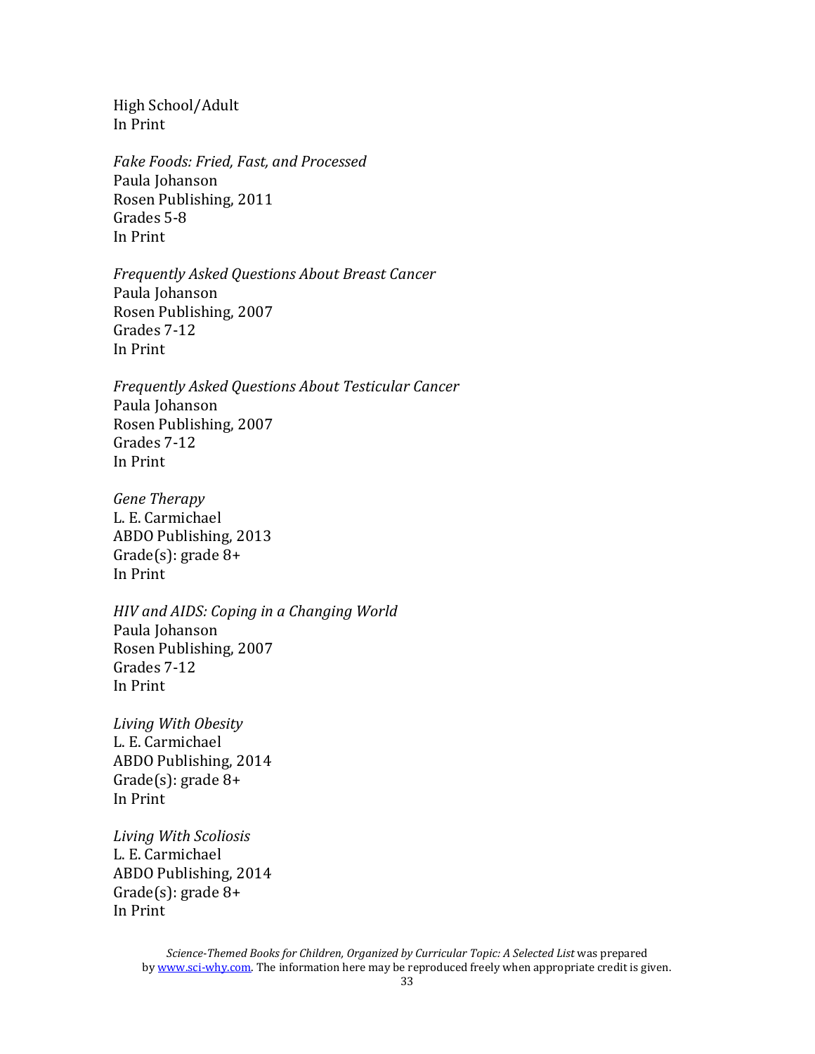High School/Adult
In Print

*Fake Foods: Fried, Fast, and Processed*
Paula Johanson
Rosen Publishing, 2011
Grades 5-8
In Print

*Frequently Asked Questions About Breast Cancer*
Paula Johanson
Rosen Publishing, 2007
Grades 7-12
In Print

*Frequently Asked Questions About Testicular Cancer*
Paula Johanson
Rosen Publishing, 2007
Grades 7-12
In Print

*Gene Therapy*
L. E. Carmichael
ABDO Publishing, 2013
Grade(s): grade 8+
In Print

*HIV and AIDS: Coping in a Changing World*
Paula Johanson
Rosen Publishing, 2007
Grades 7-12
In Print

*Living With Obesity*
L. E. Carmichael
ABDO Publishing, 2014
Grade(s): grade 8+
In Print

*Living With Scoliosis*
L. E. Carmichael
ABDO Publishing, 2014
Grade(s): grade 8+
In Print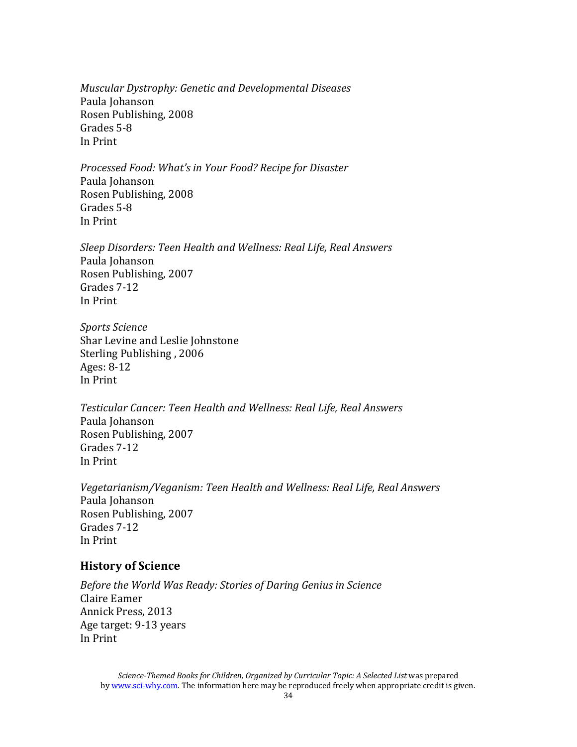*Muscular Dystrophy: Genetic and Developmental Diseases*
Paula Johanson
Rosen Publishing, 2008
Grades 5-8
In Print

*Processed Food: What's in Your Food? Recipe for Disaster*
Paula Johanson
Rosen Publishing, 2008
Grades 5-8
In Print

*Sleep Disorders: Teen Health and Wellness: Real Life, Real Answers*
Paula Johanson
Rosen Publishing, 2007
Grades 7-12
In Print

*Sports Science*
Shar Levine and Leslie Johnstone
Sterling Publishing , 2006
Ages: 8-12
In Print

*Testicular Cancer: Teen Health and Wellness: Real Life, Real Answers*
Paula Johanson
Rosen Publishing, 2007
Grades 7-12
In Print

*Vegetarianism/Veganism: Teen Health and Wellness: Real Life, Real Answers*
Paula Johanson
Rosen Publishing, 2007
Grades 7-12
In Print

## History of Science

*Before the World Was Ready: Stories of Daring Genius in Science*
Claire Eamer
Annick Press, 2013
Age target: 9-13 years
In Print

*Science-Themed Books for Children, Organized by Curricular Topic: A Selected List* was prepared by www.sci-why.com. The information here may be reproduced freely when appropriate credit is given.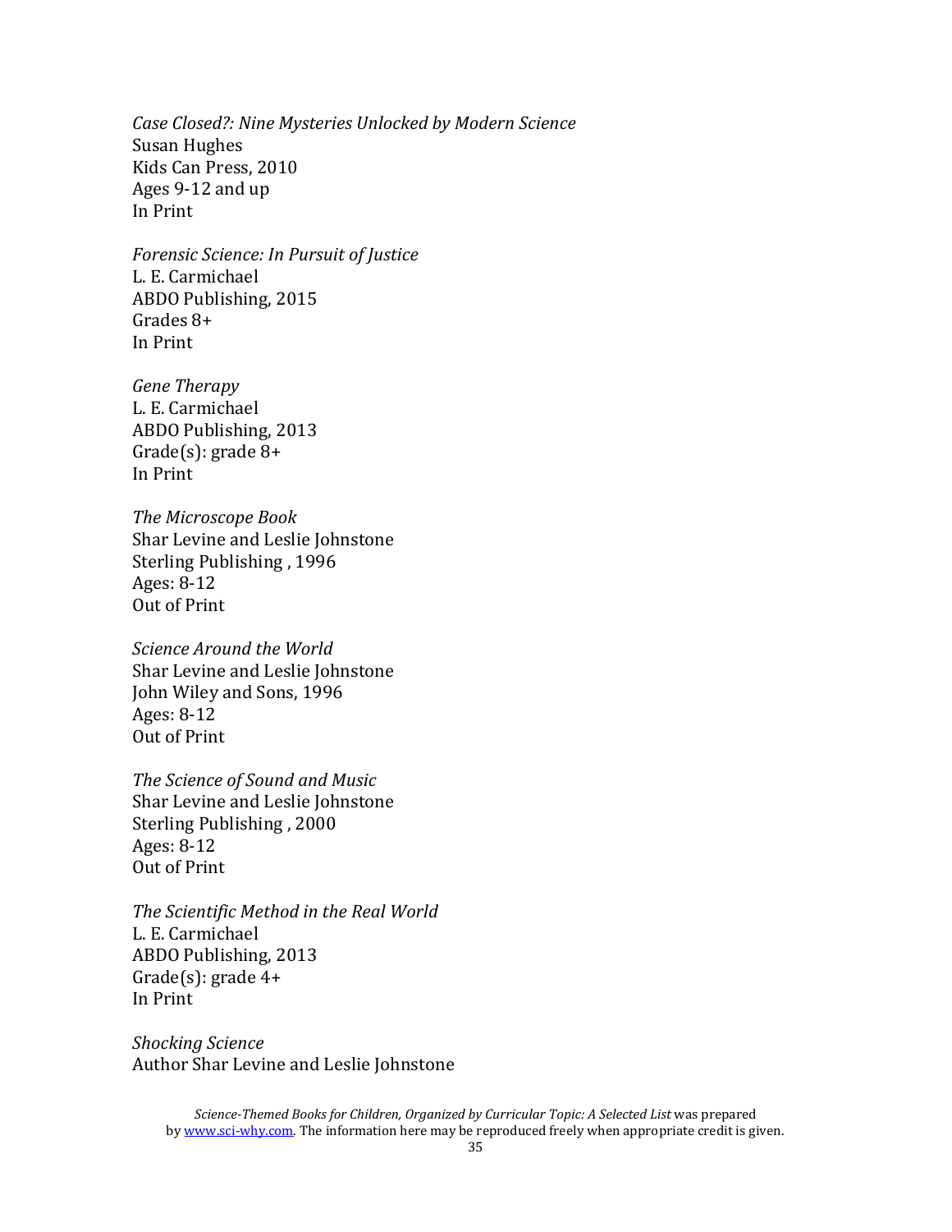*Case Closed?: Nine Mysteries Unlocked by Modern Science*
Susan Hughes
Kids Can Press, 2010
Ages 9-12 and up
In Print

*Forensic Science: In Pursuit of Justice*
L. E. Carmichael
ABDO Publishing, 2015
Grades 8+
In Print

*Gene Therapy*
L. E. Carmichael
ABDO Publishing, 2013
Grade(s): grade 8+
In Print

*The Microscope Book*
Shar Levine and Leslie Johnstone
Sterling Publishing , 1996
Ages: 8-12
Out of Print

*Science Around the World*
Shar Levine and Leslie Johnstone
John Wiley and Sons, 1996
Ages: 8-12
Out of Print

*The Science of Sound and Music*
Shar Levine and Leslie Johnstone
Sterling Publishing , 2000
Ages: 8-12
Out of Print

*The Scientific Method in the Real World*
L. E. Carmichael
ABDO Publishing, 2013
Grade(s): grade 4+
In Print

*Shocking Science*
Author Shar Levine and Leslie Johnstone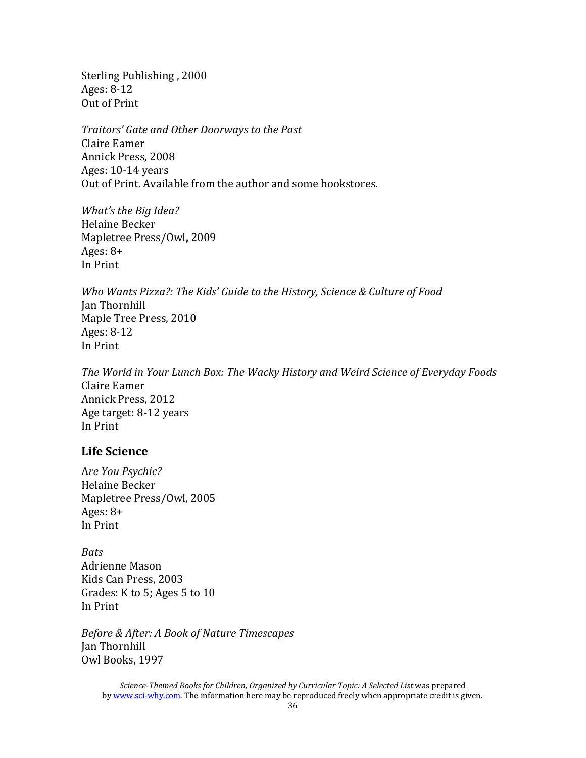Sterling Publishing , 2000
Ages: 8-12
Out of Print

*Traitors' Gate and Other Doorways to the Past*
Claire Eamer
Annick Press, 2008
Ages: 10-14 years
Out of Print. Available from the author and some bookstores.

*What's the Big Idea?*
Helaine Becker
Mapletree Press/Owl**,** 2009
Ages: 8+
In Print

*Who Wants Pizza?: The Kids' Guide to the History, Science & Culture of Food*
Jan Thornhill
Maple Tree Press, 2010
Ages: 8-12
In Print

*The World in Your Lunch Box: The Wacky History and Weird Science of Everyday Foods*
Claire Eamer
Annick Press, 2012
Age target: 8-12 years
In Print

## Life Science

*Are You Psychic?*
Helaine Becker
Mapletree Press/Owl, 2005
Ages: 8+
In Print

*Bats*
Adrienne Mason
Kids Can Press, 2003
Grades: K to 5; Ages 5 to 10
In Print

*Before & After: A Book of Nature Timescapes*
Jan Thornhill
Owl Books, 1997

*Science-Themed Books for Children, Organized by Curricular Topic: A Selected List* was prepared by www.sci-why.com. The information here may be reproduced freely when appropriate credit is given.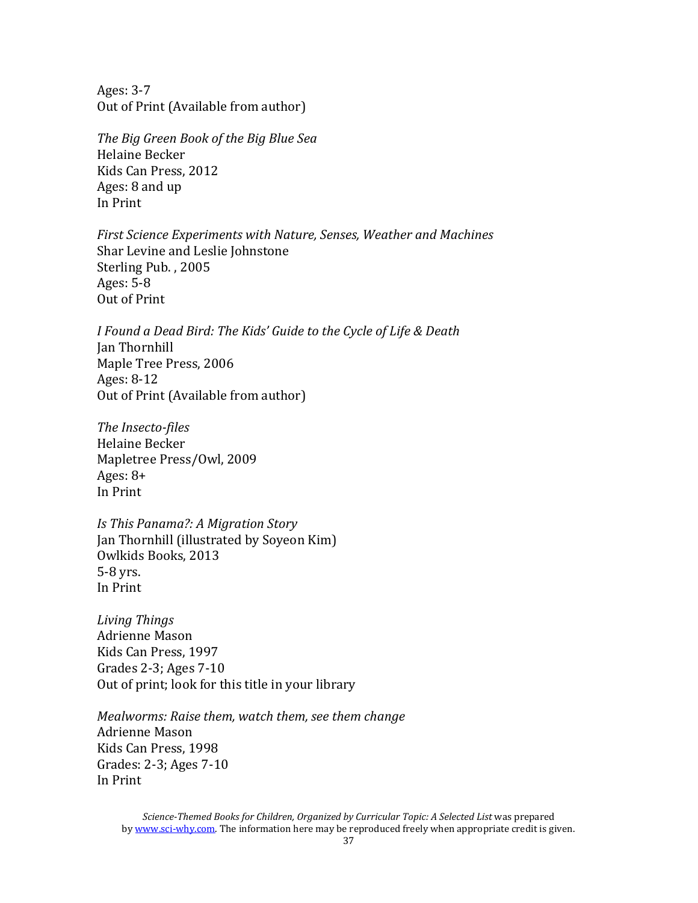Ages: 3-7
Out of Print (Available from author)

*The Big Green Book of the Big Blue Sea*
Helaine Becker
Kids Can Press, 2012
Ages: 8 and up
In Print

*First Science Experiments with Nature, Senses, Weather and Machines*
Shar Levine and Leslie Johnstone
Sterling Pub. , 2005
Ages: 5-8
Out of Print

*I Found a Dead Bird: The Kids' Guide to the Cycle of Life & Death*
Jan Thornhill
Maple Tree Press, 2006
Ages: 8-12
Out of Print (Available from author)

*The Insecto-files*
Helaine Becker
Mapletree Press/Owl, 2009
Ages: 8+
In Print

*Is This Panama?: A Migration Story*
Jan Thornhill (illustrated by Soyeon Kim)
Owlkids Books, 2013
5-8 yrs.
In Print

*Living Things*
Adrienne Mason
Kids Can Press, 1997
Grades 2-3; Ages 7-10
Out of print; look for this title in your library

*Mealworms: Raise them, watch them, see them change*
Adrienne Mason
Kids Can Press, 1998
Grades: 2-3; Ages 7-10
In Print

*Science-Themed Books for Children, Organized by Curricular Topic: A Selected List* was prepared by www.sci-why.com. The information here may be reproduced freely when appropriate credit is given.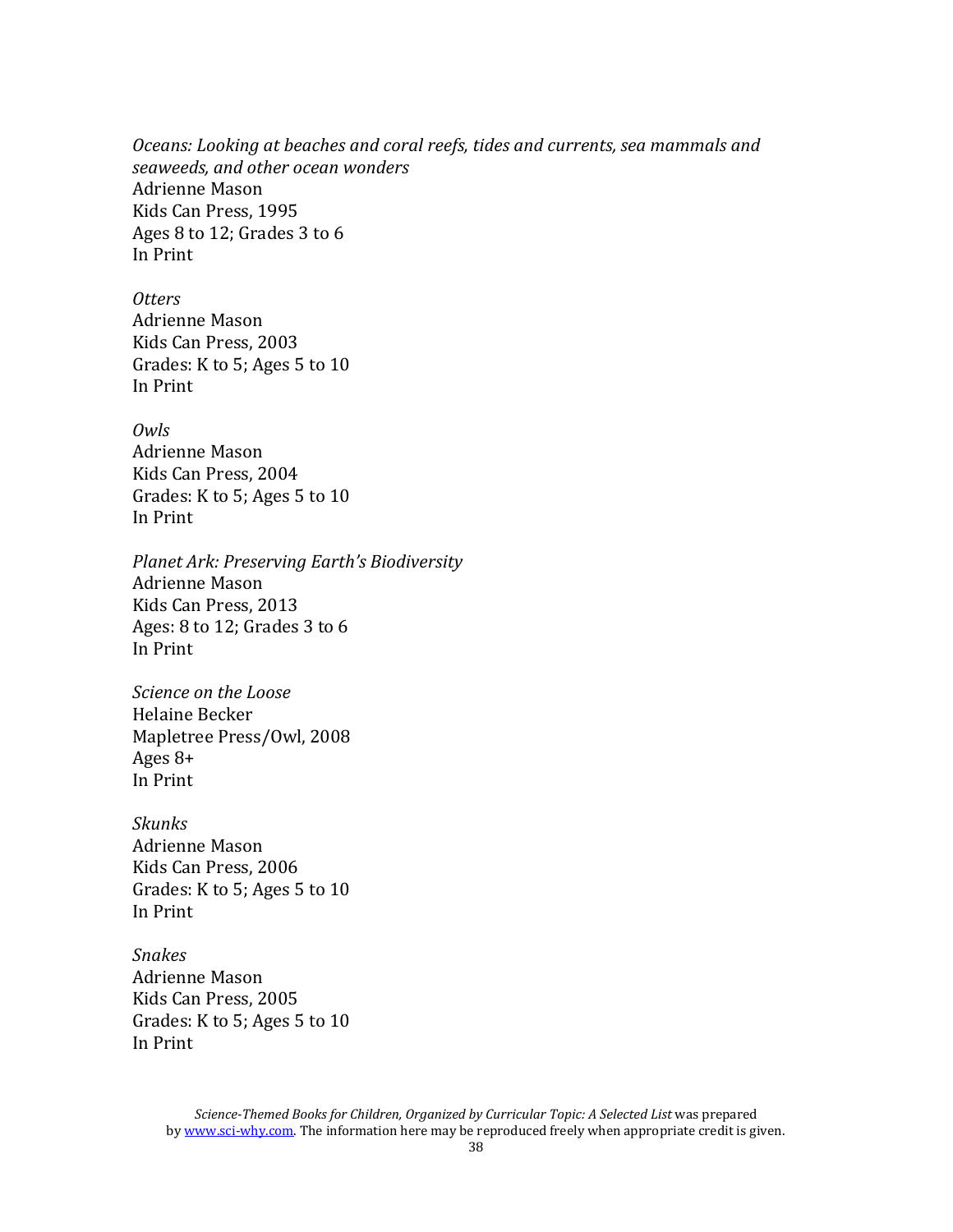*Oceans: Looking at beaches and coral reefs, tides and currents, sea mammals and seaweeds, and other ocean wonders*
Adrienne Mason
Kids Can Press, 1995
Ages 8 to 12; Grades 3 to 6
In Print

*Otters*
Adrienne Mason
Kids Can Press, 2003
Grades: K to 5; Ages 5 to 10
In Print

*Owls*
Adrienne Mason
Kids Can Press, 2004
Grades: K to 5; Ages 5 to 10
In Print

*Planet Ark: Preserving Earth's Biodiversity*
Adrienne Mason
Kids Can Press, 2013
Ages: 8 to 12; Grades 3 to 6
In Print

*Science on the Loose*
Helaine Becker
Mapletree Press/Owl, 2008
Ages 8+
In Print

*Skunks*
Adrienne Mason
Kids Can Press, 2006
Grades: K to 5; Ages 5 to 10
In Print

*Snakes*
Adrienne Mason
Kids Can Press, 2005
Grades: K to 5; Ages 5 to 10
In Print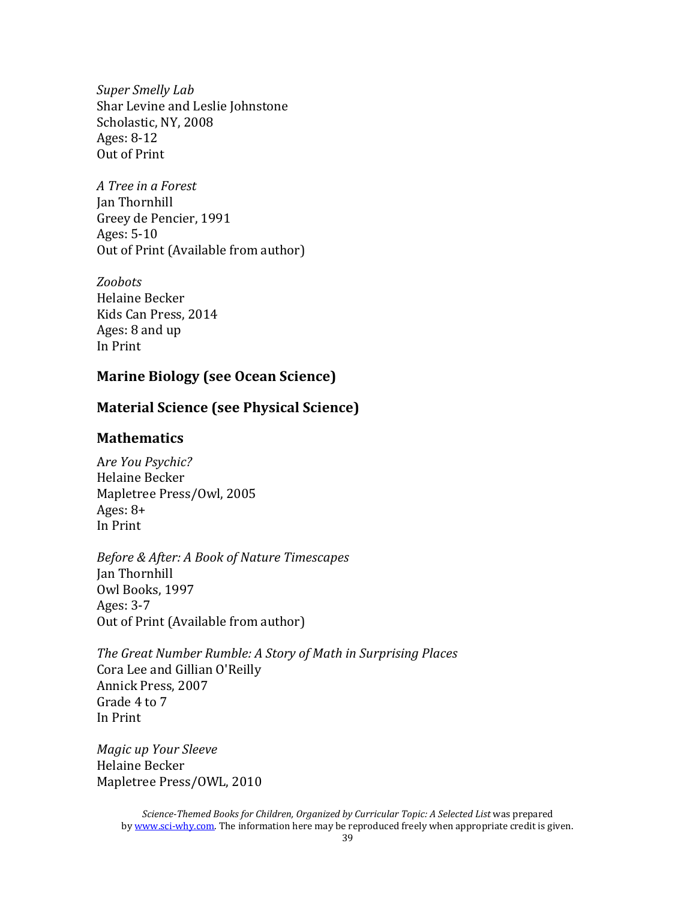*Super Smelly Lab*
Shar Levine and Leslie Johnstone
Scholastic, NY, 2008
Ages: 8-12
Out of Print

*A Tree in a Forest*
Jan Thornhill
Greey de Pencier, 1991
Ages: 5-10
Out of Print (Available from author)

*Zoobots*
Helaine Becker
Kids Can Press, 2014
Ages: 8 and up
In Print

## Marine Biology (see Ocean Science)

## Material Science (see Physical Science)

## Mathematics

*Are You Psychic?*
Helaine Becker
Mapletree Press/Owl, 2005
Ages: 8+
In Print

*Before & After: A Book of Nature Timescapes*
Jan Thornhill
Owl Books, 1997
Ages: 3-7
Out of Print (Available from author)

*The Great Number Rumble: A Story of Math in Surprising Places*
Cora Lee and Gillian O'Reilly
Annick Press, 2007
Grade 4 to 7
In Print

*Magic up Your Sleeve*
Helaine Becker
Mapletree Press/OWL, 2010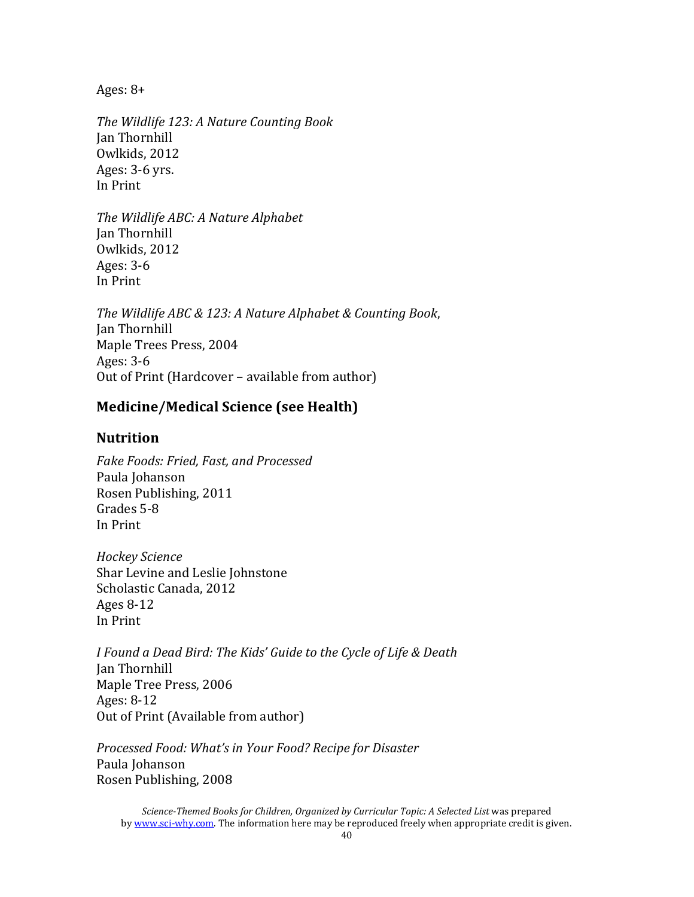Ages: 8+

*The Wildlife 123: A Nature Counting Book*
Jan Thornhill
Owlkids, 2012
Ages: 3-6 yrs.
In Print

*The Wildlife ABC: A Nature Alphabet*
Jan Thornhill
Owlkids, 2012
Ages: 3-6
In Print

*The Wildlife ABC & 123: A Nature Alphabet & Counting Book*,
Jan Thornhill
Maple Trees Press, 2004
Ages: 3-6
Out of Print (Hardcover – available from author)

## Medicine/Medical Science (see Health)

## Nutrition

*Fake Foods: Fried, Fast, and Processed*
Paula Johanson
Rosen Publishing, 2011
Grades 5-8
In Print

*Hockey Science*
Shar Levine and Leslie Johnstone
Scholastic Canada, 2012
Ages 8-12
In Print

*I Found a Dead Bird: The Kids' Guide to the Cycle of Life & Death*
Jan Thornhill
Maple Tree Press, 2006
Ages: 8-12
Out of Print (Available from author)

*Processed Food: What's in Your Food? Recipe for Disaster*
Paula Johanson
Rosen Publishing, 2008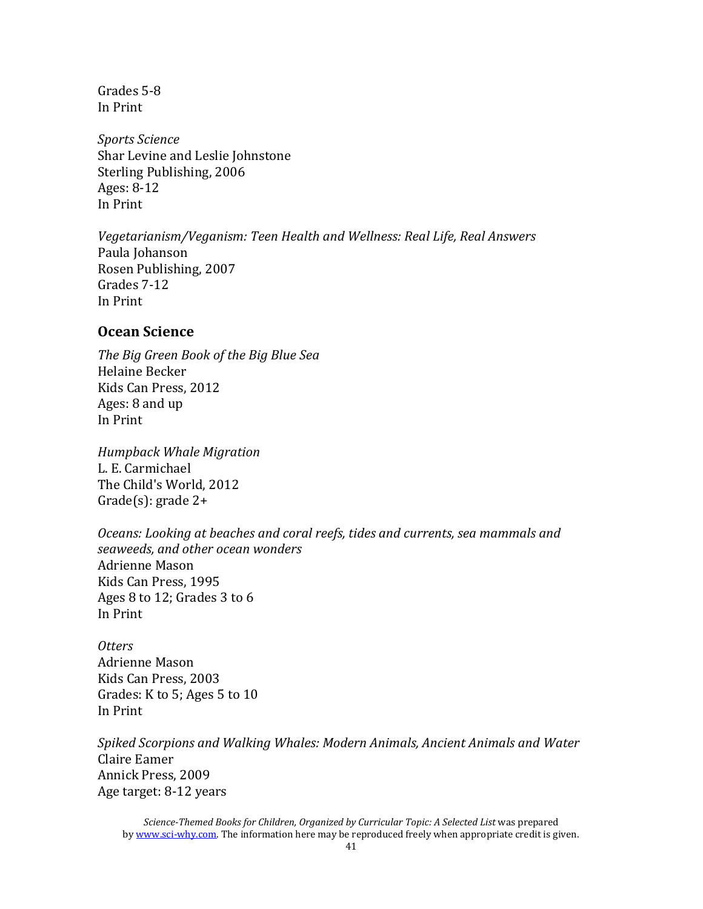Grades 5-8
In Print

*Sports Science*
Shar Levine and Leslie Johnstone
Sterling Publishing, 2006
Ages: 8-12
In Print

*Vegetarianism/Veganism: Teen Health and Wellness: Real Life, Real Answers*
Paula Johanson
Rosen Publishing, 2007
Grades 7-12
In Print

## Ocean Science

*The Big Green Book of the Big Blue Sea*
Helaine Becker
Kids Can Press, 2012
Ages: 8 and up
In Print

*Humpback Whale Migration*
L. E. Carmichael
The Child's World, 2012
Grade(s): grade 2+

*Oceans: Looking at beaches and coral reefs, tides and currents, sea mammals and seaweeds, and other ocean wonders*
Adrienne Mason
Kids Can Press, 1995
Ages 8 to 12; Grades 3 to 6
In Print

*Otters*
Adrienne Mason
Kids Can Press, 2003
Grades: K to 5; Ages 5 to 10
In Print

*Spiked Scorpions and Walking Whales: Modern Animals, Ancient Animals and Water*
Claire Eamer
Annick Press, 2009
Age target: 8-12 years

*Science-Themed Books for Children, Organized by Curricular Topic: A Selected List* was prepared by www.sci-why.com. The information here may be reproduced freely when appropriate credit is given.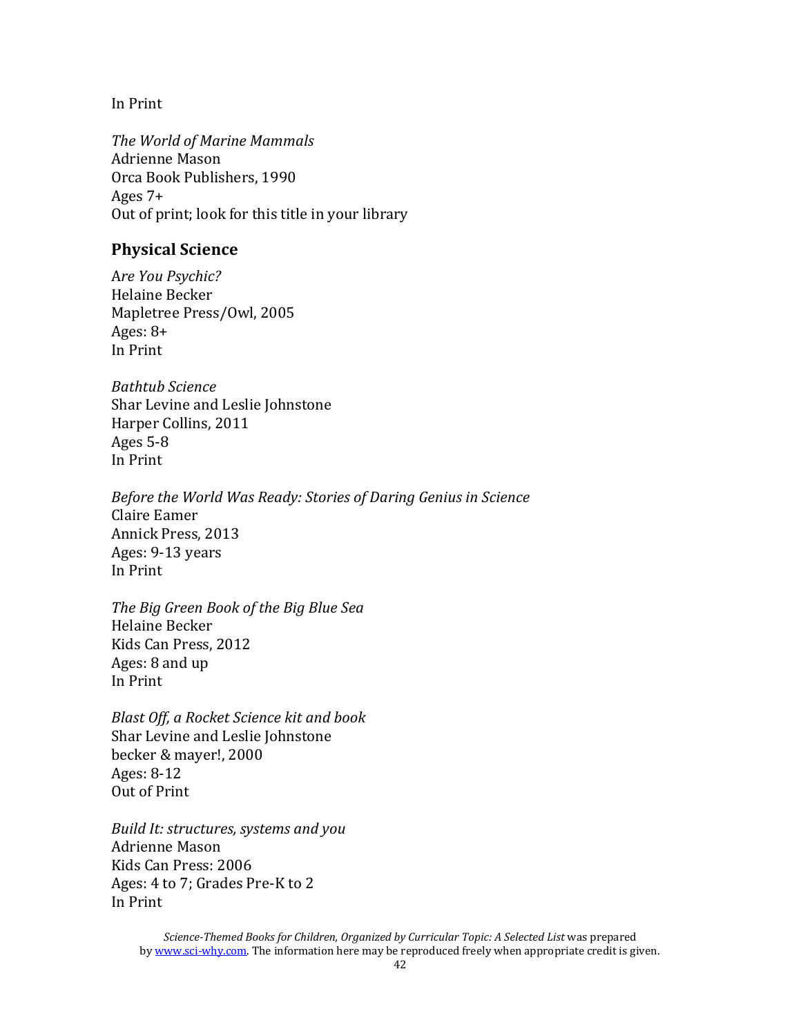In Print

*The World of Marine Mammals*
Adrienne Mason
Orca Book Publishers, 1990
Ages 7+
Out of print; look for this title in your library

## Physical Science

*Are You Psychic?*
Helaine Becker
Mapletree Press/Owl, 2005
Ages: 8+
In Print

*Bathtub Science*
Shar Levine and Leslie Johnstone
Harper Collins, 2011
Ages 5-8
In Print

*Before the World Was Ready: Stories of Daring Genius in Science*
Claire Eamer
Annick Press, 2013
Ages: 9-13 years
In Print

*The Big Green Book of the Big Blue Sea*
Helaine Becker
Kids Can Press, 2012
Ages: 8 and up
In Print

*Blast Off, a Rocket Science kit and book*
Shar Levine and Leslie Johnstone
becker & mayer!, 2000
Ages: 8-12
Out of Print

*Build It: structures, systems and you*
Adrienne Mason
Kids Can Press: 2006
Ages: 4 to 7; Grades Pre-K to 2
In Print

*Science-Themed Books for Children, Organized by Curricular Topic: A Selected List* was prepared by [www.sci-why.com](http://www.sci-why.com). The information here may be reproduced freely when appropriate credit is given.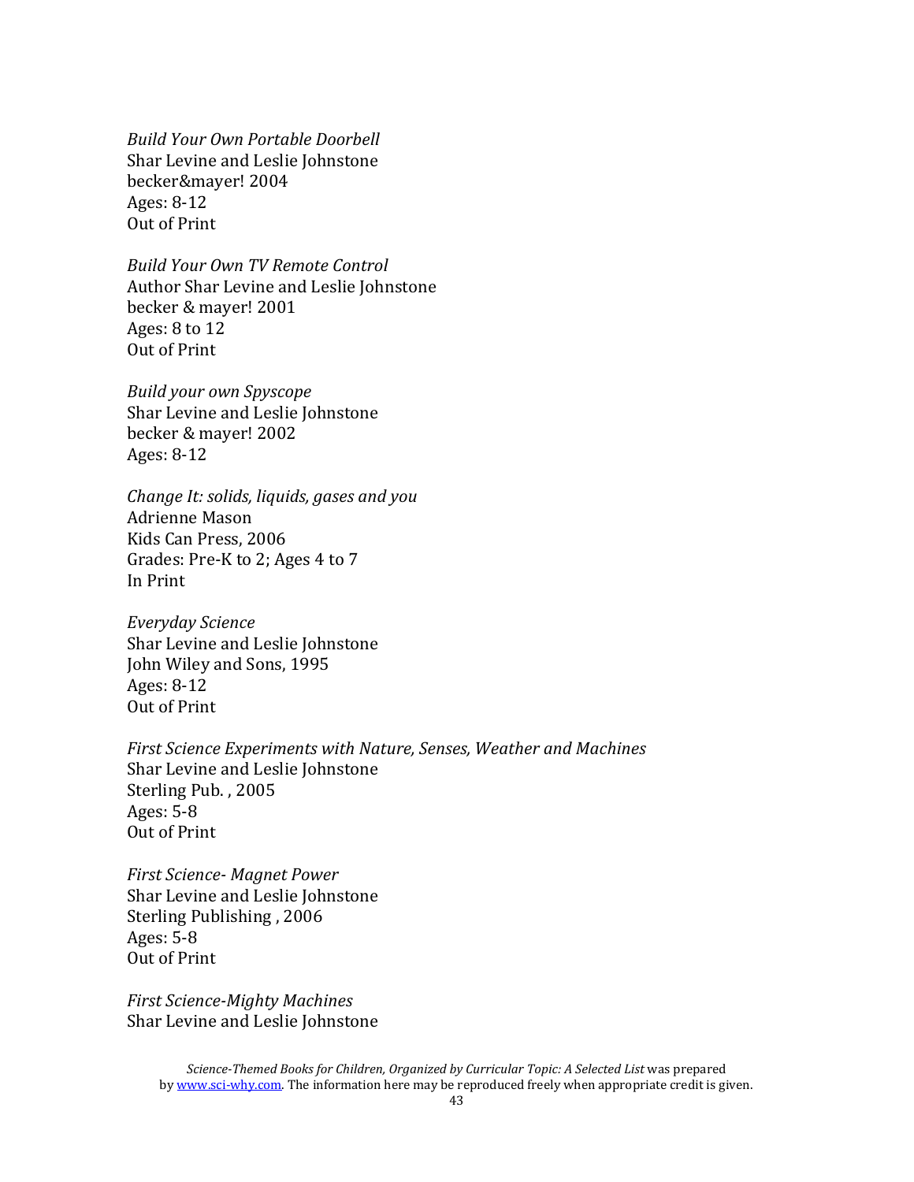*Build Your Own Portable Doorbell*
Shar Levine and Leslie Johnstone
becker&mayer! 2004
Ages: 8-12
Out of Print

*Build Your Own TV Remote Control*
Author Shar Levine and Leslie Johnstone
becker & mayer! 2001
Ages: 8 to 12
Out of Print

*Build your own Spyscope*
Shar Levine and Leslie Johnstone
becker & mayer! 2002
Ages: 8-12

*Change It: solids, liquids, gases and you*
Adrienne Mason
Kids Can Press, 2006
Grades: Pre-K to 2; Ages 4 to 7
In Print

*Everyday Science*
Shar Levine and Leslie Johnstone
John Wiley and Sons, 1995
Ages: 8-12
Out of Print

*First Science Experiments with Nature, Senses, Weather and Machines*
Shar Levine and Leslie Johnstone
Sterling Pub. , 2005
Ages: 5-8
Out of Print

*First Science- Magnet Power*
Shar Levine and Leslie Johnstone
Sterling Publishing , 2006
Ages: 5-8
Out of Print

*First Science-Mighty Machines*
Shar Levine and Leslie Johnstone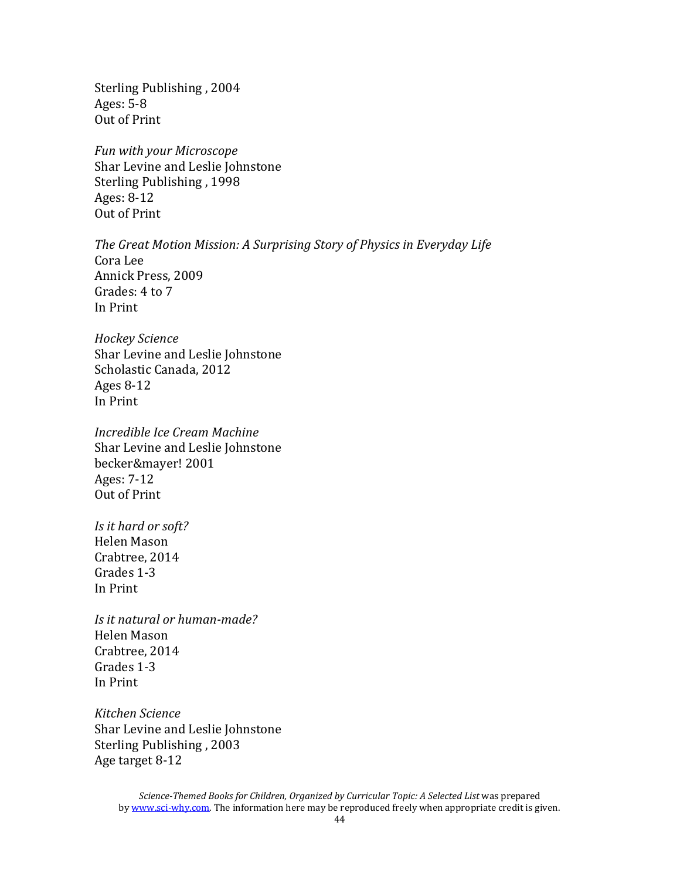Sterling Publishing , 2004
Ages: 5-8
Out of Print

*Fun with your Microscope*
Shar Levine and Leslie Johnstone
Sterling Publishing , 1998
Ages: 8-12
Out of Print

*The Great Motion Mission: A Surprising Story of Physics in Everyday Life*
Cora Lee
Annick Press, 2009
Grades: 4 to 7
In Print

*Hockey Science*
Shar Levine and Leslie Johnstone
Scholastic Canada, 2012
Ages 8-12
In Print

*Incredible Ice Cream Machine*
Shar Levine and Leslie Johnstone
becker&mayer! 2001
Ages: 7-12
Out of Print

*Is it hard or soft?*
Helen Mason
Crabtree, 2014
Grades 1-3
In Print

*Is it natural or human-made?*
Helen Mason
Crabtree, 2014
Grades 1-3
In Print

*Kitchen Science*
Shar Levine and Leslie Johnstone
Sterling Publishing , 2003
Age target 8-12

*Science-Themed Books for Children, Organized by Curricular Topic: A Selected List* was prepared by www.sci-why.com. The information here may be reproduced freely when appropriate credit is given.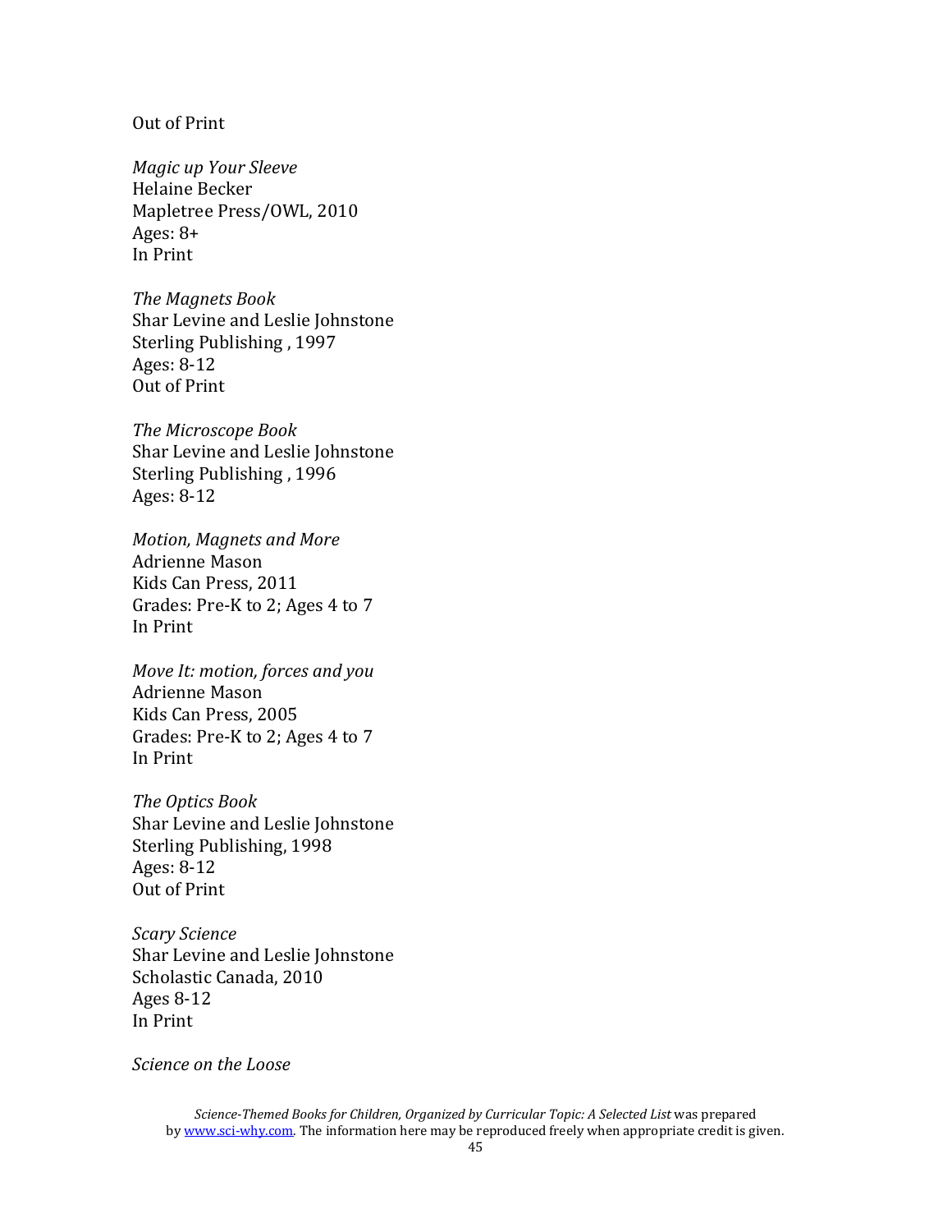Out of Print

*Magic up Your Sleeve*
Helaine Becker
Mapletree Press/OWL, 2010
Ages: 8+
In Print

*The Magnets Book*
Shar Levine and Leslie Johnstone
Sterling Publishing , 1997
Ages: 8-12
Out of Print

*The Microscope Book*
Shar Levine and Leslie Johnstone
Sterling Publishing , 1996
Ages: 8-12

*Motion, Magnets and More*
Adrienne Mason
Kids Can Press, 2011
Grades: Pre-K to 2; Ages 4 to 7
In Print

*Move It: motion, forces and you*
Adrienne Mason
Kids Can Press, 2005
Grades: Pre-K to 2; Ages 4 to 7
In Print

*The Optics Book*
Shar Levine and Leslie Johnstone
Sterling Publishing, 1998
Ages: 8-12
Out of Print

*Scary Science*
Shar Levine and Leslie Johnstone
Scholastic Canada, 2010
Ages 8-12
In Print

*Science on the Loose*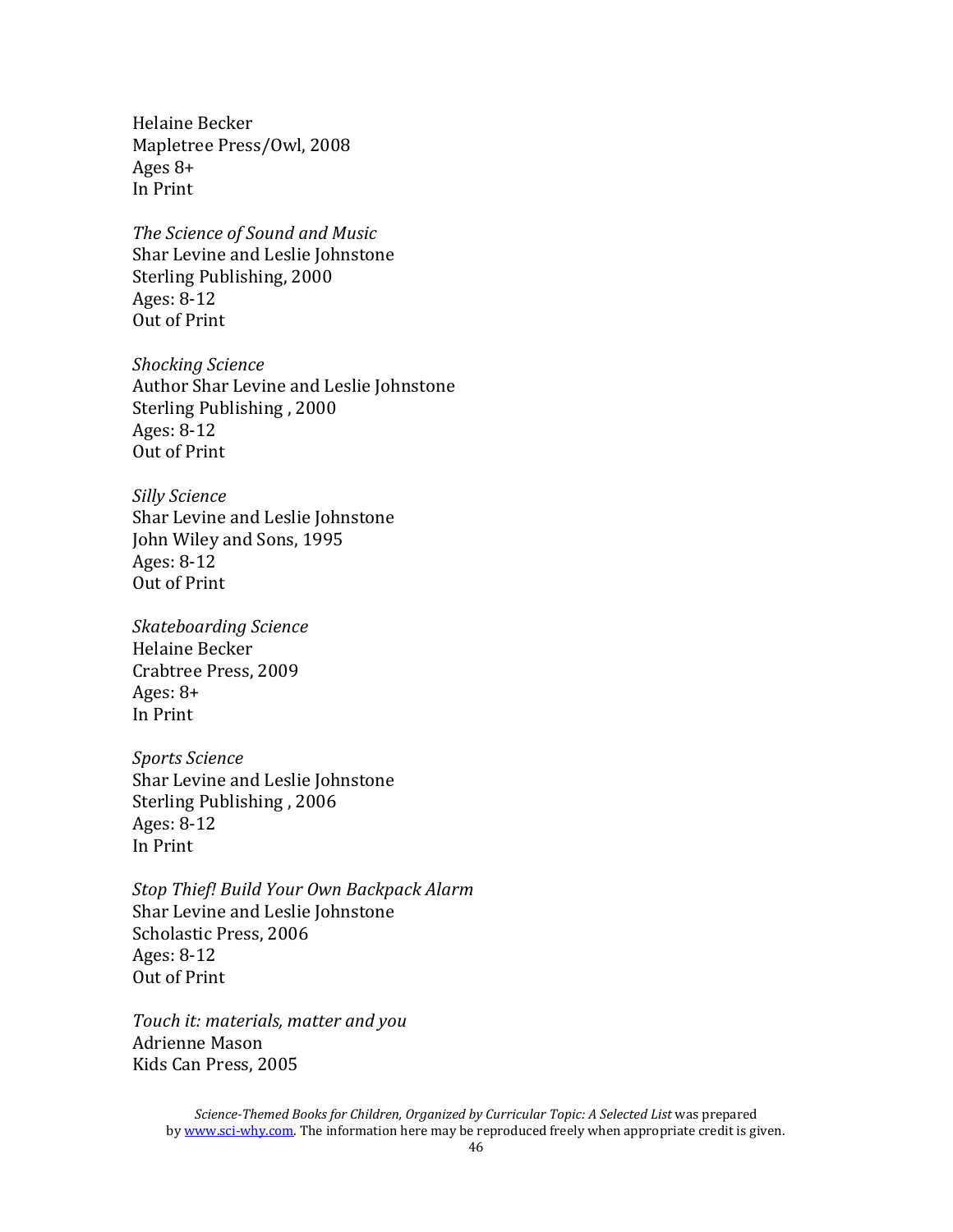Helaine Becker
Mapletree Press/Owl, 2008
Ages 8+
In Print

*The Science of Sound and Music*
Shar Levine and Leslie Johnstone
Sterling Publishing, 2000
Ages: 8-12
Out of Print

*Shocking Science*
Author Shar Levine and Leslie Johnstone
Sterling Publishing , 2000
Ages: 8-12
Out of Print

*Silly Science*
Shar Levine and Leslie Johnstone
John Wiley and Sons, 1995
Ages: 8-12
Out of Print

*Skateboarding Science*
Helaine Becker
Crabtree Press, 2009
Ages: 8+
In Print

*Sports Science*
Shar Levine and Leslie Johnstone
Sterling Publishing , 2006
Ages: 8-12
In Print

*Stop Thief! Build Your Own Backpack Alarm*
Shar Levine and Leslie Johnstone
Scholastic Press, 2006
Ages: 8-12
Out of Print

*Touch it: materials, matter and you*
Adrienne Mason
Kids Can Press, 2005

*Science-Themed Books for Children, Organized by Curricular Topic: A Selected List* was prepared by www.sci-why.com. The information here may be reproduced freely when appropriate credit is given.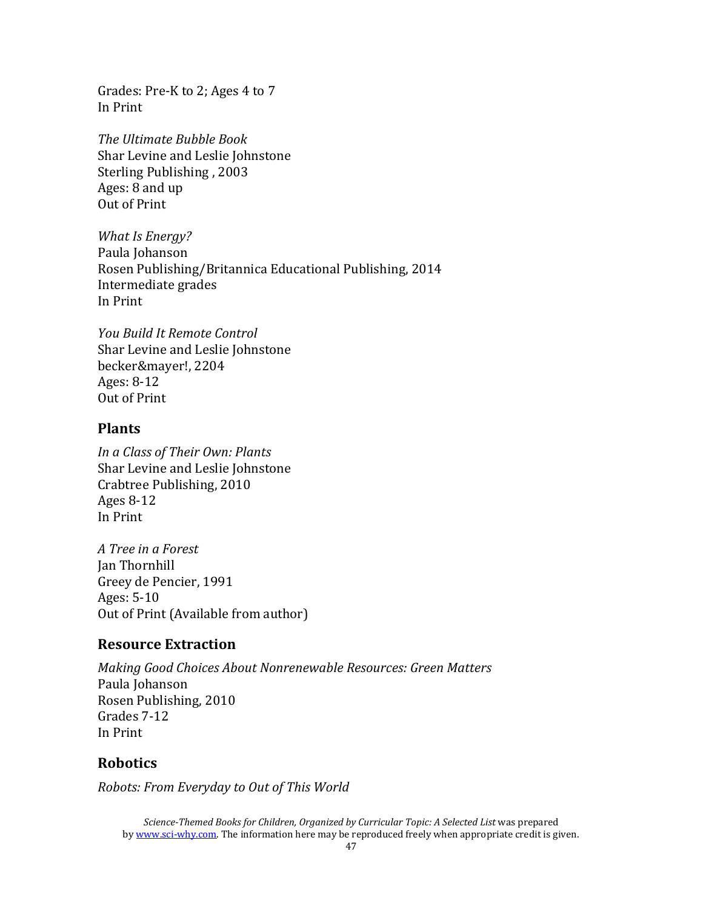Grades: Pre-K to 2; Ages 4 to 7
In Print

*The Ultimate Bubble Book*
Shar Levine and Leslie Johnstone
Sterling Publishing , 2003
Ages: 8 and up
Out of Print

*What Is Energy?*
Paula Johanson
Rosen Publishing/Britannica Educational Publishing, 2014
Intermediate grades
In Print

*You Build It Remote Control*
Shar Levine and Leslie Johnstone
becker&mayer!, 2204
Ages: 8-12
Out of Print

## Plants

*In a Class of Their Own: Plants*
Shar Levine and Leslie Johnstone
Crabtree Publishing, 2010
Ages 8-12
In Print

*A Tree in a Forest*
Jan Thornhill
Greey de Pencier, 1991
Ages: 5-10
Out of Print (Available from author)

## Resource Extraction

*Making Good Choices About Nonrenewable Resources: Green Matters*
Paula Johanson
Rosen Publishing, 2010
Grades 7-12
In Print

## Robotics

*Robots: From Everyday to Out of This World*

*Science-Themed Books for Children, Organized by Curricular Topic: A Selected List* was prepared by www.sci-why.com. The information here may be reproduced freely when appropriate credit is given.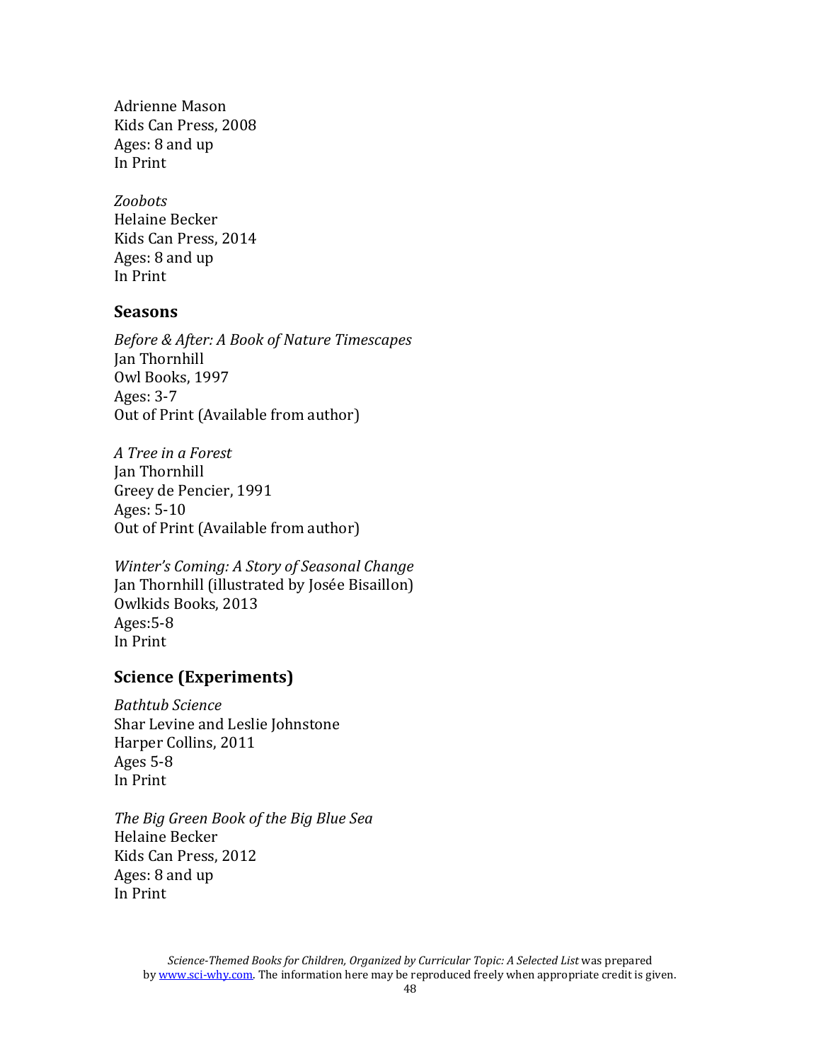Adrienne Mason
Kids Can Press, 2008
Ages: 8 and up
In Print

*Zoobots*
Helaine Becker
Kids Can Press, 2014
Ages: 8 and up
In Print

### Seasons

*Before & After: A Book of Nature Timescapes*
Jan Thornhill
Owl Books, 1997
Ages: 3-7
Out of Print (Available from author)

*A Tree in a Forest*
Jan Thornhill
Greey de Pencier, 1991
Ages: 5-10
Out of Print (Available from author)

*Winter's Coming: A Story of Seasonal Change*
Jan Thornhill (illustrated by Josée Bisaillon)
Owlkids Books, 2013
Ages:5-8
In Print

### Science (Experiments)

*Bathtub Science*
Shar Levine and Leslie Johnstone
Harper Collins, 2011
Ages 5-8
In Print

*The Big Green Book of the Big Blue Sea*
Helaine Becker
Kids Can Press, 2012
Ages: 8 and up
In Print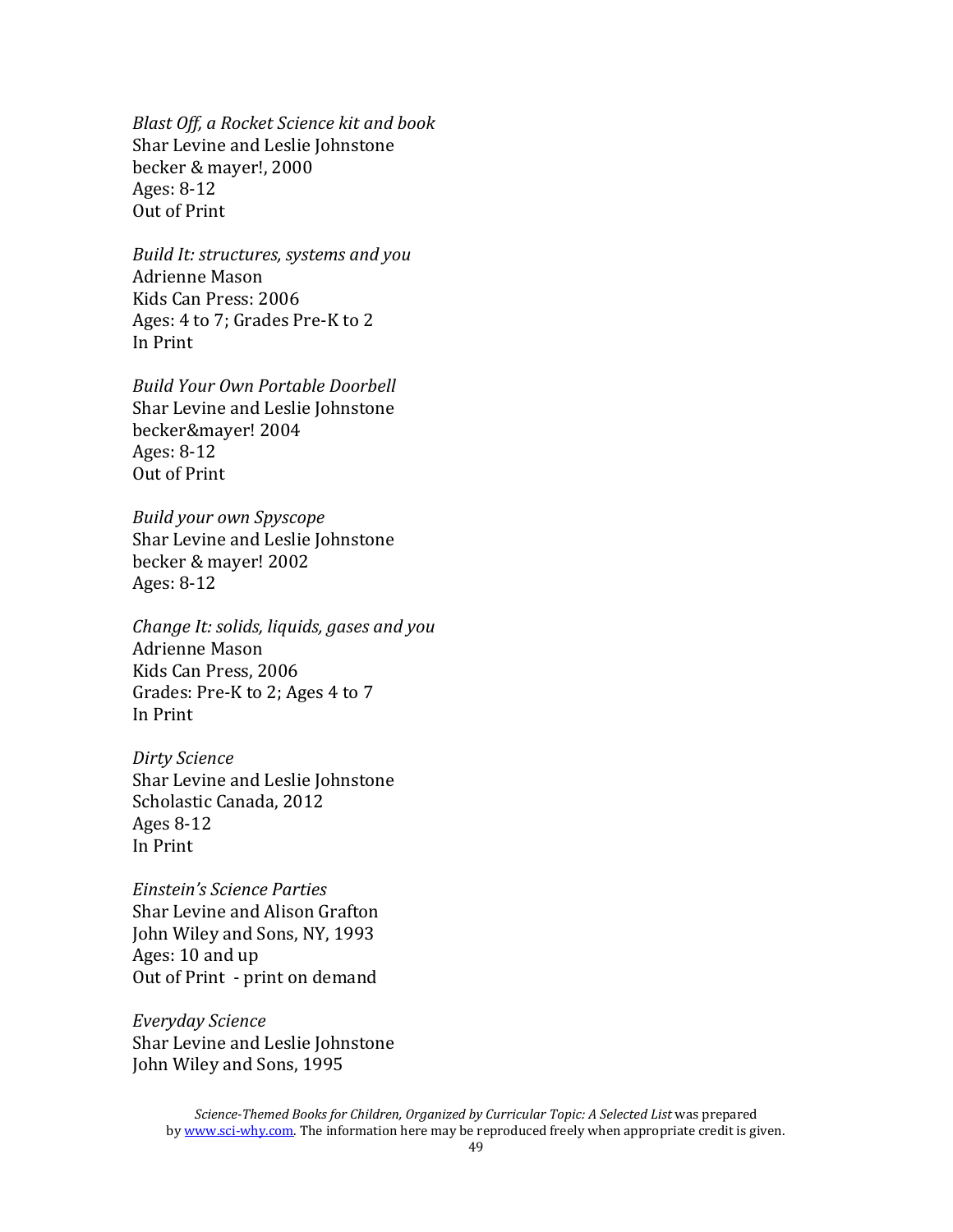*Blast Off, a Rocket Science kit and book*
Shar Levine and Leslie Johnstone
becker & mayer!, 2000
Ages: 8-12
Out of Print

*Build It: structures, systems and you*
Adrienne Mason
Kids Can Press: 2006
Ages: 4 to 7; Grades Pre-K to 2
In Print

*Build Your Own Portable Doorbell*
Shar Levine and Leslie Johnstone
becker&mayer! 2004
Ages: 8-12
Out of Print

*Build your own Spyscope*
Shar Levine and Leslie Johnstone
becker & mayer! 2002
Ages: 8-12

*Change It: solids, liquids, gases and you*
Adrienne Mason
Kids Can Press, 2006
Grades: Pre-K to 2; Ages 4 to 7
In Print

*Dirty Science*
Shar Levine and Leslie Johnstone
Scholastic Canada, 2012
Ages 8-12
In Print

*Einstein's Science Parties*
Shar Levine and Alison Grafton
John Wiley and Sons, NY, 1993
Ages: 10 and up
Out of Print - print on demand

*Everyday Science*
Shar Levine and Leslie Johnstone
John Wiley and Sons, 1995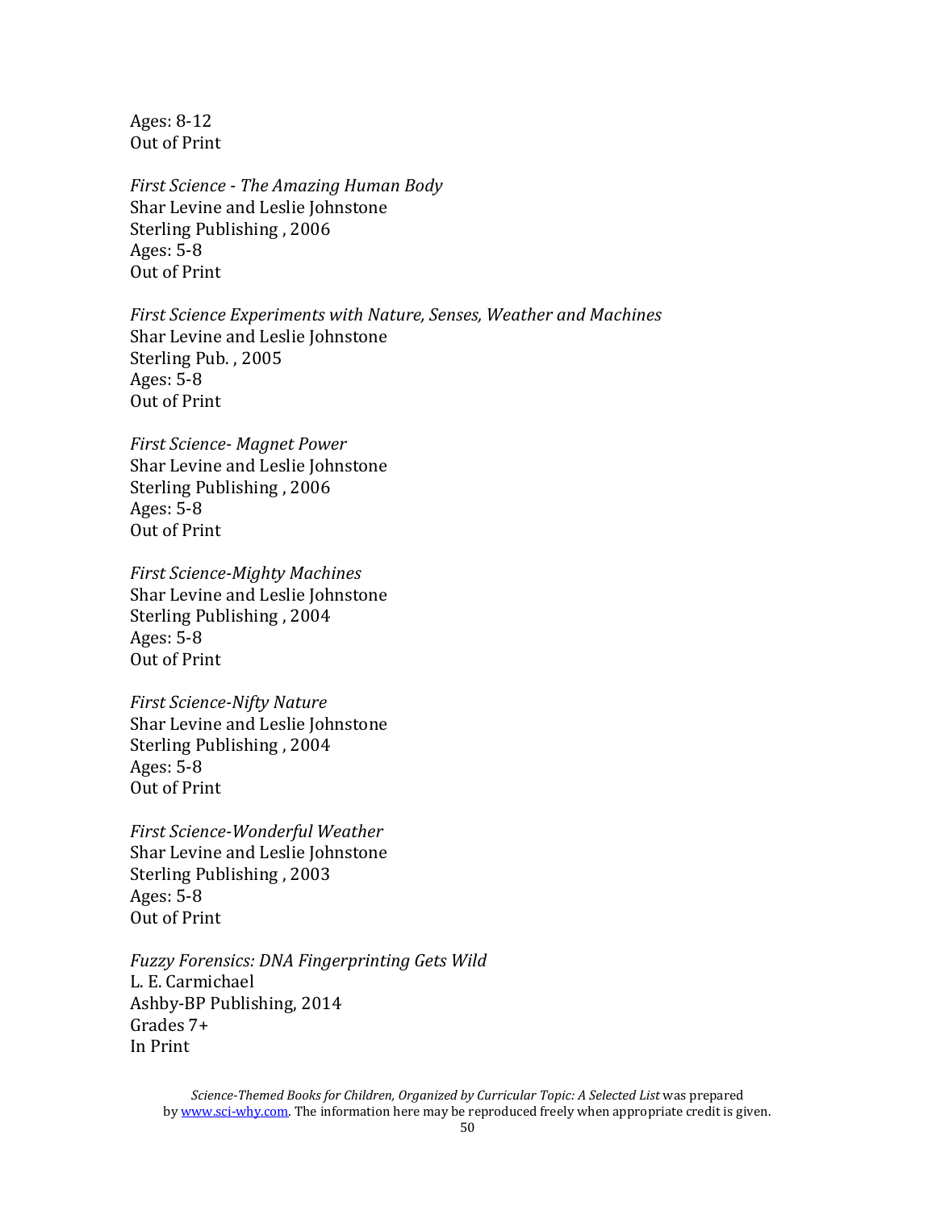Ages: 8-12
Out of Print

*First Science - The Amazing Human Body*
Shar Levine and Leslie Johnstone
Sterling Publishing , 2006
Ages: 5-8
Out of Print

*First Science Experiments with Nature, Senses, Weather and Machines*
Shar Levine and Leslie Johnstone
Sterling Pub. , 2005
Ages: 5-8
Out of Print

*First Science- Magnet Power*
Shar Levine and Leslie Johnstone
Sterling Publishing , 2006
Ages: 5-8
Out of Print

*First Science-Mighty Machines*
Shar Levine and Leslie Johnstone
Sterling Publishing , 2004
Ages: 5-8
Out of Print

*First Science-Nifty Nature*
Shar Levine and Leslie Johnstone
Sterling Publishing , 2004
Ages: 5-8
Out of Print

*First Science-Wonderful Weather*
Shar Levine and Leslie Johnstone
Sterling Publishing , 2003
Ages: 5-8
Out of Print

*Fuzzy Forensics: DNA Fingerprinting Gets Wild*
L. E. Carmichael
Ashby-BP Publishing, 2014
Grades 7+
In Print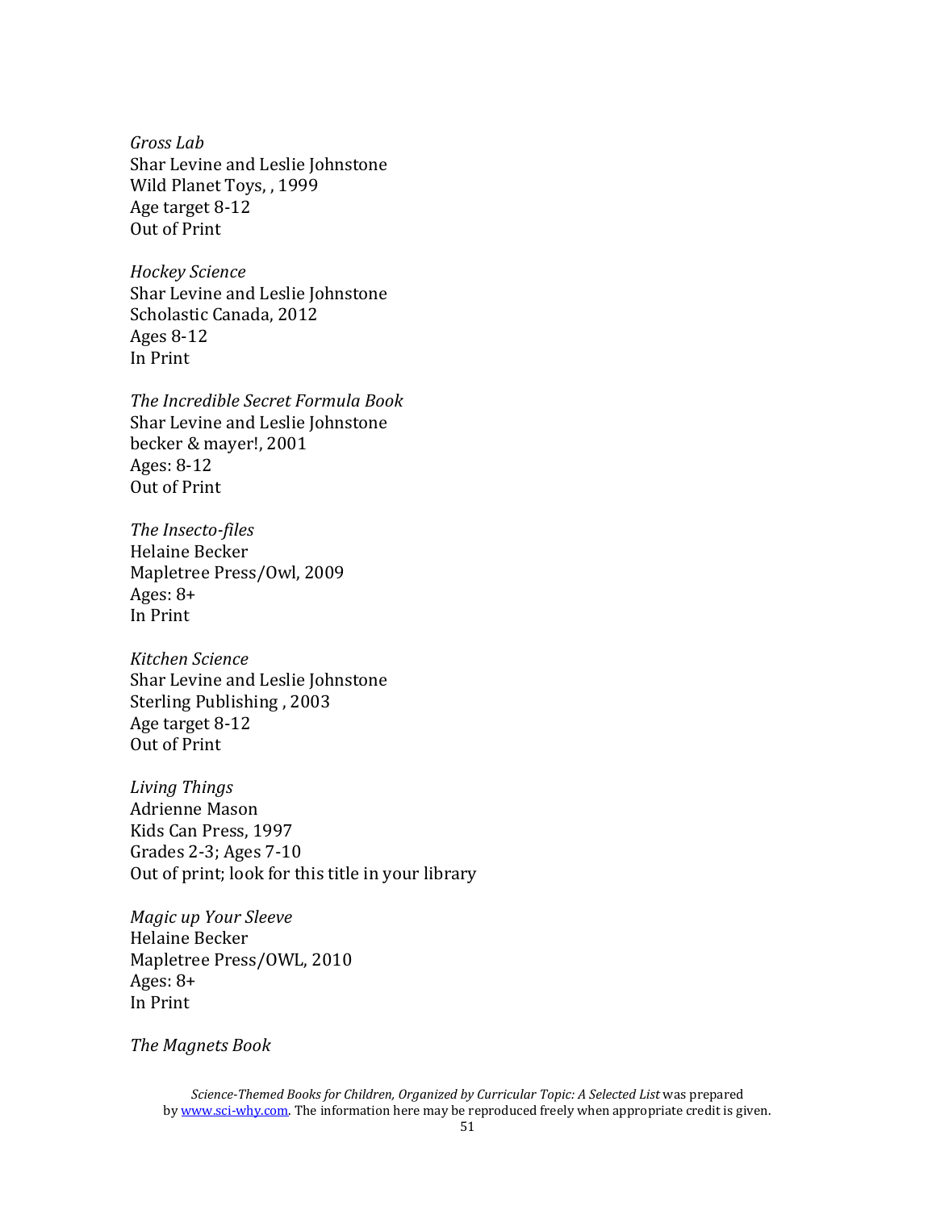*Gross Lab*
Shar Levine and Leslie Johnstone
Wild Planet Toys, , 1999
Age target 8-12
Out of Print

*Hockey Science*
Shar Levine and Leslie Johnstone
Scholastic Canada, 2012
Ages 8-12
In Print

*The Incredible Secret Formula Book*
Shar Levine and Leslie Johnstone
becker & mayer!, 2001
Ages: 8-12
Out of Print

*The Insecto-files*
Helaine Becker
Mapletree Press/Owl, 2009
Ages: 8+
In Print

*Kitchen Science*
Shar Levine and Leslie Johnstone
Sterling Publishing , 2003
Age target 8-12
Out of Print

*Living Things*
Adrienne Mason
Kids Can Press, 1997
Grades 2-3; Ages 7-10
Out of print; look for this title in your library

*Magic up Your Sleeve*
Helaine Becker
Mapletree Press/OWL, 2010
Ages: 8+
In Print

*The Magnets Book*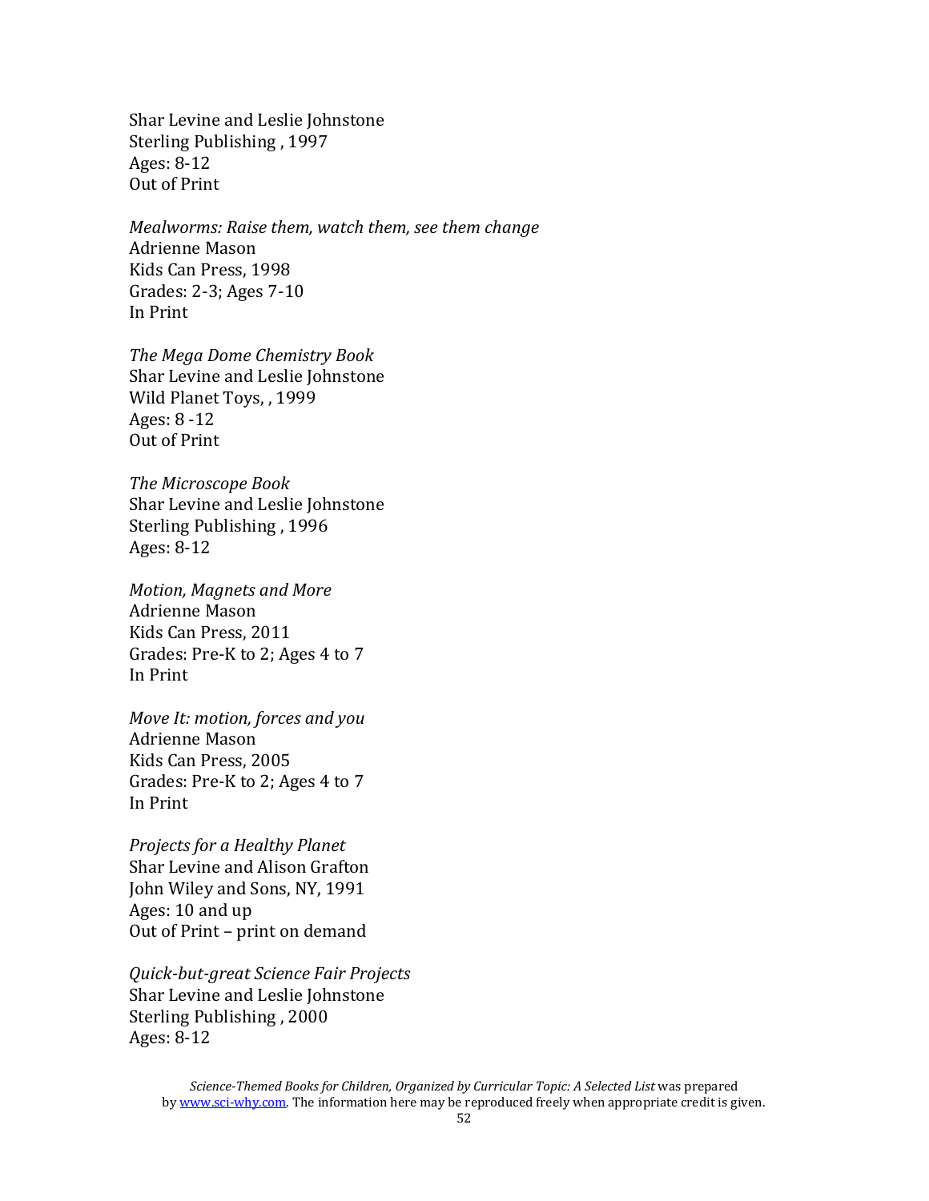Shar Levine and Leslie Johnstone
Sterling Publishing , 1997
Ages: 8-12
Out of Print

*Mealworms: Raise them, watch them, see them change*
Adrienne Mason
Kids Can Press, 1998
Grades: 2-3; Ages 7-10
In Print

*The Mega Dome Chemistry Book*
Shar Levine and Leslie Johnstone
Wild Planet Toys, , 1999
Ages: 8 -12
Out of Print

*The Microscope Book*
Shar Levine and Leslie Johnstone
Sterling Publishing , 1996
Ages: 8-12

*Motion, Magnets and More*
Adrienne Mason
Kids Can Press, 2011
Grades: Pre-K to 2; Ages 4 to 7
In Print

*Move It: motion, forces and you*
Adrienne Mason
Kids Can Press, 2005
Grades: Pre-K to 2; Ages 4 to 7
In Print

*Projects for a Healthy Planet*
Shar Levine and Alison Grafton
John Wiley and Sons, NY, 1991
Ages: 10 and up
Out of Print – print on demand

*Quick-but-great Science Fair Projects*
Shar Levine and Leslie Johnstone
Sterling Publishing , 2000
Ages: 8-12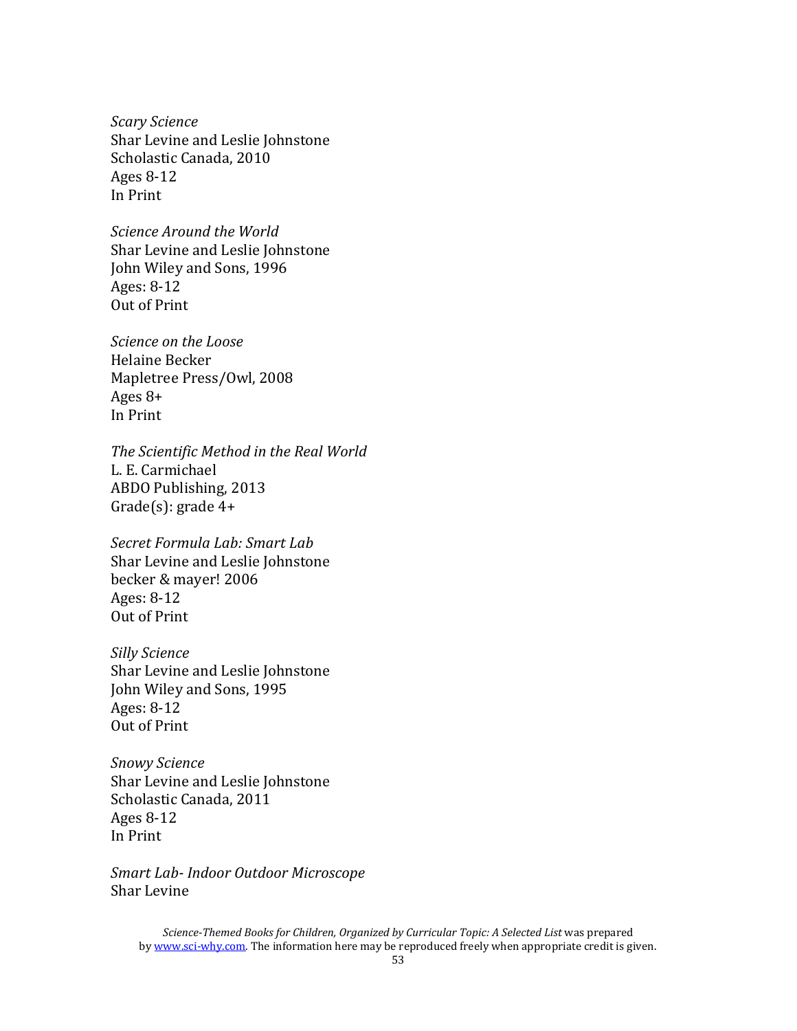*Scary Science*
Shar Levine and Leslie Johnstone
Scholastic Canada, 2010
Ages 8-12
In Print

*Science Around the World*
Shar Levine and Leslie Johnstone
John Wiley and Sons, 1996
Ages: 8-12
Out of Print

*Science on the Loose*
Helaine Becker
Mapletree Press/Owl, 2008
Ages 8+
In Print

*The Scientific Method in the Real World*
L. E. Carmichael
ABDO Publishing, 2013
Grade(s): grade 4+

*Secret Formula Lab: Smart Lab*
Shar Levine and Leslie Johnstone
becker & mayer! 2006
Ages: 8-12
Out of Print

*Silly Science*
Shar Levine and Leslie Johnstone
John Wiley and Sons, 1995
Ages: 8-12
Out of Print

*Snowy Science*
Shar Levine and Leslie Johnstone
Scholastic Canada, 2011
Ages 8-12
In Print

*Smart Lab- Indoor Outdoor Microscope*
Shar Levine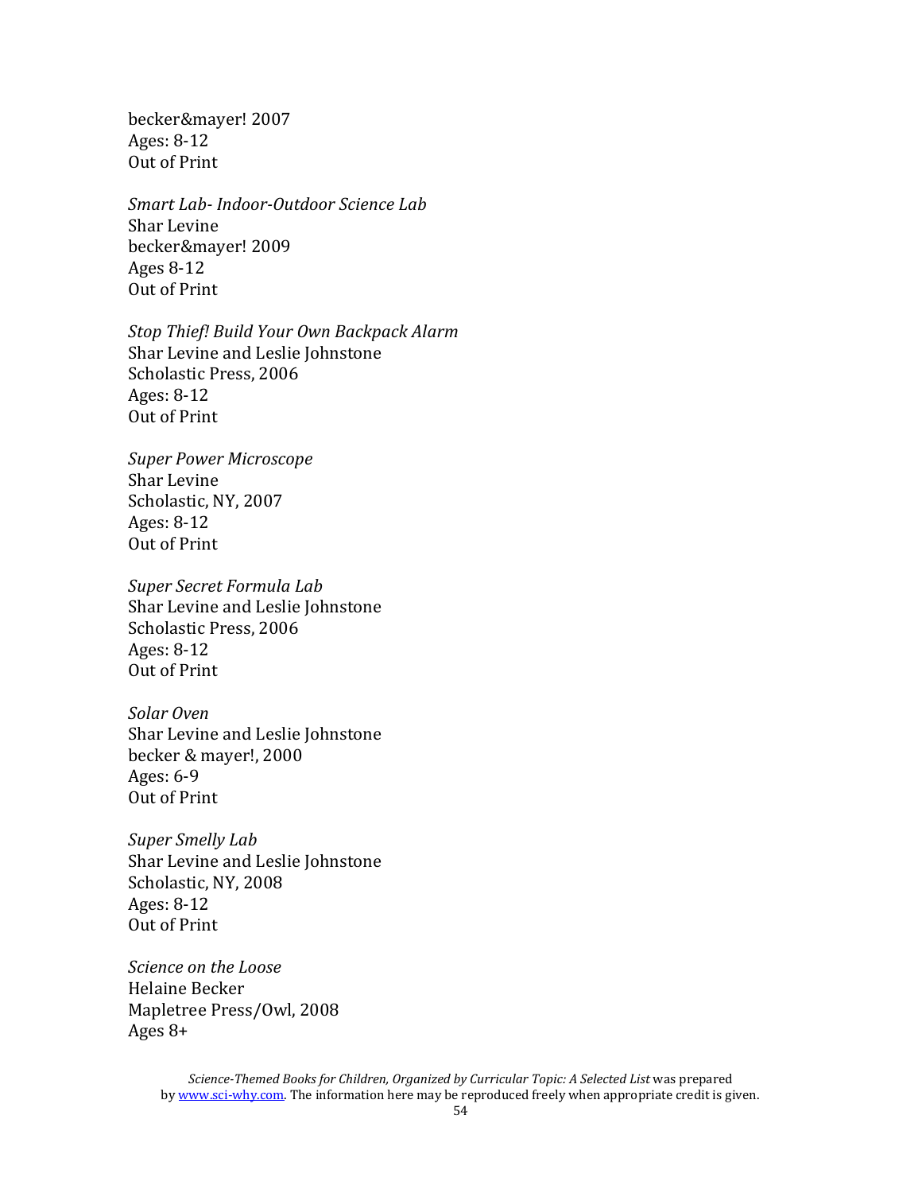becker&mayer! 2007
Ages: 8-12
Out of Print

*Smart Lab- Indoor-Outdoor Science Lab*
Shar Levine
becker&mayer! 2009
Ages 8-12
Out of Print

*Stop Thief! Build Your Own Backpack Alarm*
Shar Levine and Leslie Johnstone
Scholastic Press, 2006
Ages: 8-12
Out of Print

*Super Power Microscope*
Shar Levine
Scholastic, NY, 2007
Ages: 8-12
Out of Print

*Super Secret Formula Lab*
Shar Levine and Leslie Johnstone
Scholastic Press, 2006
Ages: 8-12
Out of Print

*Solar Oven*
Shar Levine and Leslie Johnstone
becker & mayer!, 2000
Ages: 6-9
Out of Print

*Super Smelly Lab*
Shar Levine and Leslie Johnstone
Scholastic, NY, 2008
Ages: 8-12
Out of Print

*Science on the Loose*
Helaine Becker
Mapletree Press/Owl, 2008
Ages 8+

*Science-Themed Books for Children, Organized by Curricular Topic: A Selected List* was prepared by www.sci-why.com. The information here may be reproduced freely when appropriate credit is given.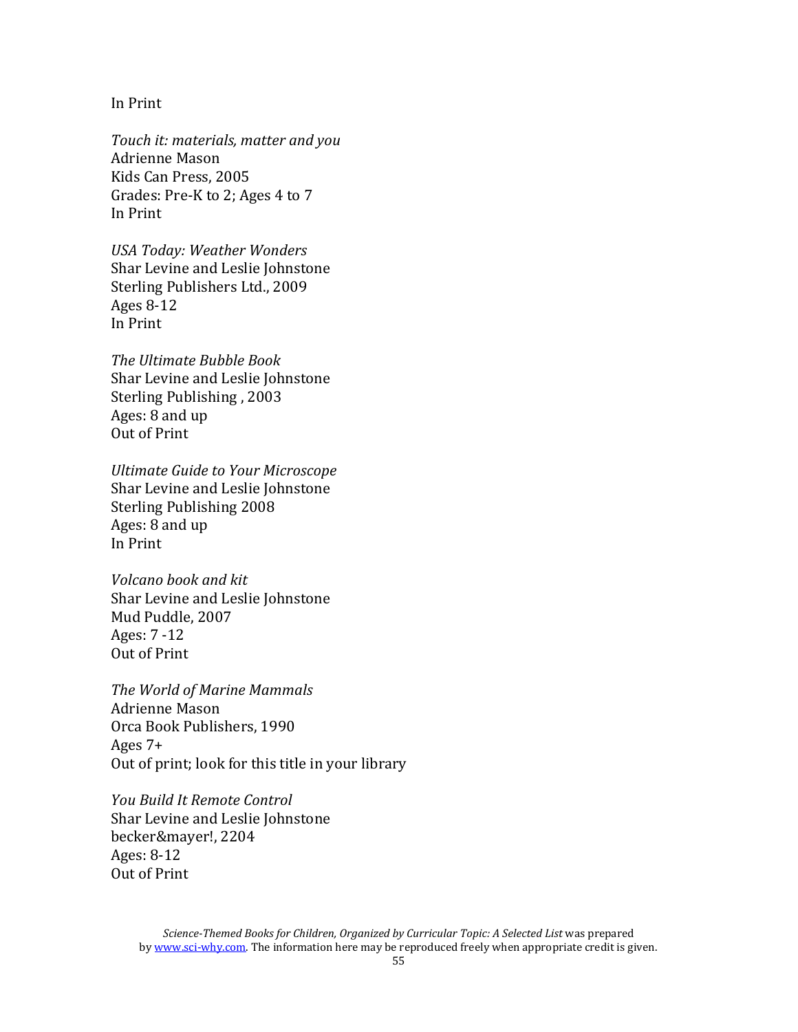In Print

*Touch it: materials, matter and you*
Adrienne Mason
Kids Can Press, 2005
Grades: Pre-K to 2; Ages 4 to 7
In Print

*USA Today: Weather Wonders*
Shar Levine and Leslie Johnstone
Sterling Publishers Ltd., 2009
Ages 8-12
In Print

*The Ultimate Bubble Book*
Shar Levine and Leslie Johnstone
Sterling Publishing , 2003
Ages: 8 and up
Out of Print

*Ultimate Guide to Your Microscope*
Shar Levine and Leslie Johnstone
Sterling Publishing 2008
Ages: 8 and up
In Print

*Volcano book and kit*
Shar Levine and Leslie Johnstone
Mud Puddle, 2007
Ages: 7 -12
Out of Print

*The World of Marine Mammals*
Adrienne Mason
Orca Book Publishers, 1990
Ages 7+
Out of print; look for this title in your library

*You Build It Remote Control*
Shar Levine and Leslie Johnstone
becker&mayer!, 2204
Ages: 8-12
Out of Print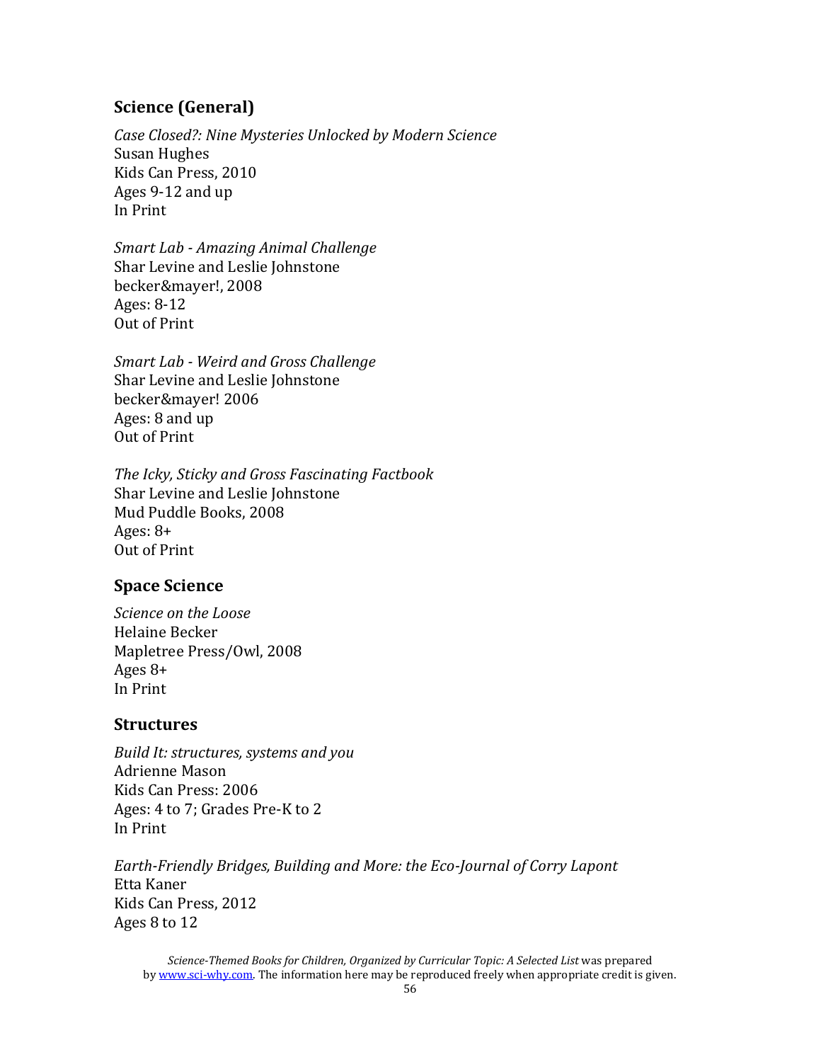## Science (General)

*Case Closed?: Nine Mysteries Unlocked by Modern Science*
Susan Hughes
Kids Can Press, 2010
Ages 9-12 and up
In Print

*Smart Lab - Amazing Animal Challenge*
Shar Levine and Leslie Johnstone
becker&mayer!, 2008
Ages: 8-12
Out of Print

*Smart Lab - Weird and Gross Challenge*
Shar Levine and Leslie Johnstone
becker&mayer! 2006
Ages: 8 and up
Out of Print

*The Icky, Sticky and Gross Fascinating Factbook*
Shar Levine and Leslie Johnstone
Mud Puddle Books, 2008
Ages: 8+
Out of Print

## Space Science

*Science on the Loose*
Helaine Becker
Mapletree Press/Owl, 2008
Ages 8+
In Print

## Structures

*Build It: structures, systems and you*
Adrienne Mason
Kids Can Press: 2006
Ages: 4 to 7; Grades Pre-K to 2
In Print

*Earth-Friendly Bridges, Building and More: the Eco-Journal of Corry Lapont*
Etta Kaner
Kids Can Press, 2012
Ages 8 to 12

*Science-Themed Books for Children, Organized by Curricular Topic: A Selected List* was prepared by www.sci-why.com. The information here may be reproduced freely when appropriate credit is given.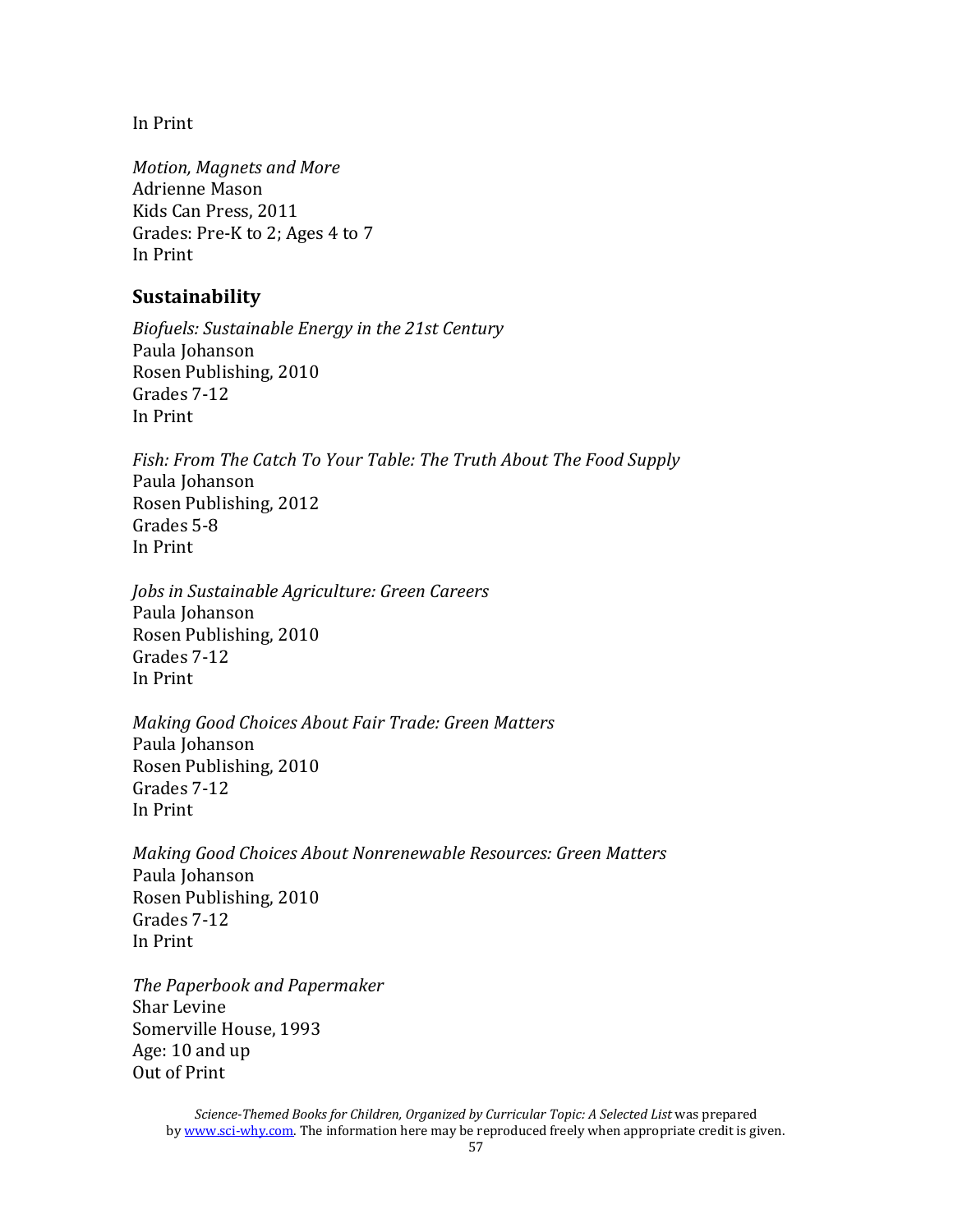In Print

*Motion, Magnets and More*
Adrienne Mason
Kids Can Press, 2011
Grades: Pre-K to 2; Ages 4 to 7
In Print

## Sustainability

*Biofuels: Sustainable Energy in the 21st Century*
Paula Johanson
Rosen Publishing, 2010
Grades 7-12
In Print

*Fish: From The Catch To Your Table: The Truth About The Food Supply*
Paula Johanson
Rosen Publishing, 2012
Grades 5-8
In Print

*Jobs in Sustainable Agriculture: Green Careers*
Paula Johanson
Rosen Publishing, 2010
Grades 7-12
In Print

*Making Good Choices About Fair Trade: Green Matters*
Paula Johanson
Rosen Publishing, 2010
Grades 7-12
In Print

*Making Good Choices About Nonrenewable Resources: Green Matters*
Paula Johanson
Rosen Publishing, 2010
Grades 7-12
In Print

*The Paperbook and Papermaker*
Shar Levine
Somerville House, 1993
Age: 10 and up
Out of Print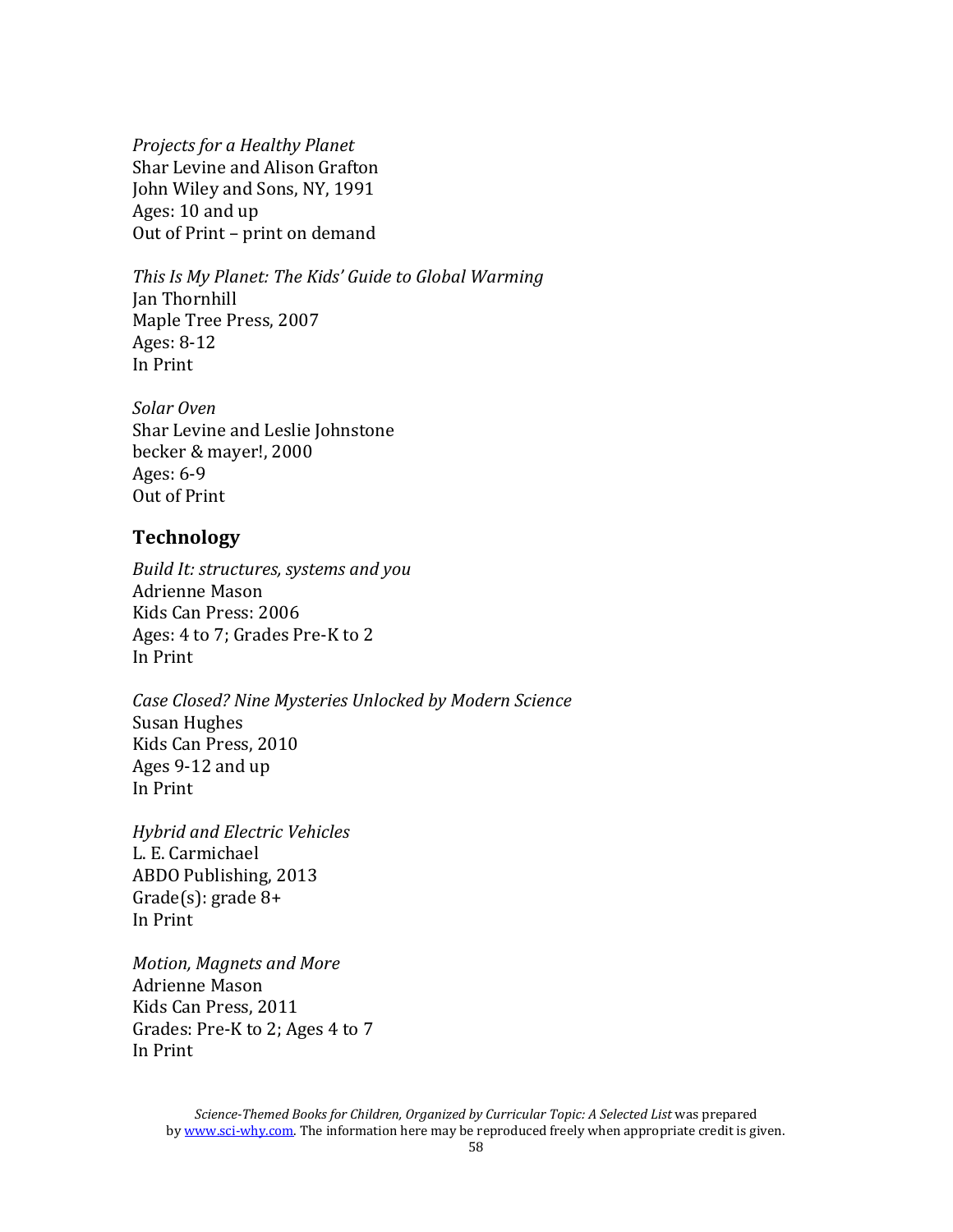*Projects for a Healthy Planet*
Shar Levine and Alison Grafton
John Wiley and Sons, NY, 1991
Ages: 10 and up
Out of Print – print on demand

*This Is My Planet: The Kids' Guide to Global Warming*
Jan Thornhill
Maple Tree Press, 2007
Ages: 8-12
In Print

*Solar Oven*
Shar Levine and Leslie Johnstone
becker & mayer!, 2000
Ages: 6-9
Out of Print

## Technology

*Build It: structures, systems and you*
Adrienne Mason
Kids Can Press: 2006
Ages: 4 to 7; Grades Pre-K to 2
In Print

*Case Closed? Nine Mysteries Unlocked by Modern Science*
Susan Hughes
Kids Can Press, 2010
Ages 9-12 and up
In Print

*Hybrid and Electric Vehicles*
L. E. Carmichael
ABDO Publishing, 2013
Grade(s): grade 8+
In Print

*Motion, Magnets and More*
Adrienne Mason
Kids Can Press, 2011
Grades: Pre-K to 2; Ages 4 to 7
In Print

*Science-Themed Books for Children, Organized by Curricular Topic: A Selected List* was prepared by www.sci-why.com. The information here may be reproduced freely when appropriate credit is given.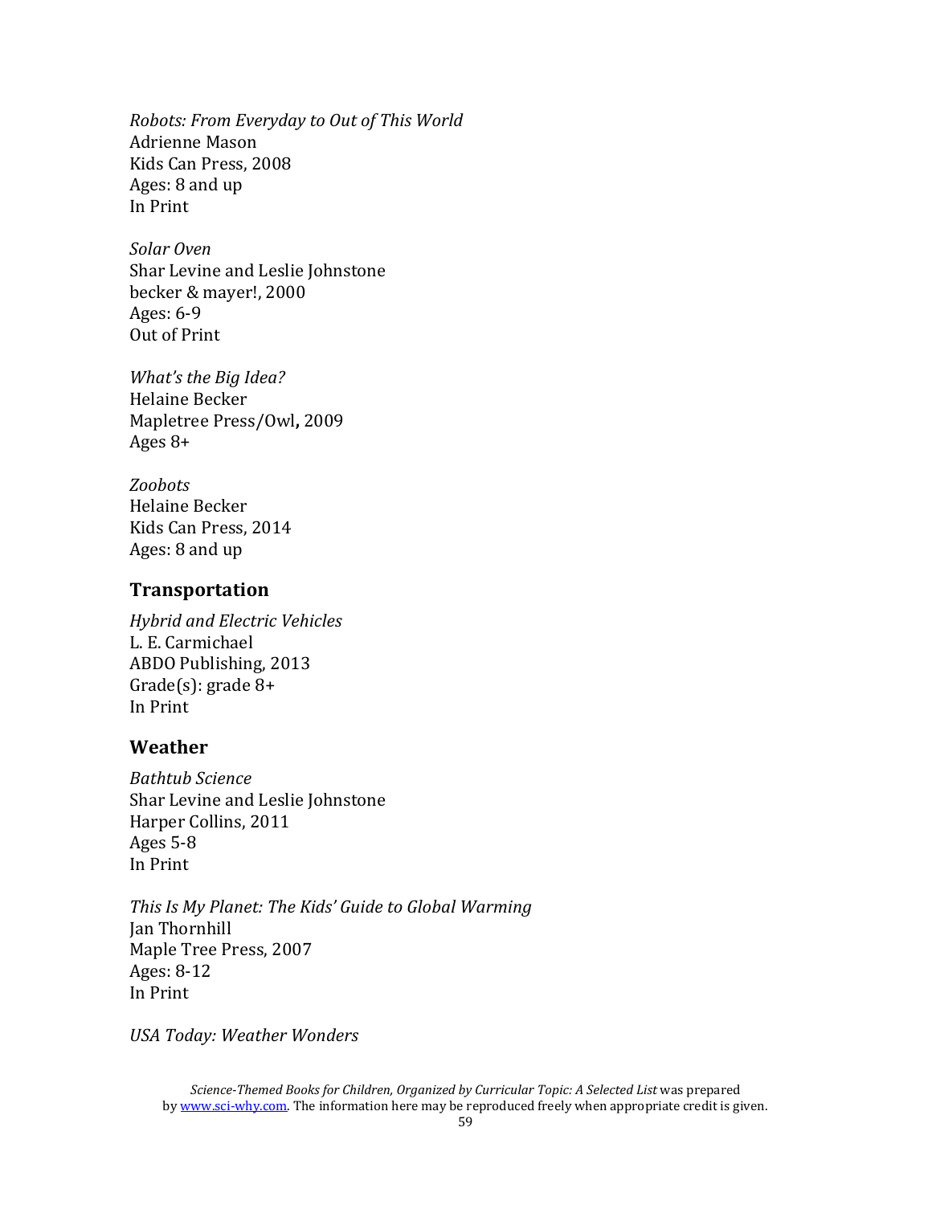*Robots: From Everyday to Out of This World*
Adrienne Mason
Kids Can Press, 2008
Ages: 8 and up
In Print

*Solar Oven*
Shar Levine and Leslie Johnstone
becker & mayer!, 2000
Ages: 6-9
Out of Print

*What's the Big Idea?*
Helaine Becker
Mapletree Press/Owl**,** 2009
Ages 8+

*Zoobots*
Helaine Becker
Kids Can Press, 2014
Ages: 8 and up

## Transportation

*Hybrid and Electric Vehicles*
L. E. Carmichael
ABDO Publishing, 2013
Grade(s): grade 8+
In Print

## Weather

*Bathtub Science*
Shar Levine and Leslie Johnstone
Harper Collins, 2011
Ages 5-8
In Print

*This Is My Planet: The Kids' Guide to Global Warming*
Jan Thornhill
Maple Tree Press, 2007
Ages: 8-12
In Print

*USA Today: Weather Wonders*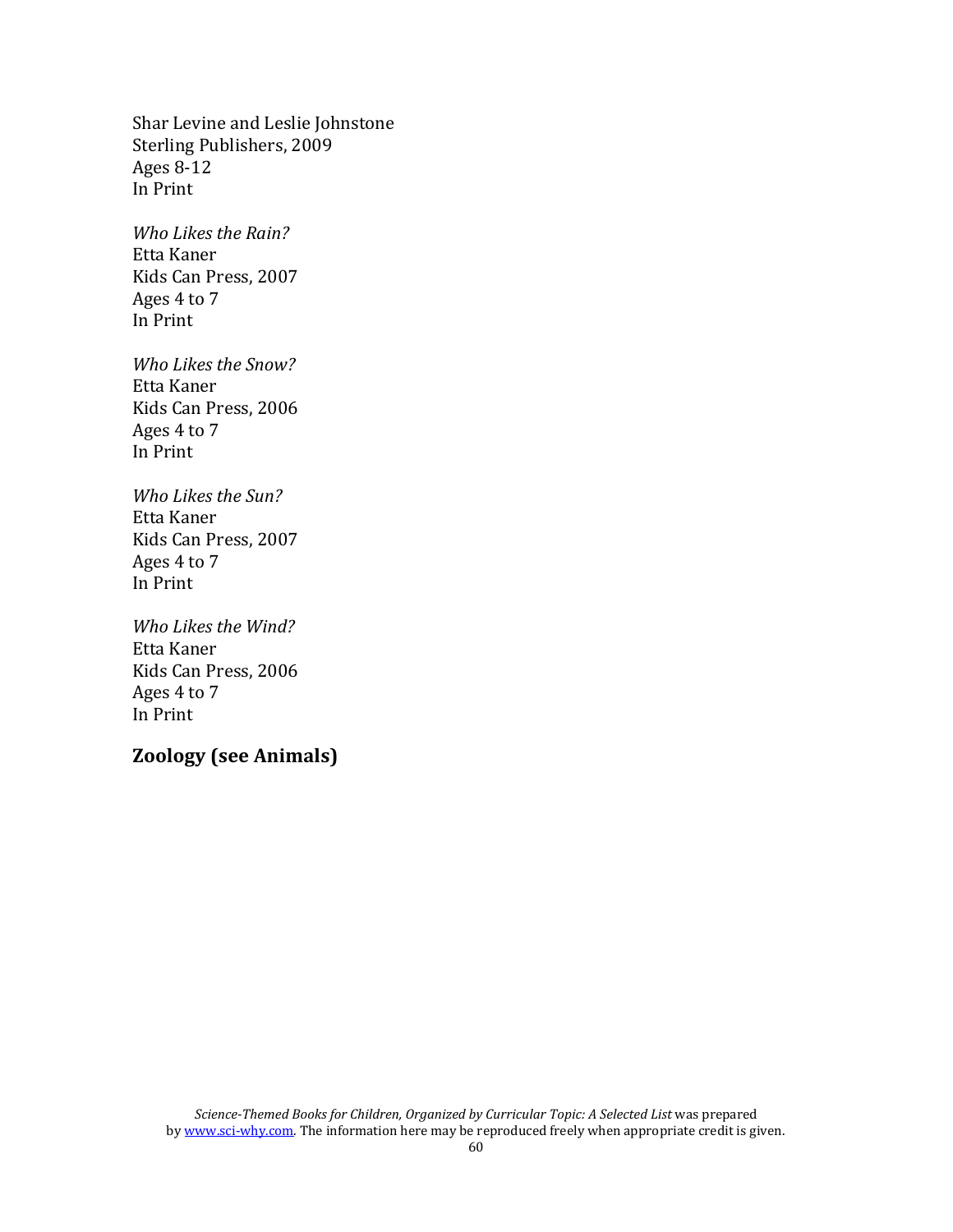Shar Levine and Leslie Johnstone
Sterling Publishers, 2009
Ages 8-12
In Print

*Who Likes the Rain?*
Etta Kaner
Kids Can Press, 2007
Ages 4 to 7
In Print

*Who Likes the Snow?*
Etta Kaner
Kids Can Press, 2006
Ages 4 to 7
In Print

*Who Likes the Sun?*
Etta Kaner
Kids Can Press, 2007
Ages 4 to 7
In Print

*Who Likes the Wind?*
Etta Kaner
Kids Can Press, 2006
Ages 4 to 7
In Print

## Zoology (see Animals)

*Science-Themed Books for Children, Organized by Curricular Topic: A Selected List* was prepared by www.sci-why.com. The information here may be reproduced freely when appropriate credit is given.